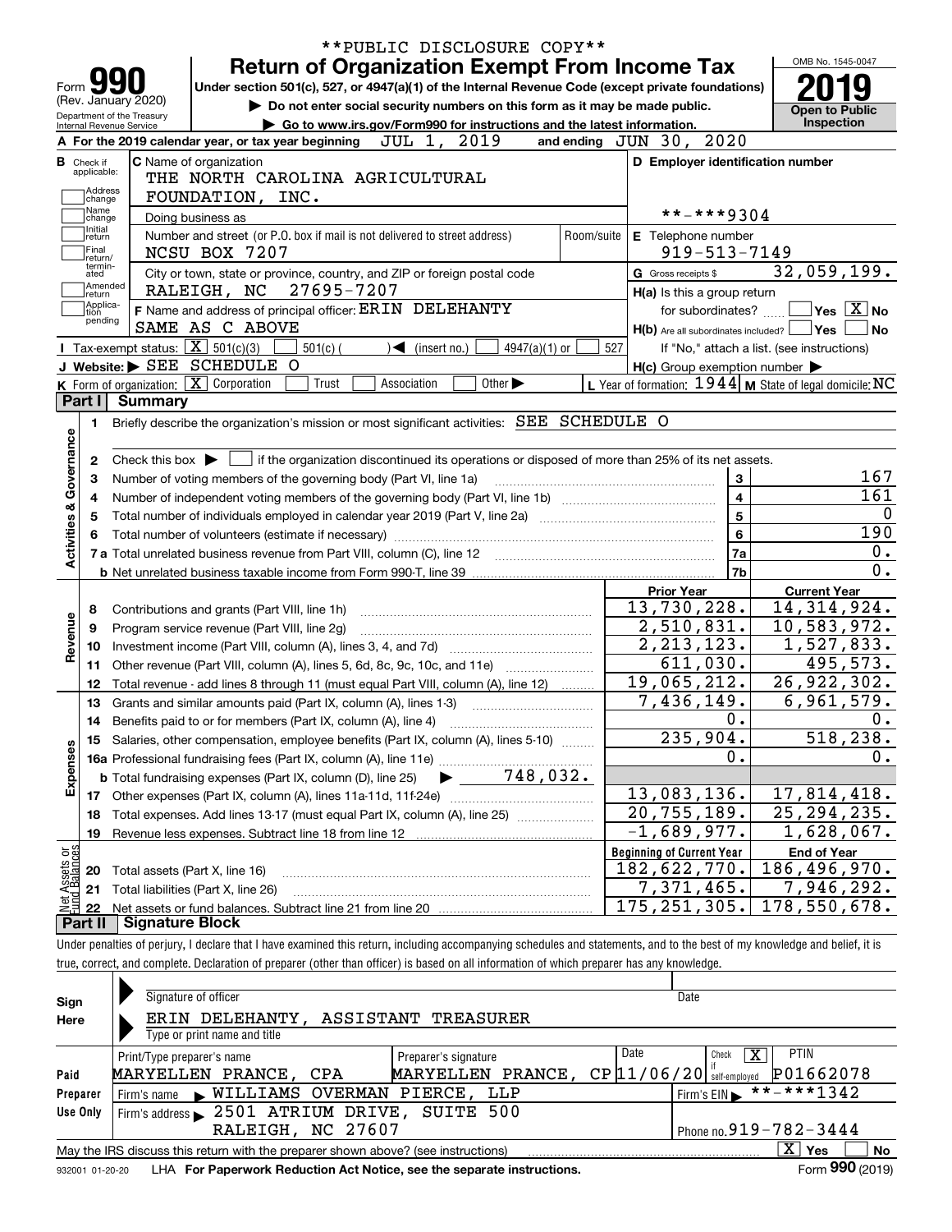\*\*PUBLIC DISCLOSURE COPY\*\*

# Form 990 — Return of Organization Exempt From Income Tax

(Rev. January 2020) Department of the Treasury Internal Revenue Service

Under section 501(c), 527, or 4947(a)(1) of the Internal Revenue Code (except private foundations)

▶ Do not enter social security numbers on this form as it may be made public.

▶ Go to www.irs.gov/Form990 for instructions and the latest information.

OMB No. 1545-0047

**2019**

**Open to Public Inspection**

**A** For the 2019 calendar year, or tax year beginning JUL 1, 2019 and ending JUN 30, 2020

**B** Check if applicable: Address change / Name change / Initial return / Final return/terminated / Amended return / Application pending

**C** Name of organization: THE NORTH CAROLINA AGRICULTURAL FOUNDATION, INC.

Doing business as

Number and street (or P.O. box if mail is not delivered to street address): NCSU BOX 7207 Room/suite

City or town, state or province, country, and ZIP or foreign postal code: RALEIGH, NC 27695-7207

**D** Employer identification number: \*\*-\*\*\*9304

**E** Telephone number: 919-513-7149

**G** Gross receipts $ 32,059,199.

**F** Name and address of principal officer: ERIN DELEHANTY SAME AS C ABOVE

**H(a)** Is this a group return for subordinates? Yes [ ] No [X]

**H(b)** Are all subordinates included? Yes [ ] No [ ] If "No," attach a list. (see instructions)

**H(c)** Group exemption number ▶

**I** Tax-exempt status: [X] 501(c)(3) [ ] 501(c) ( ) ◀ (insert no.) [ ] 4947(a)(1) or [ ] 527

**J** Website: ▶ SEE SCHEDULE O

**K** Form of organization: [X] Corporation [ ] Trust [ ] Association [ ] Other ▶

**L** Year of formation: 1944 **M** State of legal domicile: NC

## Part I Summary

**Activities & Governance**

1 Briefly describe the organization's mission or most significant activities: SEE SCHEDULE O

2 Check this box ▶ [ ] if the organization discontinued its operations or disposed of more than 25% of its net assets.

| | | Line | Value |
|---|---|---|---|
| 3 | Number of voting members of the governing body (Part VI, line 1a) | 3 | 167 |
| 4 | Number of independent voting members of the governing body (Part VI, line 1b) | 4 | 161 |
| 5 | Total number of individuals employed in calendar year 2019 (Part V, line 2a) | 5 | 0 |
| 6 | Total number of volunteers (estimate if necessary) | 6 | 190 |
| 7a | Total unrelated business revenue from Part VIII, column (C), line 12 | 7a | 0. |
| b | Net unrelated business taxable income from Form 990-T, line 39 | 7b | 0. |

| | | Prior Year | Current Year |
|---|---|---|---|
| **Revenue** | | | |
| 8 | Contributions and grants (Part VIII, line 1h) | 13,730,228. | 14,314,924. |
| 9 | Program service revenue (Part VIII, line 2g) | 2,510,831. | 10,583,972. |
| 10 | Investment income (Part VIII, column (A), lines 3, 4, and 7d) | 2,213,123. | 1,527,833. |
| 11 | Other revenue (Part VIII, column (A), lines 5, 6d, 8c, 9c, 10c, and 11e) | 611,030. | 495,573. |
| 12 | Total revenue - add lines 8 through 11 (must equal Part VIII, column (A), line 12) | 19,065,212. | 26,922,302. |
| **Expenses** | | | |
| 13 | Grants and similar amounts paid (Part IX, column (A), lines 1-3) | 7,436,149. | 6,961,579. |
| 14 | Benefits paid to or for members (Part IX, column (A), line 4) | 0. | 0. |
| 15 | Salaries, other compensation, employee benefits (Part IX, column (A), lines 5-10) | 235,904. | 518,238. |
| 16a | Professional fundraising fees (Part IX, column (A), line 11e) | 0. | 0. |
| b | Total fundraising expenses (Part IX, column (D), line 25) ▶ 748,032. | | |
| 17 | Other expenses (Part IX, column (A), lines 11a-11d, 11f-24e) | 13,083,136. | 17,814,418. |
| 18 | Total expenses. Add lines 13-17 (must equal Part IX, column (A), line 25) | 20,755,189. | 25,294,235. |
| 19 | Revenue less expenses. Subtract line 18 from line 12 | -1,689,977. | 1,628,067. |

| **Net Assets or Fund Balances** | | Beginning of Current Year | End of Year |
|---|---|---|---|
| 20 | Total assets (Part X, line 16) | 182,622,770. | 186,496,970. |
| 21 | Total liabilities (Part X, line 26) | 7,371,465. | 7,946,292. |
| 22 | Net assets or fund balances. Subtract line 21 from line 20 | 175,251,305. | 178,550,678. |

## Part II Signature Block

Under penalties of perjury, I declare that I have examined this return, including accompanying schedules and statements, and to the best of my knowledge and belief, it is true, correct, and complete. Declaration of preparer (other than officer) is based on all information of which preparer has any knowledge.

**Sign Here**

Signature of officer — Date

ERIN DELEHANTY, ASSISTANT TREASURER

Type or print name and title

**Paid Preparer Use Only**

| Print/Type preparer's name | Preparer's signature | Date | Check [X] if self-employed | PTIN |
|---|---|---|---|---|
| MARYELLEN PRANCE, CPA | MARYELLEN PRANCE, CP | 11/06/20 | | P01662078 |

Firm's name ▶ WILLIAMS OVERMAN PIERCE, LLP — Firm's EIN ▶ \*\*-\*\*\*1342

Firm's address ▶ 2501 ATRIUM DRIVE, SUITE 500 RALEIGH, NC 27607 — Phone no. 919-782-3444

May the IRS discuss this return with the preparer shown above? (see instructions) [X] Yes [ ] No

932001 01-20-20 LHA For Paperwork Reduction Act Notice, see the separate instructions. Form **990** (2019)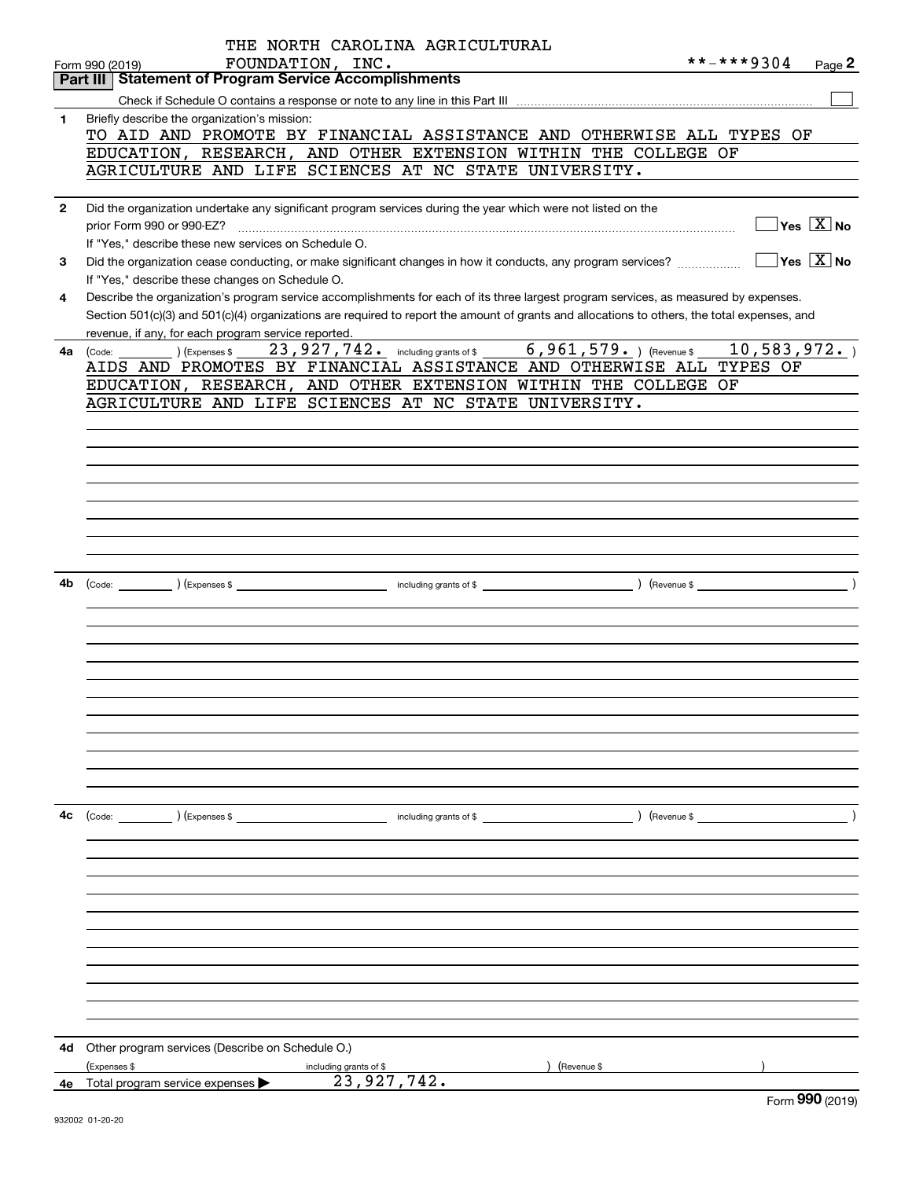THE NORTH CAROLINA AGRICULTURAL FOUNDATION, INC.

Form 990 (2019) **-***9304 Page **2**

## Part III Statement of Program Service Accomplishments

Check if Schedule O contains a response or note to any line in this Part III ☐

**1** Briefly describe the organization's mission:

TO AID AND PROMOTE BY FINANCIAL ASSISTANCE AND OTHERWISE ALL TYPES OF EDUCATION, RESEARCH, AND OTHER EXTENSION WITHIN THE COLLEGE OF AGRICULTURE AND LIFE SCIENCES AT NC STATE UNIVERSITY.

**2** Did the organization undertake any significant program services during the year which were not listed on the prior Form 990 or 990-EZ? ☐ Yes ☒ No

If "Yes," describe these new services on Schedule O.

**3** Did the organization cease conducting, or make significant changes in how it conducts, any program services? ☐ Yes ☒ No

If "Yes," describe these changes on Schedule O.

**4** Describe the organization's program service accomplishments for each of its three largest program services, as measured by expenses. Section 501(c)(3) and 501(c)(4) organizations are required to report the amount of grants and allocations to others, the total expenses, and revenue, if any, for each program service reported.

**4a** (Code: ) (Expenses $ 23,927,742. including grants of $ 6,961,579. ) (Revenue $ 10,583,972. )

AIDS AND PROMOTES BY FINANCIAL ASSISTANCE AND OTHERWISE ALL TYPES OF EDUCATION, RESEARCH, AND OTHER EXTENSION WITHIN THE COLLEGE OF AGRICULTURE AND LIFE SCIENCES AT NC STATE UNIVERSITY.

**4b** (Code: ) (Expenses $ including grants of $ ) (Revenue $ )

**4c** (Code: ) (Expenses $ including grants of $ ) (Revenue $ )

**4d** Other program services (Describe on Schedule O.)

(Expenses $ including grants of $ ) (Revenue $ )

**4e** Total program service expenses ▶ 23,927,742.

Form **990** (2019)

932002 01-20-20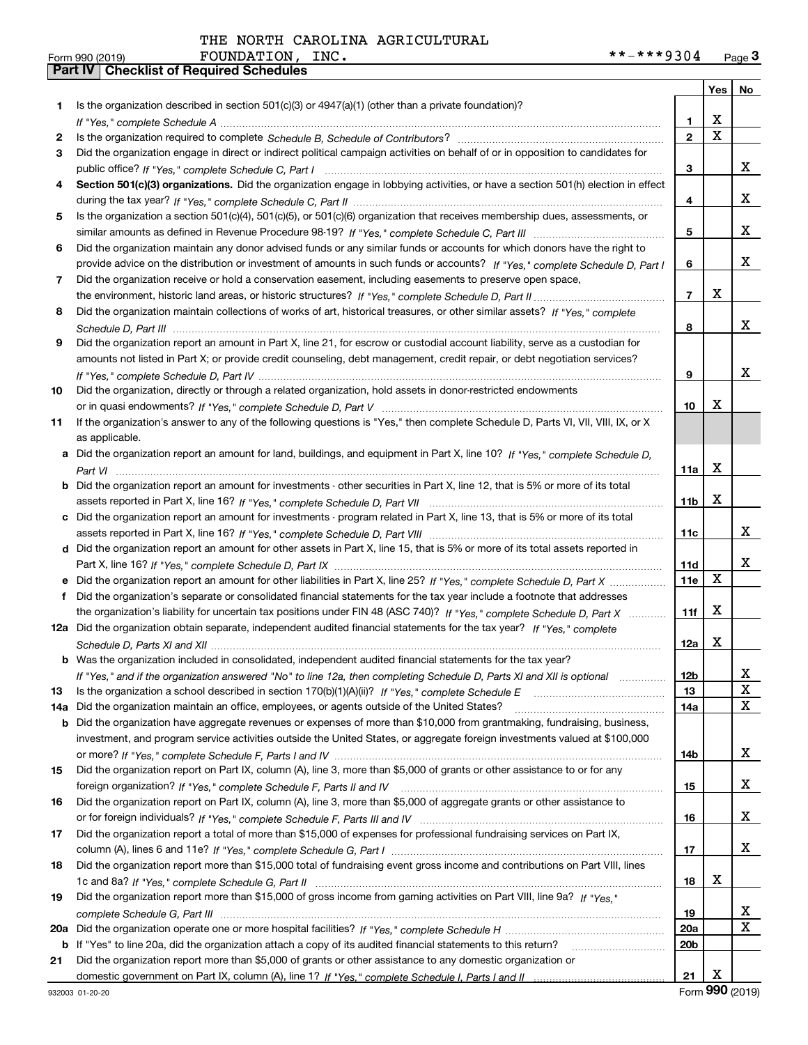THE NORTH CAROLINA AGRICULTURAL FOUNDATION, INC. **-***9304

Form 990 (2019)

## Part IV Checklist of Required Schedules

| | | | Yes | No |
|---|---|---|---|---|
| 1 | Is the organization described in section 501(c)(3) or 4947(a)(1) (other than a private foundation)? *If "Yes," complete Schedule A* | 1 | X | |
| 2 | Is the organization required to complete *Schedule B, Schedule of Contributors*? | 2 | X | |
| 3 | Did the organization engage in direct or indirect political campaign activities on behalf of or in opposition to candidates for public office? *If "Yes," complete Schedule C, Part I* | 3 | | X |
| 4 | **Section 501(c)(3) organizations.** Did the organization engage in lobbying activities, or have a section 501(h) election in effect during the tax year? *If "Yes," complete Schedule C, Part II* | 4 | | X |
| 5 | Is the organization a section 501(c)(4), 501(c)(5), or 501(c)(6) organization that receives membership dues, assessments, or similar amounts as defined in Revenue Procedure 98-19? *If "Yes," complete Schedule C, Part III* | 5 | | X |
| 6 | Did the organization maintain any donor advised funds or any similar funds or accounts for which donors have the right to provide advice on the distribution or investment of amounts in such funds or accounts? *If "Yes," complete Schedule D, Part I* | 6 | | X |
| 7 | Did the organization receive or hold a conservation easement, including easements to preserve open space, the environment, historic land areas, or historic structures? *If "Yes," complete Schedule D, Part II* | 7 | X | |
| 8 | Did the organization maintain collections of works of art, historical treasures, or other similar assets? *If "Yes," complete Schedule D, Part III* | 8 | | X |
| 9 | Did the organization report an amount in Part X, line 21, for escrow or custodial account liability, serve as a custodian for amounts not listed in Part X; or provide credit counseling, debt management, credit repair, or debt negotiation services? *If "Yes," complete Schedule D, Part IV* | 9 | | X |
| 10 | Did the organization, directly or through a related organization, hold assets in donor-restricted endowments or in quasi endowments? *If "Yes," complete Schedule D, Part V* | 10 | X | |
| 11 | If the organization's answer to any of the following questions is "Yes," then complete Schedule D, Parts VI, VII, VIII, IX, or X as applicable. | | | |
| a | Did the organization report an amount for land, buildings, and equipment in Part X, line 10? *If "Yes," complete Schedule D, Part VI* | 11a | X | |
| b | Did the organization report an amount for investments - other securities in Part X, line 12, that is 5% or more of its total assets reported in Part X, line 16? *If "Yes," complete Schedule D, Part VII* | 11b | X | |
| c | Did the organization report an amount for investments - program related in Part X, line 13, that is 5% or more of its total assets reported in Part X, line 16? *If "Yes," complete Schedule D, Part VIII* | 11c | | X |
| d | Did the organization report an amount for other assets in Part X, line 15, that is 5% or more of its total assets reported in Part X, line 16? *If "Yes," complete Schedule D, Part IX* | 11d | | X |
| e | Did the organization report an amount for other liabilities in Part X, line 25? *If "Yes," complete Schedule D, Part X* | 11e | X | |
| f | Did the organization's separate or consolidated financial statements for the tax year include a footnote that addresses the organization's liability for uncertain tax positions under FIN 48 (ASC 740)? *If "Yes," complete Schedule D, Part X* | 11f | X | |
| 12a | Did the organization obtain separate, independent audited financial statements for the tax year? *If "Yes," complete Schedule D, Parts XI and XII* | 12a | X | |
| b | Was the organization included in consolidated, independent audited financial statements for the tax year? *If "Yes," and if the organization answered "No" to line 12a, then completing Schedule D, Parts XI and XII is optional* | 12b | | X |
| 13 | Is the organization a school described in section 170(b)(1)(A)(ii)? *If "Yes," complete Schedule E* | 13 | | X |
| 14a | Did the organization maintain an office, employees, or agents outside of the United States? | 14a | | X |
| b | Did the organization have aggregate revenues or expenses of more than $10,000 from grantmaking, fundraising, business, investment, and program service activities outside the United States, or aggregate foreign investments valued at $100,000 or more? *If "Yes," complete Schedule F, Parts I and IV* | 14b | | X |
| 15 | Did the organization report on Part IX, column (A), line 3, more than $5,000 of grants or other assistance to or for any foreign organization? *If "Yes," complete Schedule F, Parts II and IV* | 15 | | X |
| 16 | Did the organization report on Part IX, column (A), line 3, more than $5,000 of aggregate grants or other assistance to or for foreign individuals? *If "Yes," complete Schedule F, Parts III and IV* | 16 | | X |
| 17 | Did the organization report a total of more than $15,000 of expenses for professional fundraising services on Part IX, column (A), lines 6 and 11e? *If "Yes," complete Schedule G, Part I* | 17 | | X |
| 18 | Did the organization report more than $15,000 total of fundraising event gross income and contributions on Part VIII, lines 1c and 8a? *If "Yes," complete Schedule G, Part II* | 18 | X | |
| 19 | Did the organization report more than $15,000 of gross income from gaming activities on Part VIII, line 9a? *If "Yes," complete Schedule G, Part III* | 19 | | X |
| 20a | Did the organization operate one or more hospital facilities? *If "Yes," complete Schedule H* | 20a | | X |
| b | If "Yes" to line 20a, did the organization attach a copy of its audited financial statements to this return? | 20b | | |
| 21 | Did the organization report more than $5,000 of grants or other assistance to any domestic organization or domestic government on Part IX, column (A), line 1? *If "Yes," complete Schedule I, Parts I and II* | 21 | X | |

932003 01-20-20 Form 990 (2019)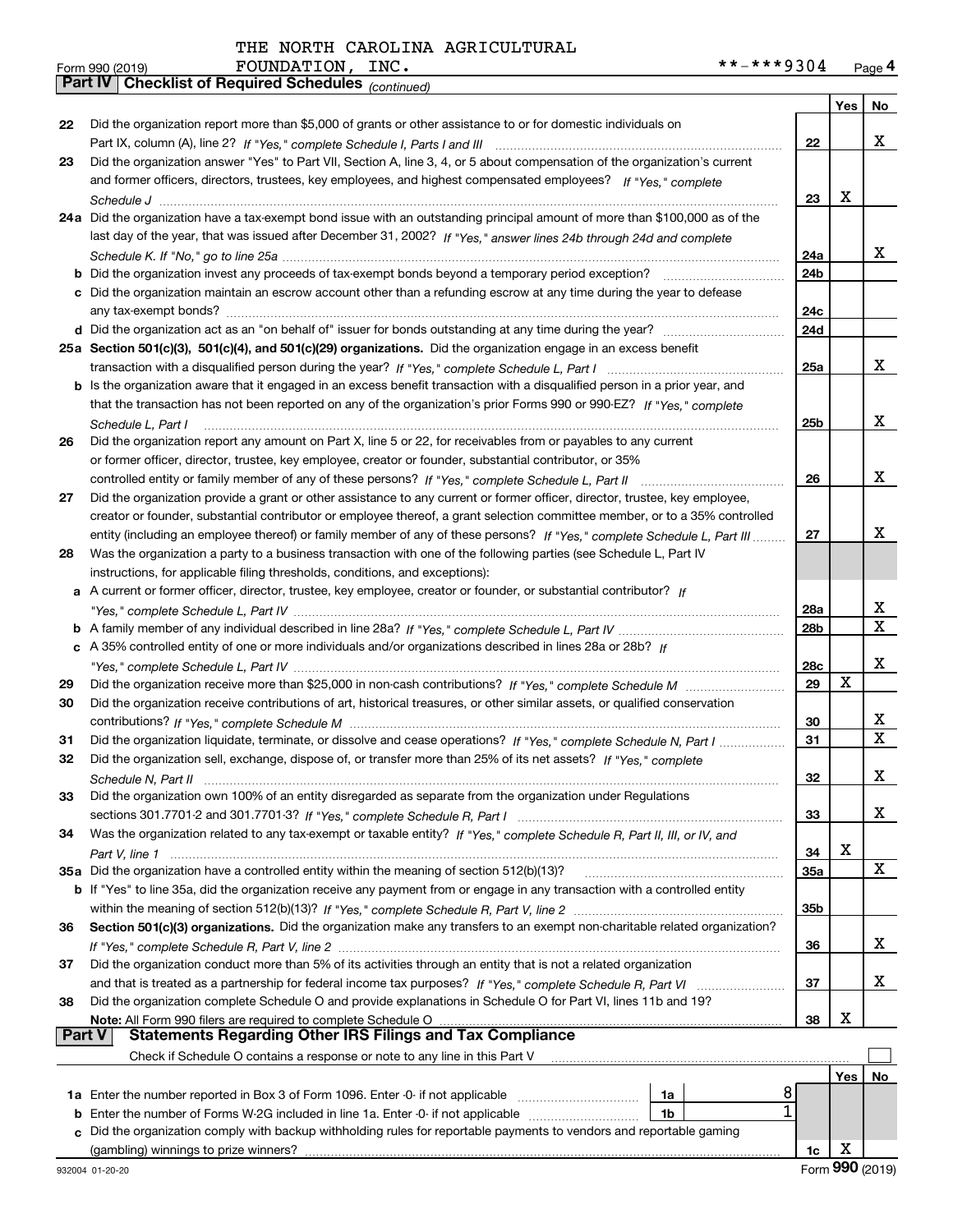THE NORTH CAROLINA AGRICULTURAL FOUNDATION, INC.

Form 990 (2019) **-***9304 Page 4

## Part IV Checklist of Required Schedules *(continued)*

| | | | Yes | No |
|---|---|---|---|---|
| 22 | Did the organization report more than $5,000 of grants or other assistance to or for domestic individuals on Part IX, column (A), line 2? *If "Yes," complete Schedule I, Parts I and III* | 22 | | X |
| 23 | Did the organization answer "Yes" to Part VII, Section A, line 3, 4, or 5 about compensation of the organization's current and former officers, directors, trustees, key employees, and highest compensated employees? *If "Yes," complete Schedule J* | 23 | X | |
| 24a | Did the organization have a tax-exempt bond issue with an outstanding principal amount of more than $100,000 as of the last day of the year, that was issued after December 31, 2002? *If "Yes," answer lines 24b through 24d and complete Schedule K. If "No," go to line 25a* | 24a | | X |
| b | Did the organization invest any proceeds of tax-exempt bonds beyond a temporary period exception? | 24b | | |
| c | Did the organization maintain an escrow account other than a refunding escrow at any time during the year to defease any tax-exempt bonds? | 24c | | |
| d | Did the organization act as an "on behalf of" issuer for bonds outstanding at any time during the year? | 24d | | |
| 25a | **Section 501(c)(3), 501(c)(4), and 501(c)(29) organizations.** Did the organization engage in an excess benefit transaction with a disqualified person during the year? *If "Yes," complete Schedule L, Part I* | 25a | | X |
| b | Is the organization aware that it engaged in an excess benefit transaction with a disqualified person in a prior year, and that the transaction has not been reported on any of the organization's prior Forms 990 or 990-EZ? *If "Yes," complete Schedule L, Part I* | 25b | | X |
| 26 | Did the organization report any amount on Part X, line 5 or 22, for receivables from or payables to any current or former officer, director, trustee, key employee, creator or founder, substantial contributor, or 35% controlled entity or family member of any of these persons? *If "Yes," complete Schedule L, Part II* | 26 | | X |
| 27 | Did the organization provide a grant or other assistance to any current or former officer, director, trustee, key employee, creator or founder, substantial contributor or employee thereof, a grant selection committee member, or to a 35% controlled entity (including an employee thereof) or family member of any of these persons? *If "Yes," complete Schedule L, Part III* | 27 | | X |
| 28 | Was the organization a party to a business transaction with one of the following parties (see Schedule L, Part IV instructions, for applicable filing thresholds, conditions, and exceptions): | | | |
| a | A current or former officer, director, trustee, key employee, creator or founder, or substantial contributor? *If "Yes," complete Schedule L, Part IV* | 28a | | X |
| b | A family member of any individual described in line 28a? *If "Yes," complete Schedule L, Part IV* | 28b | | X |
| c | A 35% controlled entity of one or more individuals and/or organizations described in lines 28a or 28b? *If "Yes," complete Schedule L, Part IV* | 28c | | X |
| 29 | Did the organization receive more than $25,000 in non-cash contributions? *If "Yes," complete Schedule M* | 29 | X | |
| 30 | Did the organization receive contributions of art, historical treasures, or other similar assets, or qualified conservation contributions? *If "Yes," complete Schedule M* | 30 | | X |
| 31 | Did the organization liquidate, terminate, or dissolve and cease operations? *If "Yes," complete Schedule N, Part I* | 31 | | X |
| 32 | Did the organization sell, exchange, dispose of, or transfer more than 25% of its net assets? *If "Yes," complete Schedule N, Part II* | 32 | | X |
| 33 | Did the organization own 100% of an entity disregarded as separate from the organization under Regulations sections 301.7701-2 and 301.7701-3? *If "Yes," complete Schedule R, Part I* | 33 | | X |
| 34 | Was the organization related to any tax-exempt or taxable entity? *If "Yes," complete Schedule R, Part II, III, or IV, and Part V, line 1* | 34 | X | |
| 35a | Did the organization have a controlled entity within the meaning of section 512(b)(13)? | 35a | | X |
| b | If "Yes" to line 35a, did the organization receive any payment from or engage in any transaction with a controlled entity within the meaning of section 512(b)(13)? *If "Yes," complete Schedule R, Part V, line 2* | 35b | | |
| 36 | **Section 501(c)(3) organizations.** Did the organization make any transfers to an exempt non-charitable related organization? *If "Yes," complete Schedule R, Part V, line 2* | 36 | | X |
| 37 | Did the organization conduct more than 5% of its activities through an entity that is not a related organization and that is treated as a partnership for federal income tax purposes? *If "Yes," complete Schedule R, Part VI* | 37 | | X |
| 38 | Did the organization complete Schedule O and provide explanations in Schedule O for Part VI, lines 11b and 19? **Note:** All Form 990 filers are required to complete Schedule O | 38 | X | |

## Part V Statements Regarding Other IRS Filings and Tax Compliance

Check if Schedule O contains a response or note to any line in this Part V ☐

| | | | | | Yes | No |
|---|---|---|---|---|---|---|
| 1a | Enter the number reported in Box 3 of Form 1096. Enter -0- if not applicable | 1a | 8 | | | |
| b | Enter the number of Forms W-2G included in line 1a. Enter -0- if not applicable | 1b | 1 | | | |
| c | Did the organization comply with backup withholding rules for reportable payments to vendors and reportable gaming (gambling) winnings to prize winners? | | | 1c | X | |

932004 01-20-20 Form **990** (2019)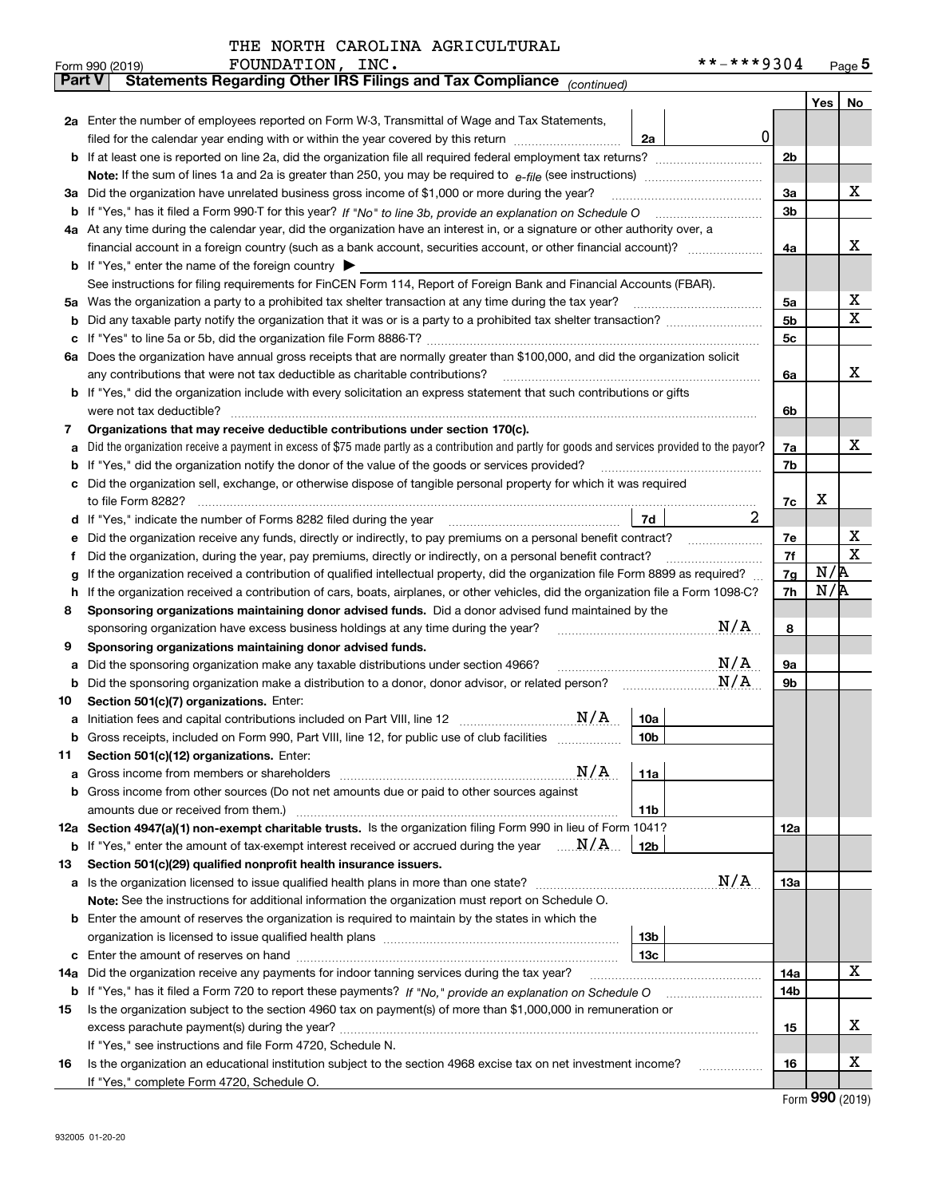THE NORTH CAROLINA AGRICULTURAL FOUNDATION, INC.

Form 990 (2019) **-***9304 Page 5

## Part V Statements Regarding Other IRS Filings and Tax Compliance *(continued)*

| | | | | | Yes | No |
|---|---|---|---|---|---|---|
| **2a** | Enter the number of employees reported on Form W-3, Transmittal of Wage and Tax Statements, filed for the calendar year ending with or within the year covered by this return | 2a | 0 | | | |
| **b** | If at least one is reported on line 2a, did the organization file all required federal employment tax returns? | | | 2b | | |
| | **Note:** If the sum of lines 1a and 2a is greater than 250, you may be required to *e-file* (see instructions) | | | | | |
| **3a** | Did the organization have unrelated business gross income of $1,000 or more during the year? | | | 3a | | X |
| **b** | If "Yes," has it filed a Form 990-T for this year? *If "No" to line 3b, provide an explanation on Schedule O* | | | 3b | | |
| **4a** | At any time during the calendar year, did the organization have an interest in, or a signature or other authority over, a financial account in a foreign country (such as a bank account, securities account, or other financial account)? | | | 4a | | X |
| **b** | If "Yes," enter the name of the foreign country ▶ | | | | | |
| | See instructions for filing requirements for FinCEN Form 114, Report of Foreign Bank and Financial Accounts (FBAR). | | | | | |
| **5a** | Was the organization a party to a prohibited tax shelter transaction at any time during the tax year? | | | 5a | | X |
| **b** | Did any taxable party notify the organization that it was or is a party to a prohibited tax shelter transaction? | | | 5b | | X |
| **c** | If "Yes" to line 5a or 5b, did the organization file Form 8886-T? | | | 5c | | |
| **6a** | Does the organization have annual gross receipts that are normally greater than $100,000, and did the organization solicit any contributions that were not tax deductible as charitable contributions? | | | 6a | | X |
| **b** | If "Yes," did the organization include with every solicitation an express statement that such contributions or gifts were not tax deductible? | | | 6b | | |
| **7** | **Organizations that may receive deductible contributions under section 170(c).** | | | | | |
| **a** | Did the organization receive a payment in excess of $75 made partly as a contribution and partly for goods and services provided to the payor? | | | 7a | | X |
| **b** | If "Yes," did the organization notify the donor of the value of the goods or services provided? | | | 7b | | |
| **c** | Did the organization sell, exchange, or otherwise dispose of tangible personal property for which it was required to file Form 8282? | | | 7c | X | |
| **d** | If "Yes," indicate the number of Forms 8282 filed during the year | 7d | 2 | | | |
| **e** | Did the organization receive any funds, directly or indirectly, to pay premiums on a personal benefit contract? | | | 7e | | X |
| **f** | Did the organization, during the year, pay premiums, directly or indirectly, on a personal benefit contract? | | | 7f | | X |
| **g** | If the organization received a contribution of qualified intellectual property, did the organization file Form 8899 as required? | | | 7g | N/A | |
| **h** | If the organization received a contribution of cars, boats, airplanes, or other vehicles, did the organization file a Form 1098-C? | | | 7h | N/A | |
| **8** | **Sponsoring organizations maintaining donor advised funds.** Did a donor advised fund maintained by the sponsoring organization have excess business holdings at any time during the year? N/A | | | 8 | | |
| **9** | **Sponsoring organizations maintaining donor advised funds.** | | | | | |
| **a** | Did the sponsoring organization make any taxable distributions under section 4966? N/A | | | 9a | | |
| **b** | Did the sponsoring organization make a distribution to a donor, donor advisor, or related person? N/A | | | 9b | | |
| **10** | **Section 501(c)(7) organizations.** Enter: | | | | | |
| **a** | Initiation fees and capital contributions included on Part VIII, line 12 N/A | 10a | | | | |
| **b** | Gross receipts, included on Form 990, Part VIII, line 12, for public use of club facilities | 10b | | | | |
| **11** | **Section 501(c)(12) organizations.** Enter: | | | | | |
| **a** | Gross income from members or shareholders N/A | 11a | | | | |
| **b** | Gross income from other sources (Do not net amounts due or paid to other sources against amounts due or received from them.) | 11b | | | | |
| **12a** | **Section 4947(a)(1) non-exempt charitable trusts.** Is the organization filing Form 990 in lieu of Form 1041? | | | 12a | | |
| **b** | If "Yes," enter the amount of tax-exempt interest received or accrued during the year N/A | 12b | | | | |
| **13** | **Section 501(c)(29) qualified nonprofit health insurance issuers.** | | | | | |
| **a** | Is the organization licensed to issue qualified health plans in more than one state? N/A | | | 13a | | |
| | **Note:** See the instructions for additional information the organization must report on Schedule O. | | | | | |
| **b** | Enter the amount of reserves the organization is required to maintain by the states in which the organization is licensed to issue qualified health plans | 13b | | | | |
| **c** | Enter the amount of reserves on hand | 13c | | | | |
| **14a** | Did the organization receive any payments for indoor tanning services during the tax year? | | | 14a | | X |
| **b** | If "Yes," has it filed a Form 720 to report these payments? *If "No," provide an explanation on Schedule O* | | | 14b | | |
| **15** | Is the organization subject to the section 4960 tax on payment(s) of more than $1,000,000 in remuneration or excess parachute payment(s) during the year? | | | 15 | | X |
| | If "Yes," see instructions and file Form 4720, Schedule N. | | | | | |
| **16** | Is the organization an educational institution subject to the section 4968 excise tax on net investment income? | | | 16 | | X |
| | If "Yes," complete Form 4720, Schedule O. | | | | | |

Form **990** (2019)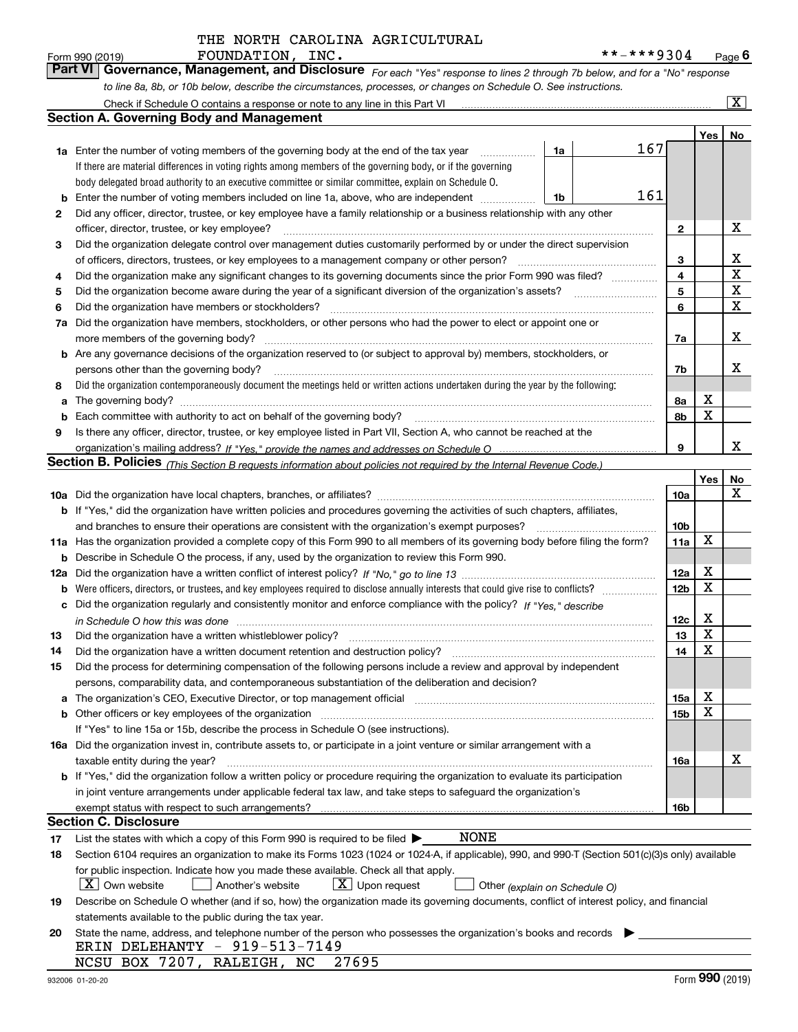THE NORTH CAROLINA AGRICULTURAL FOUNDATION, INC. **-***9304

Form 990 (2019)

## Part VI Governance, Management, and Disclosure

*For each "Yes" response to lines 2 through 7b below, and for a "No" response to line 8a, 8b, or 10b below, describe the circumstances, processes, or changes on Schedule O. See instructions.*

Check if Schedule O contains a response or note to any line in this Part VI [X]

### Section A. Governing Body and Management

| | | | | Yes | No |
|---|---|---|---|---|---|
| **1a** | Enter the number of voting members of the governing body at the end of the tax year. If there are material differences in voting rights among members of the governing body, or if the governing body delegated broad authority to an executive committee or similar committee, explain on Schedule O. | 1a: 167 | | | |
| **b** | Enter the number of voting members included on line 1a, above, who are independent | 1b: 161 | | | |
| **2** | Did any officer, director, trustee, or key employee have a family relationship or a business relationship with any other officer, director, trustee, or key employee? | | 2 | | X |
| **3** | Did the organization delegate control over management duties customarily performed by or under the direct supervision of officers, directors, trustees, or key employees to a management company or other person? | | 3 | | X |
| **4** | Did the organization make any significant changes to its governing documents since the prior Form 990 was filed? | | 4 | | X |
| **5** | Did the organization become aware during the year of a significant diversion of the organization's assets? | | 5 | | X |
| **6** | Did the organization have members or stockholders? | | 6 | | X |
| **7a** | Did the organization have members, stockholders, or other persons who had the power to elect or appoint one or more members of the governing body? | | 7a | | X |
| **b** | Are any governance decisions of the organization reserved to (or subject to approval by) members, stockholders, or persons other than the governing body? | | 7b | | X |
| **8** | Did the organization contemporaneously document the meetings held or written actions undertaken during the year by the following: | | | | |
| **a** | The governing body? | | 8a | X | |
| **b** | Each committee with authority to act on behalf of the governing body? | | 8b | X | |
| **9** | Is there any officer, director, trustee, or key employee listed in Part VII, Section A, who cannot be reached at the organization's mailing address? *If "Yes," provide the names and addresses on Schedule O* | | 9 | | X |

### Section B. Policies *(This Section B requests information about policies not required by the Internal Revenue Code.)*

| | | | Yes | No |
|---|---|---|---|---|
| **10a** | Did the organization have local chapters, branches, or affiliates? | 10a | | X |
| **b** | If "Yes," did the organization have written policies and procedures governing the activities of such chapters, affiliates, and branches to ensure their operations are consistent with the organization's exempt purposes? | 10b | | |
| **11a** | Has the organization provided a complete copy of this Form 990 to all members of its governing body before filing the form? | 11a | X | |
| **b** | Describe in Schedule O the process, if any, used by the organization to review this Form 990. | | | |
| **12a** | Did the organization have a written conflict of interest policy? *If "No," go to line 13* | 12a | X | |
| **b** | Were officers, directors, or trustees, and key employees required to disclose annually interests that could give rise to conflicts? | 12b | X | |
| **c** | Did the organization regularly and consistently monitor and enforce compliance with the policy? *If "Yes," describe in Schedule O how this was done* | 12c | X | |
| **13** | Did the organization have a written whistleblower policy? | 13 | X | |
| **14** | Did the organization have a written document retention and destruction policy? | 14 | X | |
| **15** | Did the process for determining compensation of the following persons include a review and approval by independent persons, comparability data, and contemporaneous substantiation of the deliberation and decision? | | | |
| **a** | The organization's CEO, Executive Director, or top management official | 15a | X | |
| **b** | Other officers or key employees of the organization | 15b | X | |
| | If "Yes" to line 15a or 15b, describe the process in Schedule O (see instructions). | | | |
| **16a** | Did the organization invest in, contribute assets to, or participate in a joint venture or similar arrangement with a taxable entity during the year? | 16a | | X |
| **b** | If "Yes," did the organization follow a written policy or procedure requiring the organization to evaluate its participation in joint venture arrangements under applicable federal tax law, and take steps to safeguard the organization's exempt status with respect to such arrangements? | 16b | | |

### Section C. Disclosure

**17** List the states with which a copy of this Form 990 is required to be filed ▶ NONE

**18** Section 6104 requires an organization to make its Forms 1023 (1024 or 1024-A, if applicable), 990, and 990-T (Section 501(c)(3)s only) available for public inspection. Indicate how you made these available. Check all that apply.

[X] Own website [ ] Another's website [X] Upon request [ ] Other *(explain on Schedule O)*

**19** Describe on Schedule O whether (and if so, how) the organization made its governing documents, conflict of interest policy, and financial statements available to the public during the tax year.

**20** State the name, address, and telephone number of the person who possesses the organization's books and records ▶

ERIN DELEHANTY - 919-513-7149
NCSU BOX 7207, RALEIGH, NC 27695

932006 01-20-20 Form **990** (2019)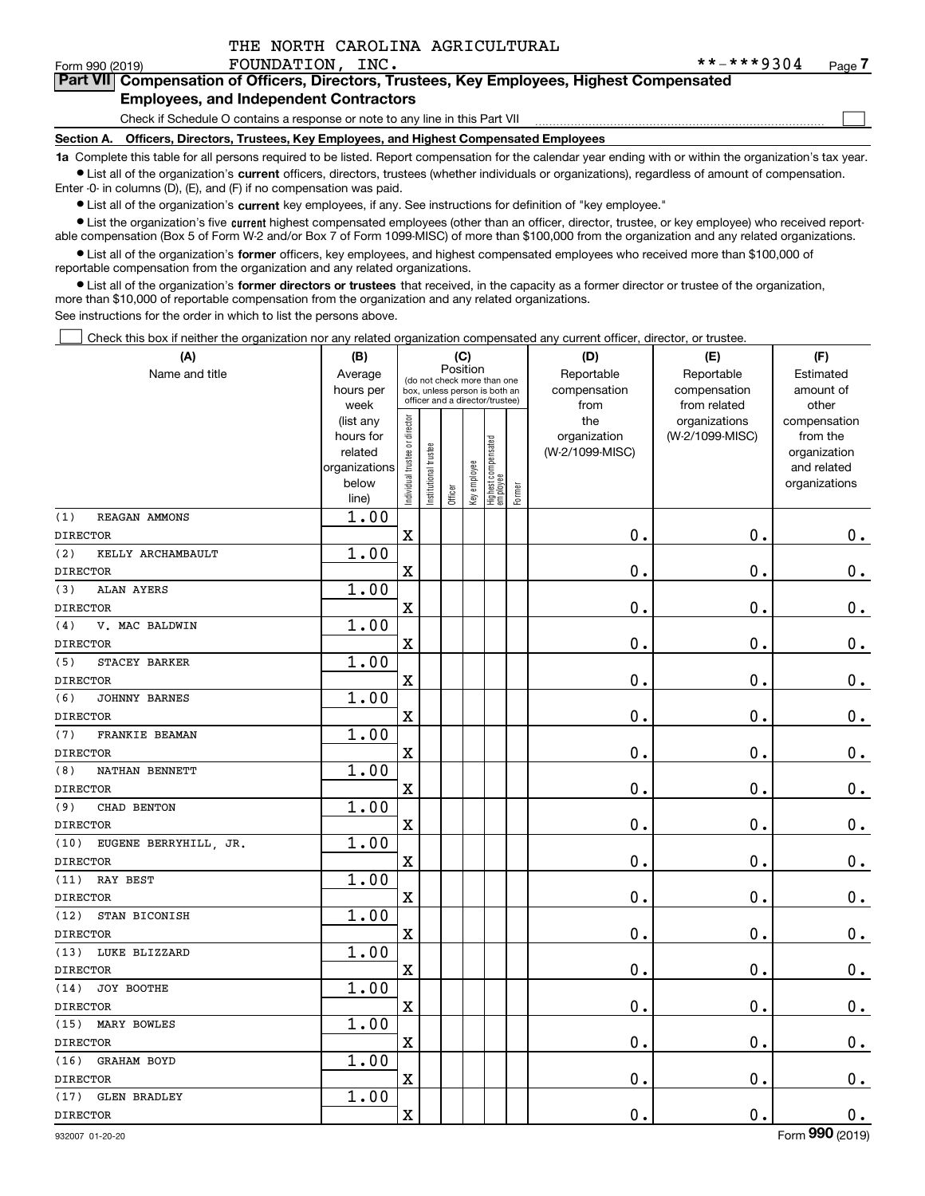THE NORTH CAROLINA AGRICULTURAL FOUNDATION, INC. **-***9304

Form 990 (2019)

## Part VII Compensation of Officers, Directors, Trustees, Key Employees, Highest Compensated Employees, and Independent Contractors

Check if Schedule O contains a response or note to any line in this Part VII ☐

**Section A. Officers, Directors, Trustees, Key Employees, and Highest Compensated Employees**

**1a** Complete this table for all persons required to be listed. Report compensation for the calendar year ending with or within the organization's tax year.

- List all of the organization's **current** officers, directors, trustees (whether individuals or organizations), regardless of amount of compensation. Enter -0- in columns (D), (E), and (F) if no compensation was paid.
- List all of the organization's **current** key employees, if any. See instructions for definition of "key employee."
- List the organization's five **current** highest compensated employees (other than an officer, director, trustee, or key employee) who received reportable compensation (Box 5 of Form W-2 and/or Box 7 of Form 1099-MISC) of more than $100,000 from the organization and any related organizations.
- List all of the organization's **former** officers, key employees, and highest compensated employees who received more than $100,000 of reportable compensation from the organization and any related organizations.
- List all of the organization's **former directors or trustees** that received, in the capacity as a former director or trustee of the organization, more than $10,000 of reportable compensation from the organization and any related organizations.

See instructions for the order in which to list the persons above.

☐ Check this box if neither the organization nor any related organization compensated any current officer, director, or trustee.

| (A) Name and title | (B) Average hours per week (list any hours for related organizations below line) | (C) Position: Individual trustee or director | Institutional trustee | Officer | Key employee | Highest compensated employee | Former | (D) Reportable compensation from the organization (W-2/1099-MISC) | (E) Reportable compensation from related organizations (W-2/1099-MISC) | (F) Estimated amount of other compensation from the organization and related organizations |
|---|---|---|---|---|---|---|---|---|---|---|
| (1) REAGAN AMMONS<br>DIRECTOR | 1.00 | X | | | | | | 0. | 0. | 0. |
| (2) KELLY ARCHAMBAULT<br>DIRECTOR | 1.00 | X | | | | | | 0. | 0. | 0. |
| (3) ALAN AYERS<br>DIRECTOR | 1.00 | X | | | | | | 0. | 0. | 0. |
| (4) V. MAC BALDWIN<br>DIRECTOR | 1.00 | X | | | | | | 0. | 0. | 0. |
| (5) STACEY BARKER<br>DIRECTOR | 1.00 | X | | | | | | 0. | 0. | 0. |
| (6) JOHNNY BARNES<br>DIRECTOR | 1.00 | X | | | | | | 0. | 0. | 0. |
| (7) FRANKIE BEAMAN<br>DIRECTOR | 1.00 | X | | | | | | 0. | 0. | 0. |
| (8) NATHAN BENNETT<br>DIRECTOR | 1.00 | X | | | | | | 0. | 0. | 0. |
| (9) CHAD BENTON<br>DIRECTOR | 1.00 | X | | | | | | 0. | 0. | 0. |
| (10) EUGENE BERRYHILL, JR.<br>DIRECTOR | 1.00 | X | | | | | | 0. | 0. | 0. |
| (11) RAY BEST<br>DIRECTOR | 1.00 | X | | | | | | 0. | 0. | 0. |
| (12) STAN BICONISH<br>DIRECTOR | 1.00 | X | | | | | | 0. | 0. | 0. |
| (13) LUKE BLIZZARD<br>DIRECTOR | 1.00 | X | | | | | | 0. | 0. | 0. |
| (14) JOY BOOTHE<br>DIRECTOR | 1.00 | X | | | | | | 0. | 0. | 0. |
| (15) MARY BOWLES<br>DIRECTOR | 1.00 | X | | | | | | 0. | 0. | 0. |
| (16) GRAHAM BOYD<br>DIRECTOR | 1.00 | X | | | | | | 0. | 0. | 0. |
| (17) GLEN BRADLEY<br>DIRECTOR | 1.00 | X | | | | | | 0. | 0. | 0. |

932007 01-20-20 Form **990** (2019)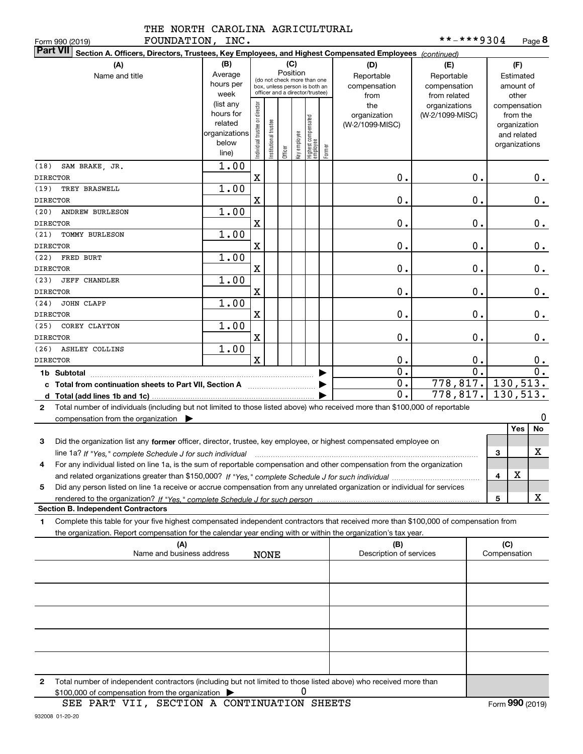THE NORTH CAROLINA AGRICULTURAL FOUNDATION, INC.

Form 990 (2019) **-***9304 Page 8

**Part VII Section A. Officers, Directors, Trustees, Key Employees, and Highest Compensated Employees** *(continued)*

| (A) Name and title | (B) Average hours per week (list any hours for related organizations below line) | (C) Position: Individual trustee or director | Institutional trustee | Officer | Key employee | Highest compensated employee | Former | (D) Reportable compensation from the organization (W-2/1099-MISC) | (E) Reportable compensation from related organizations (W-2/1099-MISC) | (F) Estimated amount of other compensation from the organization and related organizations |
|---|---|---|---|---|---|---|---|---|---|---|
| (18) SAM BRAKE, JR. DIRECTOR | 1.00 | X | | | | | | 0. | 0. | 0. |
| (19) TREY BRASWELL DIRECTOR | 1.00 | X | | | | | | 0. | 0. | 0. |
| (20) ANDREW BURLESON DIRECTOR | 1.00 | X | | | | | | 0. | 0. | 0. |
| (21) TOMMY BURLESON DIRECTOR | 1.00 | X | | | | | | 0. | 0. | 0. |
| (22) FRED BURT DIRECTOR | 1.00 | X | | | | | | 0. | 0. | 0. |
| (23) JEFF CHANDLER DIRECTOR | 1.00 | X | | | | | | 0. | 0. | 0. |
| (24) JOHN CLAPP DIRECTOR | 1.00 | X | | | | | | 0. | 0. | 0. |
| (25) COREY CLAYTON DIRECTOR | 1.00 | X | | | | | | 0. | 0. | 0. |
| (26) ASHLEY COLLINS DIRECTOR | 1.00 | X | | | | | | 0. | 0. | 0. |
| 1b Subtotal | | | | | | | | 0. | 0. | 0. |
| c Total from continuation sheets to Part VII, Section A | | | | | | | | 0. | 778,817. | 130,513. |
| d Total (add lines 1b and 1c) | | | | | | | | 0. | 778,817. | 130,513. |

2 Total number of individuals (including but not limited to those listed above) who received more than $100,000 of reportable compensation from the organization ▶ 0

| | | Yes | No |
|---|---|---|---|
| 3 Did the organization list any **former** officer, director, trustee, key employee, or highest compensated employee on line 1a? *If "Yes," complete Schedule J for such individual* | 3 | | X |
| 4 For any individual listed on line 1a, is the sum of reportable compensation and other compensation from the organization and related organizations greater than $150,000? *If "Yes," complete Schedule J for such individual* | 4 | X | |
| 5 Did any person listed on line 1a receive or accrue compensation from any unrelated organization or individual for services rendered to the organization? *If "Yes," complete Schedule J for such person* | 5 | | X |

**Section B. Independent Contractors**

1 Complete this table for your five highest compensated independent contractors that received more than $100,000 of compensation from the organization. Report compensation for the calendar year ending with or within the organization's tax year.

| (A) Name and business address | (B) Description of services | (C) Compensation |
|---|---|---|
| NONE | | |
| | | |
| | | |
| | | |
| | | |

2 Total number of independent contractors (including but not limited to those listed above) who received more than $100,000 of compensation from the organization ▶ 0

SEE PART VII, SECTION A CONTINUATION SHEETS

Form **990** (2019)

932008 01-20-20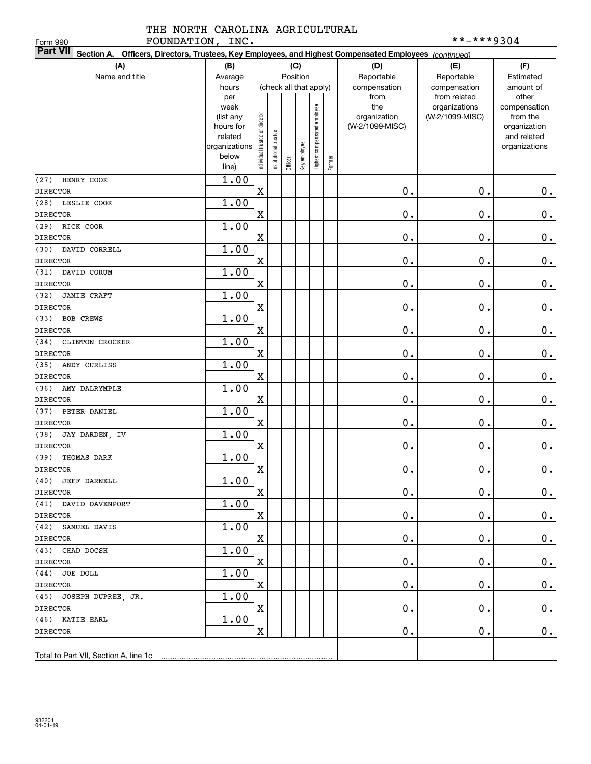THE NORTH CAROLINA AGRICULTURAL FOUNDATION, INC.

Form 990

**-***9304

**Part VII** Section A. Officers, Directors, Trustees, Key Employees, and Highest Compensated Employees *(continued)*

| (A) Name and title | (B) Average hours per week (list any hours for related organizations below line) | (C) Position (check all that apply): Individual trustee or director | Institutional trustee | Officer | Key employee | Highest compensated employee | Former | (D) Reportable compensation from the organization (W-2/1099-MISC) | (E) Reportable compensation from related organizations (W-2/1099-MISC) | (F) Estimated amount of other compensation from the organization and related organizations |
|---|---|---|---|---|---|---|---|---|---|---|
| (27) HENRY COOK<br>DIRECTOR | 1.00 | X | | | | | | 0. | 0. | 0. |
| (28) LESLIE COOK<br>DIRECTOR | 1.00 | X | | | | | | 0. | 0. | 0. |
| (29) RICK COOR<br>DIRECTOR | 1.00 | X | | | | | | 0. | 0. | 0. |
| (30) DAVID CORRELL<br>DIRECTOR | 1.00 | X | | | | | | 0. | 0. | 0. |
| (31) DAVID CORUM<br>DIRECTOR | 1.00 | X | | | | | | 0. | 0. | 0. |
| (32) JAMIE CRAFT<br>DIRECTOR | 1.00 | X | | | | | | 0. | 0. | 0. |
| (33) BOB CREWS<br>DIRECTOR | 1.00 | X | | | | | | 0. | 0. | 0. |
| (34) CLINTON CROCKER<br>DIRECTOR | 1.00 | X | | | | | | 0. | 0. | 0. |
| (35) ANDY CURLISS<br>DIRECTOR | 1.00 | X | | | | | | 0. | 0. | 0. |
| (36) AMY DALRYMPLE<br>DIRECTOR | 1.00 | X | | | | | | 0. | 0. | 0. |
| (37) PETER DANIEL<br>DIRECTOR | 1.00 | X | | | | | | 0. | 0. | 0. |
| (38) JAY DARDEN, IV<br>DIRECTOR | 1.00 | X | | | | | | 0. | 0. | 0. |
| (39) THOMAS DARK<br>DIRECTOR | 1.00 | X | | | | | | 0. | 0. | 0. |
| (40) JEFF DARNELL<br>DIRECTOR | 1.00 | X | | | | | | 0. | 0. | 0. |
| (41) DAVID DAVENPORT<br>DIRECTOR | 1.00 | X | | | | | | 0. | 0. | 0. |
| (42) SAMUEL DAVIS<br>DIRECTOR | 1.00 | X | | | | | | 0. | 0. | 0. |
| (43) CHAD DOCSH<br>DIRECTOR | 1.00 | X | | | | | | 0. | 0. | 0. |
| (44) JOE DOLL<br>DIRECTOR | 1.00 | X | | | | | | 0. | 0. | 0. |
| (45) JOSEPH DUPREE, JR.<br>DIRECTOR | 1.00 | X | | | | | | 0. | 0. | 0. |
| (46) KATIE EARL<br>DIRECTOR | 1.00 | X | | | | | | 0. | 0. | 0. |
| Total to Part VII, Section A, line 1c | | | | | | | | | | |

932201 04-01-19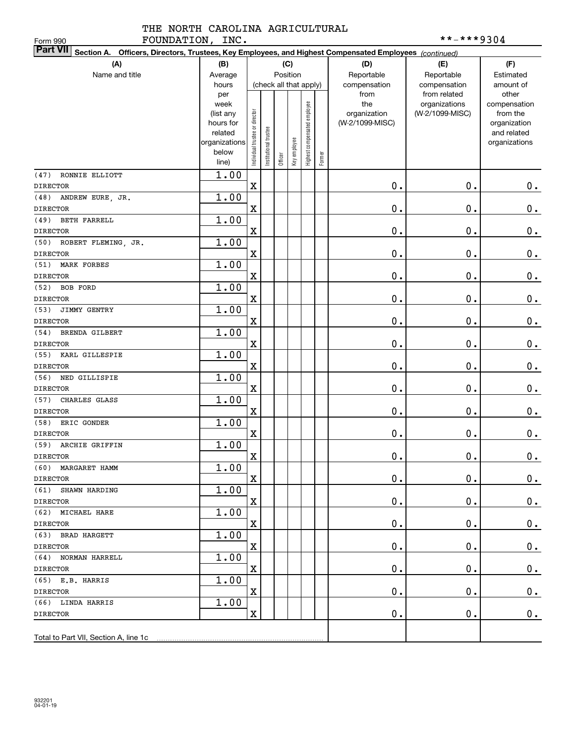Form 990

THE NORTH CAROLINA AGRICULTURAL FOUNDATION, INC.

**-***9304

**Part VII** Section A. Officers, Directors, Trustees, Key Employees, and Highest Compensated Employees *(continued)*

| (A) Name and title | (B) Average hours per week (list any hours for related organizations below line) | (C) Position (check all that apply): Individual trustee or director | Institutional trustee | Officer | Key employee | Highest compensated employee | Former | (D) Reportable compensation from the organization (W-2/1099-MISC) | (E) Reportable compensation from related organizations (W-2/1099-MISC) | (F) Estimated amount of other compensation from the organization and related organizations |
|---|---|---|---|---|---|---|---|---|---|---|
| (47) RONNIE ELLIOTT<br>DIRECTOR | 1.00 | X | | | | | | 0. | 0. | 0. |
| (48) ANDREW EURE, JR.<br>DIRECTOR | 1.00 | X | | | | | | 0. | 0. | 0. |
| (49) BETH FARRELL<br>DIRECTOR | 1.00 | X | | | | | | 0. | 0. | 0. |
| (50) ROBERT FLEMING, JR.<br>DIRECTOR | 1.00 | X | | | | | | 0. | 0. | 0. |
| (51) MARK FORBES<br>DIRECTOR | 1.00 | X | | | | | | 0. | 0. | 0. |
| (52) BOB FORD<br>DIRECTOR | 1.00 | X | | | | | | 0. | 0. | 0. |
| (53) JIMMY GENTRY<br>DIRECTOR | 1.00 | X | | | | | | 0. | 0. | 0. |
| (54) BRENDA GILBERT<br>DIRECTOR | 1.00 | X | | | | | | 0. | 0. | 0. |
| (55) KARL GILLESPIE<br>DIRECTOR | 1.00 | X | | | | | | 0. | 0. | 0. |
| (56) NED GILLISPIE<br>DIRECTOR | 1.00 | X | | | | | | 0. | 0. | 0. |
| (57) CHARLES GLASS<br>DIRECTOR | 1.00 | X | | | | | | 0. | 0. | 0. |
| (58) ERIC GONDER<br>DIRECTOR | 1.00 | X | | | | | | 0. | 0. | 0. |
| (59) ARCHIE GRIFFIN<br>DIRECTOR | 1.00 | X | | | | | | 0. | 0. | 0. |
| (60) MARGARET HAMM<br>DIRECTOR | 1.00 | X | | | | | | 0. | 0. | 0. |
| (61) SHAWN HARDING<br>DIRECTOR | 1.00 | X | | | | | | 0. | 0. | 0. |
| (62) MICHAEL HARE<br>DIRECTOR | 1.00 | X | | | | | | 0. | 0. | 0. |
| (63) BRAD HARGETT<br>DIRECTOR | 1.00 | X | | | | | | 0. | 0. | 0. |
| (64) NORMAN HARRELL<br>DIRECTOR | 1.00 | X | | | | | | 0. | 0. | 0. |
| (65) E.B. HARRIS<br>DIRECTOR | 1.00 | X | | | | | | 0. | 0. | 0. |
| (66) LINDA HARRIS<br>DIRECTOR | 1.00 | X | | | | | | 0. | 0. | 0. |
| Total to Part VII, Section A, line 1c | | | | | | | | | | |

932201 04-01-19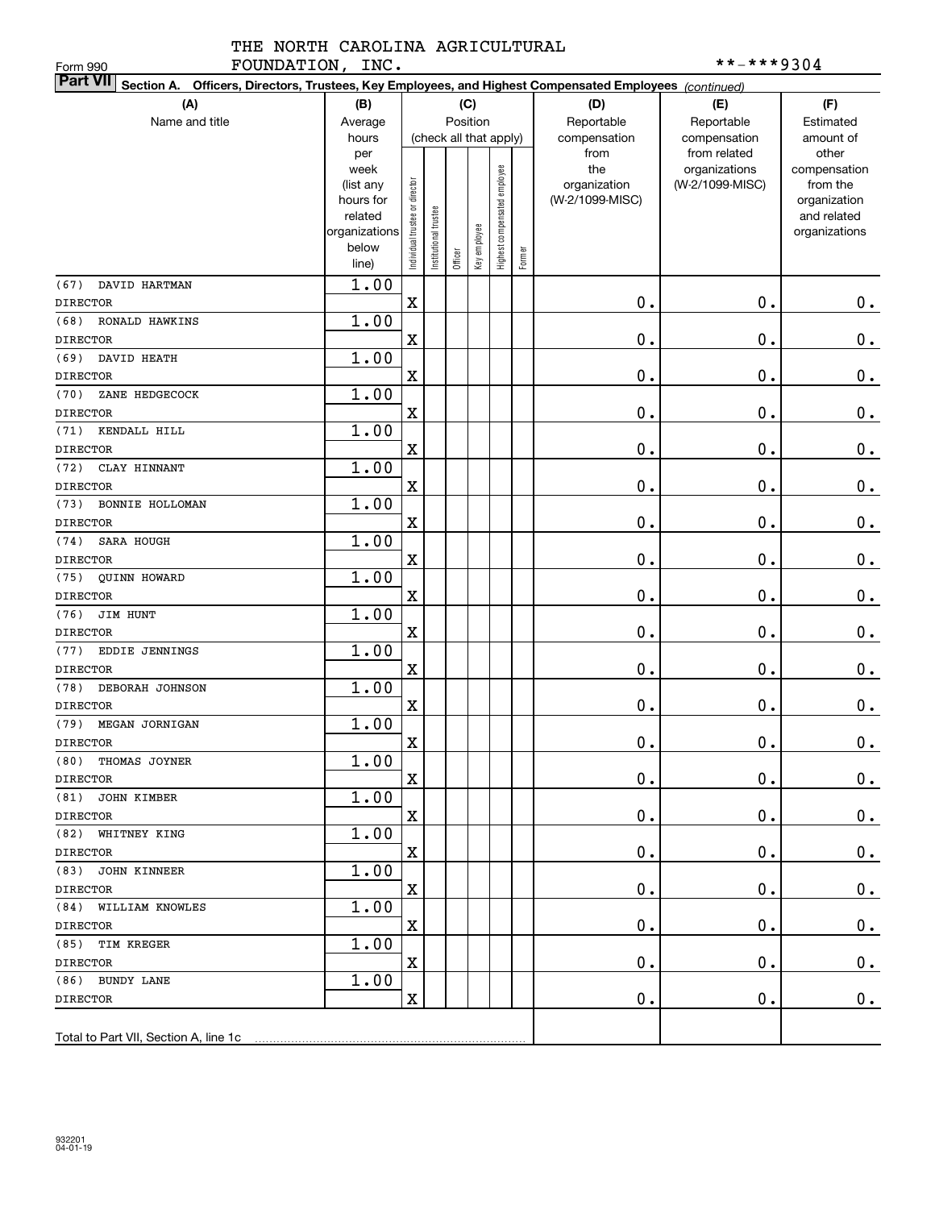THE NORTH CAROLINA AGRICULTURAL FOUNDATION, INC.

Form 990

**-***9304

**Part VII Section A. Officers, Directors, Trustees, Key Employees, and Highest Compensated Employees** *(continued)*

| (A) Name and title | (B) Average hours per week (list any hours for related organizations below line) | (C) Position (check all that apply): Individual trustee or director | Institutional trustee | Officer | Key employee | Highest compensated employee | Former | (D) Reportable compensation from the organization (W-2/1099-MISC) | (E) Reportable compensation from related organizations (W-2/1099-MISC) | (F) Estimated amount of other compensation from the organization and related organizations |
|---|---|---|---|---|---|---|---|---|---|---|
| (67) DAVID HARTMAN<br>DIRECTOR | 1.00 | X | | | | | | 0. | 0. | 0. |
| (68) RONALD HAWKINS<br>DIRECTOR | 1.00 | X | | | | | | 0. | 0. | 0. |
| (69) DAVID HEATH<br>DIRECTOR | 1.00 | X | | | | | | 0. | 0. | 0. |
| (70) ZANE HEDGECOCK<br>DIRECTOR | 1.00 | X | | | | | | 0. | 0. | 0. |
| (71) KENDALL HILL<br>DIRECTOR | 1.00 | X | | | | | | 0. | 0. | 0. |
| (72) CLAY HINNANT<br>DIRECTOR | 1.00 | X | | | | | | 0. | 0. | 0. |
| (73) BONNIE HOLLOMAN<br>DIRECTOR | 1.00 | X | | | | | | 0. | 0. | 0. |
| (74) SARA HOUGH<br>DIRECTOR | 1.00 | X | | | | | | 0. | 0. | 0. |
| (75) QUINN HOWARD<br>DIRECTOR | 1.00 | X | | | | | | 0. | 0. | 0. |
| (76) JIM HUNT<br>DIRECTOR | 1.00 | X | | | | | | 0. | 0. | 0. |
| (77) EDDIE JENNINGS<br>DIRECTOR | 1.00 | X | | | | | | 0. | 0. | 0. |
| (78) DEBORAH JOHNSON<br>DIRECTOR | 1.00 | X | | | | | | 0. | 0. | 0. |
| (79) MEGAN JORNIGAN<br>DIRECTOR | 1.00 | X | | | | | | 0. | 0. | 0. |
| (80) THOMAS JOYNER<br>DIRECTOR | 1.00 | X | | | | | | 0. | 0. | 0. |
| (81) JOHN KIMBER<br>DIRECTOR | 1.00 | X | | | | | | 0. | 0. | 0. |
| (82) WHITNEY KING<br>DIRECTOR | 1.00 | X | | | | | | 0. | 0. | 0. |
| (83) JOHN KINNEER<br>DIRECTOR | 1.00 | X | | | | | | 0. | 0. | 0. |
| (84) WILLIAM KNOWLES<br>DIRECTOR | 1.00 | X | | | | | | 0. | 0. | 0. |
| (85) TIM KREGER<br>DIRECTOR | 1.00 | X | | | | | | 0. | 0. | 0. |
| (86) BUNDY LANE<br>DIRECTOR | 1.00 | X | | | | | | 0. | 0. | 0. |
| Total to Part VII, Section A, line 1c | | | | | | | | | | |

932201
04-01-19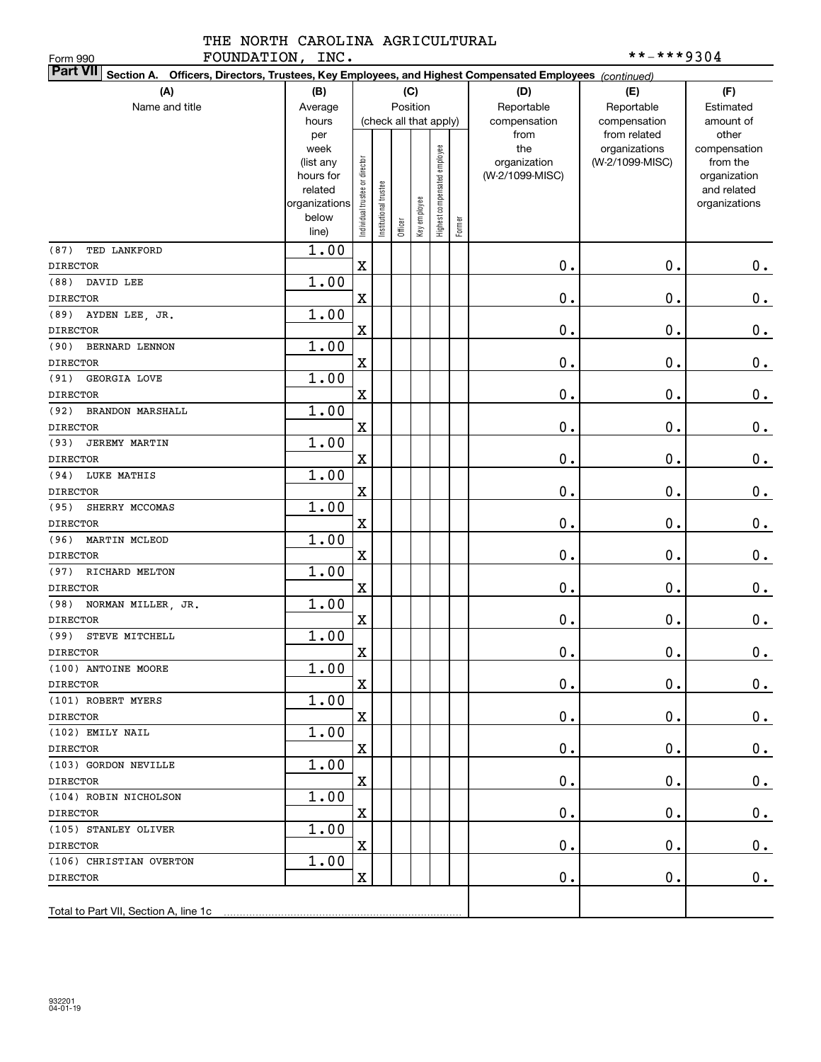THE NORTH CAROLINA AGRICULTURAL FOUNDATION, INC. **-***9304

Form 990

**Part VII Section A. Officers, Directors, Trustees, Key Employees, and Highest Compensated Employees** *(continued)*

| (A) Name and title | (B) Average hours per week (list any hours for related organizations below line) | (C) Position (check all that apply): Individual trustee or director | Institutional trustee | Officer | Key employee | Highest compensated employee | Former | (D) Reportable compensation from the organization (W-2/1099-MISC) | (E) Reportable compensation from related organizations (W-2/1099-MISC) | (F) Estimated amount of other compensation from the organization and related organizations |
|---|---|---|---|---|---|---|---|---|---|---|
| (87) TED LANKFORD DIRECTOR | 1.00 | X | | | | | | 0. | 0. | 0. |
| (88) DAVID LEE DIRECTOR | 1.00 | X | | | | | | 0. | 0. | 0. |
| (89) AYDEN LEE, JR. DIRECTOR | 1.00 | X | | | | | | 0. | 0. | 0. |
| (90) BERNARD LENNON DIRECTOR | 1.00 | X | | | | | | 0. | 0. | 0. |
| (91) GEORGIA LOVE DIRECTOR | 1.00 | X | | | | | | 0. | 0. | 0. |
| (92) BRANDON MARSHALL DIRECTOR | 1.00 | X | | | | | | 0. | 0. | 0. |
| (93) JEREMY MARTIN DIRECTOR | 1.00 | X | | | | | | 0. | 0. | 0. |
| (94) LUKE MATHIS DIRECTOR | 1.00 | X | | | | | | 0. | 0. | 0. |
| (95) SHERRY MCCOMAS DIRECTOR | 1.00 | X | | | | | | 0. | 0. | 0. |
| (96) MARTIN MCLEOD DIRECTOR | 1.00 | X | | | | | | 0. | 0. | 0. |
| (97) RICHARD MELTON DIRECTOR | 1.00 | X | | | | | | 0. | 0. | 0. |
| (98) NORMAN MILLER, JR. DIRECTOR | 1.00 | X | | | | | | 0. | 0. | 0. |
| (99) STEVE MITCHELL DIRECTOR | 1.00 | X | | | | | | 0. | 0. | 0. |
| (100) ANTOINE MOORE DIRECTOR | 1.00 | X | | | | | | 0. | 0. | 0. |
| (101) ROBERT MYERS DIRECTOR | 1.00 | X | | | | | | 0. | 0. | 0. |
| (102) EMILY NAIL DIRECTOR | 1.00 | X | | | | | | 0. | 0. | 0. |
| (103) GORDON NEVILLE DIRECTOR | 1.00 | X | | | | | | 0. | 0. | 0. |
| (104) ROBIN NICHOLSON DIRECTOR | 1.00 | X | | | | | | 0. | 0. | 0. |
| (105) STANLEY OLIVER DIRECTOR | 1.00 | X | | | | | | 0. | 0. | 0. |
| (106) CHRISTIAN OVERTON DIRECTOR | 1.00 | X | | | | | | 0. | 0. | 0. |
| Total to Part VII, Section A, line 1c | | | | | | | | | | |

932201 04-01-19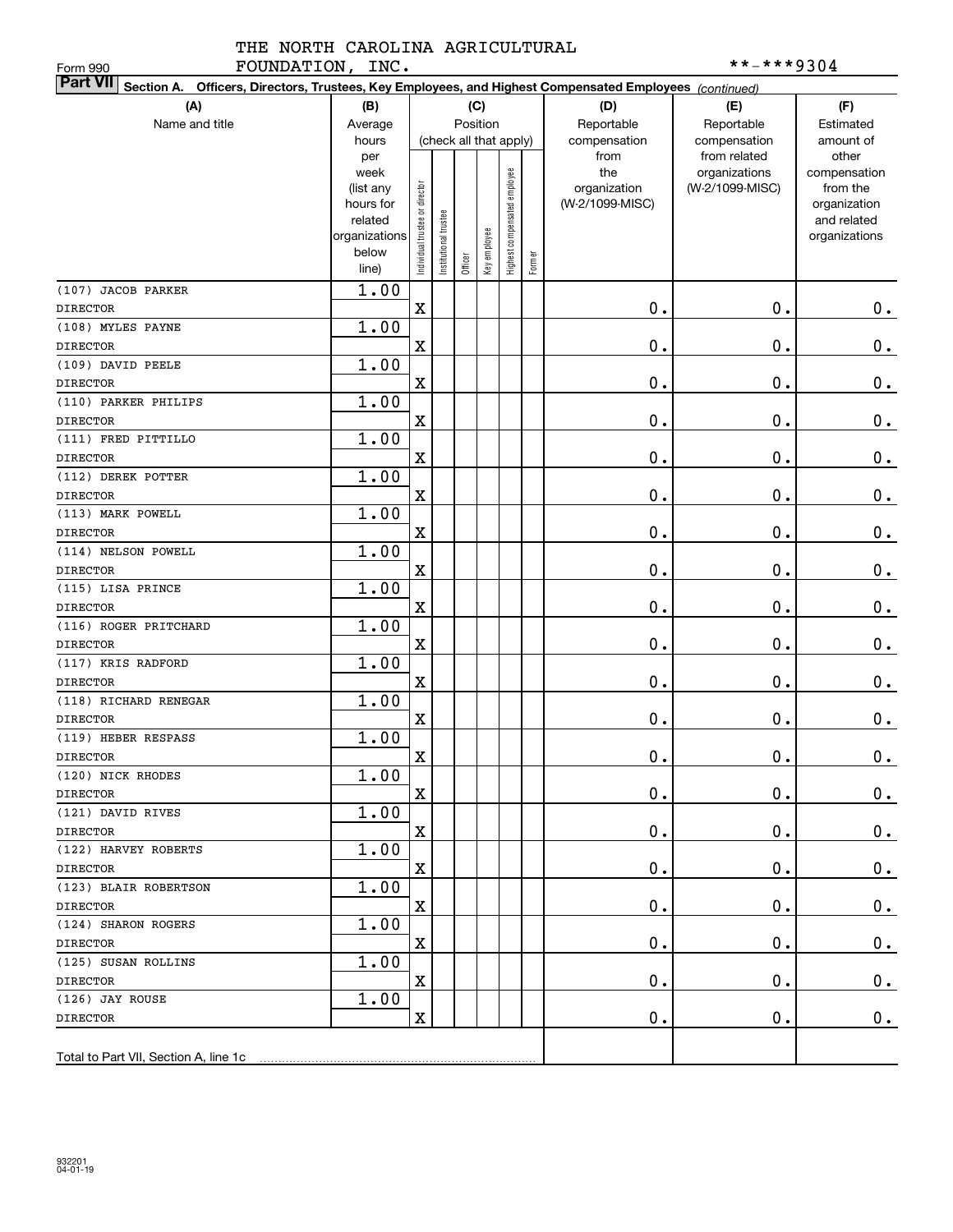THE NORTH CAROLINA AGRICULTURAL FOUNDATION, INC.

Form 990

**-***9304

**Part VII Section A. Officers, Directors, Trustees, Key Employees, and Highest Compensated Employees** *(continued)*

| (A) Name and title | (B) Average hours per week (list any hours for related organizations below line) | (C) Position (check all that apply): Individual trustee or director | Institutional trustee | Officer | Key employee | Highest compensated employee | Former | (D) Reportable compensation from the organization (W-2/1099-MISC) | (E) Reportable compensation from related organizations (W-2/1099-MISC) | (F) Estimated amount of other compensation from the organization and related organizations |
|---|---|---|---|---|---|---|---|---|---|---|
| (107) JACOB PARKER<br>DIRECTOR | 1.00 | X | | | | | | 0. | 0. | 0. |
| (108) MYLES PAYNE<br>DIRECTOR | 1.00 | X | | | | | | 0. | 0. | 0. |
| (109) DAVID PEELE<br>DIRECTOR | 1.00 | X | | | | | | 0. | 0. | 0. |
| (110) PARKER PHILIPS<br>DIRECTOR | 1.00 | X | | | | | | 0. | 0. | 0. |
| (111) FRED PITTILLO<br>DIRECTOR | 1.00 | X | | | | | | 0. | 0. | 0. |
| (112) DEREK POTTER<br>DIRECTOR | 1.00 | X | | | | | | 0. | 0. | 0. |
| (113) MARK POWELL<br>DIRECTOR | 1.00 | X | | | | | | 0. | 0. | 0. |
| (114) NELSON POWELL<br>DIRECTOR | 1.00 | X | | | | | | 0. | 0. | 0. |
| (115) LISA PRINCE<br>DIRECTOR | 1.00 | X | | | | | | 0. | 0. | 0. |
| (116) ROGER PRITCHARD<br>DIRECTOR | 1.00 | X | | | | | | 0. | 0. | 0. |
| (117) KRIS RADFORD<br>DIRECTOR | 1.00 | X | | | | | | 0. | 0. | 0. |
| (118) RICHARD RENEGAR<br>DIRECTOR | 1.00 | X | | | | | | 0. | 0. | 0. |
| (119) HEBER RESPASS<br>DIRECTOR | 1.00 | X | | | | | | 0. | 0. | 0. |
| (120) NICK RHODES<br>DIRECTOR | 1.00 | X | | | | | | 0. | 0. | 0. |
| (121) DAVID RIVES<br>DIRECTOR | 1.00 | X | | | | | | 0. | 0. | 0. |
| (122) HARVEY ROBERTS<br>DIRECTOR | 1.00 | X | | | | | | 0. | 0. | 0. |
| (123) BLAIR ROBERTSON<br>DIRECTOR | 1.00 | X | | | | | | 0. | 0. | 0. |
| (124) SHARON ROGERS<br>DIRECTOR | 1.00 | X | | | | | | 0. | 0. | 0. |
| (125) SUSAN ROLLINS<br>DIRECTOR | 1.00 | X | | | | | | 0. | 0. | 0. |
| (126) JAY ROUSE<br>DIRECTOR | 1.00 | X | | | | | | 0. | 0. | 0. |
| Total to Part VII, Section A, line 1c | | | | | | | | | | |

932201
04-01-19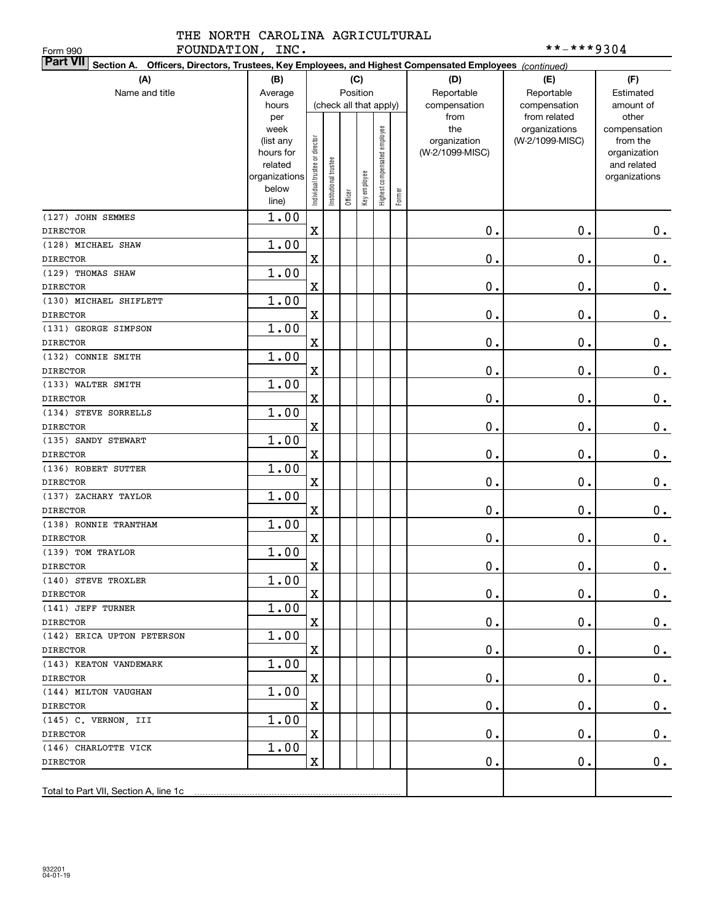THE NORTH CAROLINA AGRICULTURAL FOUNDATION, INC.

Form 990 **-***9304

**Part VII** Section A. Officers, Directors, Trustees, Key Employees, and Highest Compensated Employees *(continued)*

| (A) Name and title | (B) Average hours per week (list any hours for related organizations below line) | (C) Position: Individual trustee or director | Institutional trustee | Officer | Key employee | Highest compensated employee | Former | (D) Reportable compensation from the organization (W-2/1099-MISC) | (E) Reportable compensation from related organizations (W-2/1099-MISC) | (F) Estimated amount of other compensation from the organization and related organizations |
|---|---|---|---|---|---|---|---|---|---|---|
| (127) JOHN SEMMES<br>DIRECTOR | 1.00 | X | | | | | | 0. | 0. | 0. |
| (128) MICHAEL SHAW<br>DIRECTOR | 1.00 | X | | | | | | 0. | 0. | 0. |
| (129) THOMAS SHAW<br>DIRECTOR | 1.00 | X | | | | | | 0. | 0. | 0. |
| (130) MICHAEL SHIFLETT<br>DIRECTOR | 1.00 | X | | | | | | 0. | 0. | 0. |
| (131) GEORGE SIMPSON<br>DIRECTOR | 1.00 | X | | | | | | 0. | 0. | 0. |
| (132) CONNIE SMITH<br>DIRECTOR | 1.00 | X | | | | | | 0. | 0. | 0. |
| (133) WALTER SMITH<br>DIRECTOR | 1.00 | X | | | | | | 0. | 0. | 0. |
| (134) STEVE SORRELLS<br>DIRECTOR | 1.00 | X | | | | | | 0. | 0. | 0. |
| (135) SANDY STEWART<br>DIRECTOR | 1.00 | X | | | | | | 0. | 0. | 0. |
| (136) ROBERT SUTTER<br>DIRECTOR | 1.00 | X | | | | | | 0. | 0. | 0. |
| (137) ZACHARY TAYLOR<br>DIRECTOR | 1.00 | X | | | | | | 0. | 0. | 0. |
| (138) RONNIE TRANTHAM<br>DIRECTOR | 1.00 | X | | | | | | 0. | 0. | 0. |
| (139) TOM TRAYLOR<br>DIRECTOR | 1.00 | X | | | | | | 0. | 0. | 0. |
| (140) STEVE TROXLER<br>DIRECTOR | 1.00 | X | | | | | | 0. | 0. | 0. |
| (141) JEFF TURNER<br>DIRECTOR | 1.00 | X | | | | | | 0. | 0. | 0. |
| (142) ERICA UPTON PETERSON<br>DIRECTOR | 1.00 | X | | | | | | 0. | 0. | 0. |
| (143) KEATON VANDEMARK<br>DIRECTOR | 1.00 | X | | | | | | 0. | 0. | 0. |
| (144) MILTON VAUGHAN<br>DIRECTOR | 1.00 | X | | | | | | 0. | 0. | 0. |
| (145) C. VERNON, III<br>DIRECTOR | 1.00 | X | | | | | | 0. | 0. | 0. |
| (146) CHARLOTTE VICK<br>DIRECTOR | 1.00 | X | | | | | | 0. | 0. | 0. |
| Total to Part VII, Section A, line 1c | | | | | | | | | | |

932201 04-01-19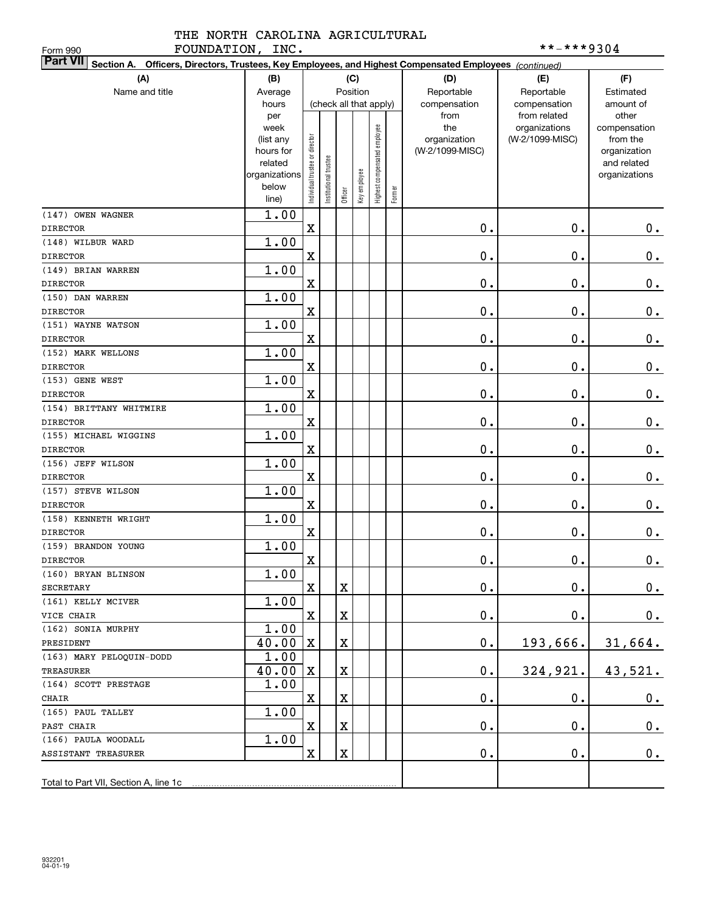THE NORTH CAROLINA AGRICULTURAL FOUNDATION, INC.

Form 990 **-***9304

**Part VII** Section A. Officers, Directors, Trustees, Key Employees, and Highest Compensated Employees *(continued)*

| (A) Name and title | (B) Average hours per week (list any hours for related organizations below line) | (C) Position (check all that apply): Individual trustee or director | Institutional trustee | Officer | Key employee | Highest compensated employee | Former | (D) Reportable compensation from the organization (W-2/1099-MISC) | (E) Reportable compensation from related organizations (W-2/1099-MISC) | (F) Estimated amount of other compensation from the organization and related organizations |
|---|---|---|---|---|---|---|---|---|---|---|
| (147) OWEN WAGNER<br>DIRECTOR | 1.00 | X | | | | | | 0. | 0. | 0. |
| (148) WILBUR WARD<br>DIRECTOR | 1.00 | X | | | | | | 0. | 0. | 0. |
| (149) BRIAN WARREN<br>DIRECTOR | 1.00 | X | | | | | | 0. | 0. | 0. |
| (150) DAN WARREN<br>DIRECTOR | 1.00 | X | | | | | | 0. | 0. | 0. |
| (151) WAYNE WATSON<br>DIRECTOR | 1.00 | X | | | | | | 0. | 0. | 0. |
| (152) MARK WELLONS<br>DIRECTOR | 1.00 | X | | | | | | 0. | 0. | 0. |
| (153) GENE WEST<br>DIRECTOR | 1.00 | X | | | | | | 0. | 0. | 0. |
| (154) BRITTANY WHITMIRE<br>DIRECTOR | 1.00 | X | | | | | | 0. | 0. | 0. |
| (155) MICHAEL WIGGINS<br>DIRECTOR | 1.00 | X | | | | | | 0. | 0. | 0. |
| (156) JEFF WILSON<br>DIRECTOR | 1.00 | X | | | | | | 0. | 0. | 0. |
| (157) STEVE WILSON<br>DIRECTOR | 1.00 | X | | | | | | 0. | 0. | 0. |
| (158) KENNETH WRIGHT<br>DIRECTOR | 1.00 | X | | | | | | 0. | 0. | 0. |
| (159) BRANDON YOUNG<br>DIRECTOR | 1.00 | X | | | | | | 0. | 0. | 0. |
| (160) BRYAN BLINSON<br>SECRETARY | 1.00 | X | | X | | | | 0. | 0. | 0. |
| (161) KELLY MCIVER<br>VICE CHAIR | 1.00 | X | | X | | | | 0. | 0. | 0. |
| (162) SONIA MURPHY<br>PRESIDENT | 1.00<br>40.00 | X | | X | | | | 0. | 193,666. | 31,664. |
| (163) MARY PELOQUIN-DODD<br>TREASURER | 1.00<br>40.00 | X | | X | | | | 0. | 324,921. | 43,521. |
| (164) SCOTT PRESTAGE<br>CHAIR | 1.00 | X | | X | | | | 0. | 0. | 0. |
| (165) PAUL TALLEY<br>PAST CHAIR | 1.00 | X | | X | | | | 0. | 0. | 0. |
| (166) PAULA WOODALL<br>ASSISTANT TREASURER | 1.00 | X | | X | | | | 0. | 0. | 0. |
| Total to Part VII, Section A, line 1c | | | | | | | | | | |

932201 04-01-19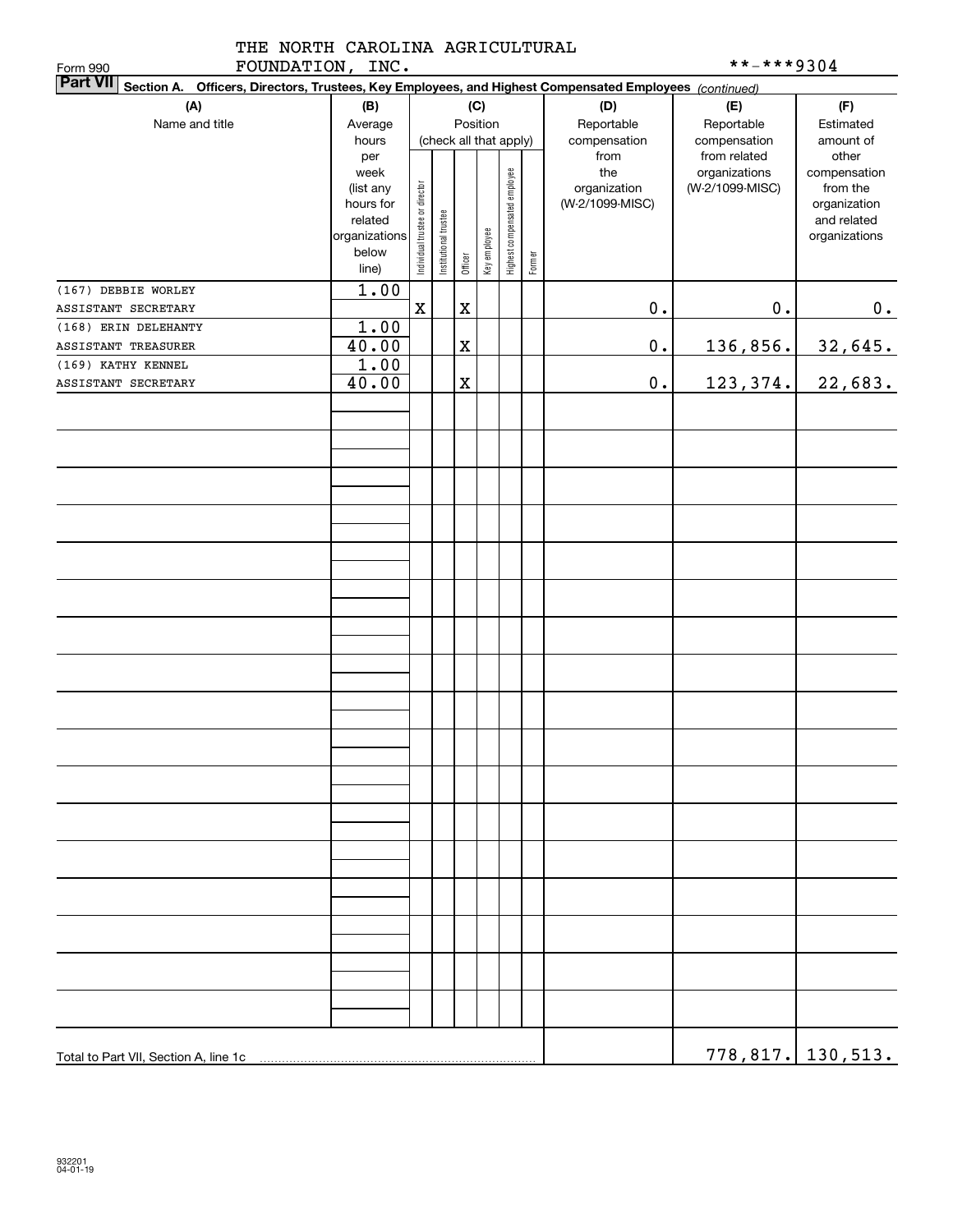THE NORTH CAROLINA AGRICULTURAL FOUNDATION, INC.

Form 990

**-***9304

**Part VII** Section A. Officers, Directors, Trustees, Key Employees, and Highest Compensated Employees *(continued)*

| (A) Name and title | (B) Average hours per week (list any hours for related organizations below line) | (C) Position (check all that apply): Individual trustee or director | Institutional trustee | Officer | Key employee | Highest compensated employee | Former | (D) Reportable compensation from the organization (W-2/1099-MISC) | (E) Reportable compensation from related organizations (W-2/1099-MISC) | (F) Estimated amount of other compensation from the organization and related organizations |
|---|---|---|---|---|---|---|---|---|---|---|
| (167) DEBBIE WORLEY<br>ASSISTANT SECRETARY | 1.00 | X | | X | | | | 0. | 0. | 0. |
| (168) ERIN DELEHANTY<br>ASSISTANT TREASURER | 1.00<br>40.00 | | | X | | | | 0. | 136,856. | 32,645. |
| (169) KATHY KENNEL<br>ASSISTANT SECRETARY | 1.00<br>40.00 | | | X | | | | 0. | 123,374. | 22,683. |
| Total to Part VII, Section A, line 1c | | | | | | | | | 778,817. | 130,513. |

932201
04-01-19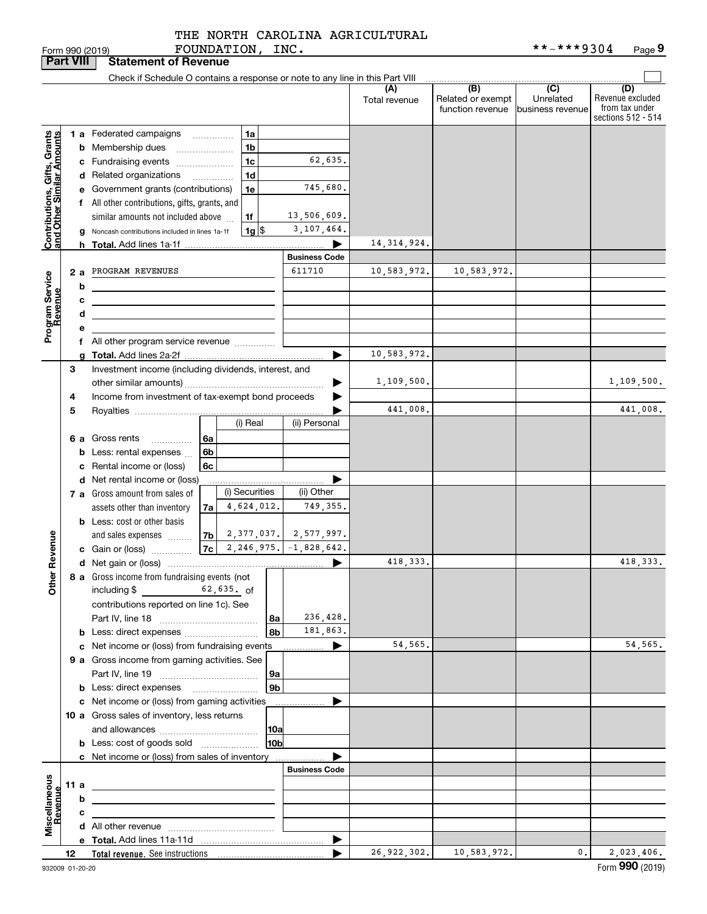THE NORTH CAROLINA AGRICULTURAL FOUNDATION, INC.

Form 990 (2019) **-***9304

## Part VIII Statement of Revenue

Check if Schedule O contains a response or note to any line in this Part VIII

| | | | (A) Total revenue | (B) Related or exempt function revenue | (C) Unrelated business revenue | (D) Revenue excluded from tax under sections 512 - 514 |
|---|---|---|---|---|---|---|
| **Contributions, Gifts, Grants and Other Similar Amounts** | | | | | | |
| 1 a Federated campaigns | 1a | | | | | |
| b Membership dues | 1b | | | | | |
| c Fundraising events | 1c | 62,635. | | | | |
| d Related organizations | 1d | | | | | |
| e Government grants (contributions) | 1e | 745,680. | | | | |
| f All other contributions, gifts, grants, and similar amounts not included above | 1f | 13,506,609. | | | | |
| g Noncash contributions included in lines 1a-1f | 1g $ | 3,107,464. | | | | |
| h **Total.** Add lines 1a-1f | | | 14,314,924. | | | |
| **Program Service Revenue** | | Business Code | | | | |
| 2 a PROGRAM REVENUES | | 611710 | 10,583,972. | 10,583,972. | | |
| b | | | | | | |
| c | | | | | | |
| d | | | | | | |
| e | | | | | | |
| f All other program service revenue | | | | | | |
| g **Total.** Add lines 2a-2f | | | 10,583,972. | | | |

| | (i) Real / (i) Securities | (ii) Personal / (ii) Other | (A) Total revenue | (B) | (C) | (D) |
|---|---|---|---|---|---|---|
| **Other Revenue** | | | | | | |
| 3 Investment income (including dividends, interest, and other similar amounts) | | | 1,109,500. | | | 1,109,500. |
| 4 Income from investment of tax-exempt bond proceeds | | | | | | |
| 5 Royalties | | | 441,008. | | | 441,008. |
| | (i) Real | (ii) Personal | | | | |
| 6 a Gross rents (6a) | | | | | | |
| b Less: rental expenses (6b) | | | | | | |
| c Rental income or (loss) (6c) | | | | | | |
| d Net rental income or (loss) | | | | | | |
| | (i) Securities | (ii) Other | | | | |
| 7 a Gross amount from sales of assets other than inventory (7a) | 4,624,012. | 749,355. | | | | |
| b Less: cost or other basis and sales expenses (7b) | 2,377,037. | 2,577,997. | | | | |
| c Gain or (loss) (7c) | 2,246,975. | -1,828,642. | | | | |
| d Net gain or (loss) | | | 418,333. | | | 418,333. |
| 8 a Gross income from fundraising events (not including $ 62,635. of contributions reported on line 1c). See Part IV, line 18 (8a) | | 236,428. | | | | |
| b Less: direct expenses (8b) | | 181,863. | | | | |
| c Net income or (loss) from fundraising events | | | 54,565. | | | 54,565. |
| 9 a Gross income from gaming activities. See Part IV, line 19 (9a) | | | | | | |
| b Less: direct expenses (9b) | | | | | | |
| c Net income or (loss) from gaming activities | | | | | | |
| 10 a Gross sales of inventory, less returns and allowances (10a) | | | | | | |
| b Less: cost of goods sold (10b) | | | | | | |
| c Net income or (loss) from sales of inventory | | | | | | |
| **Miscellaneous Revenue** | | Business Code | | | | |
| 11 a | | | | | | |
| b | | | | | | |
| c | | | | | | |
| d All other revenue | | | | | | |
| e **Total.** Add lines 11a-11d | | | | | | |
| 12 **Total revenue.** See instructions | | | 26,922,302. | 10,583,972. | 0. | 2,023,406. |

932009 01-20-20 Form **990** (2019)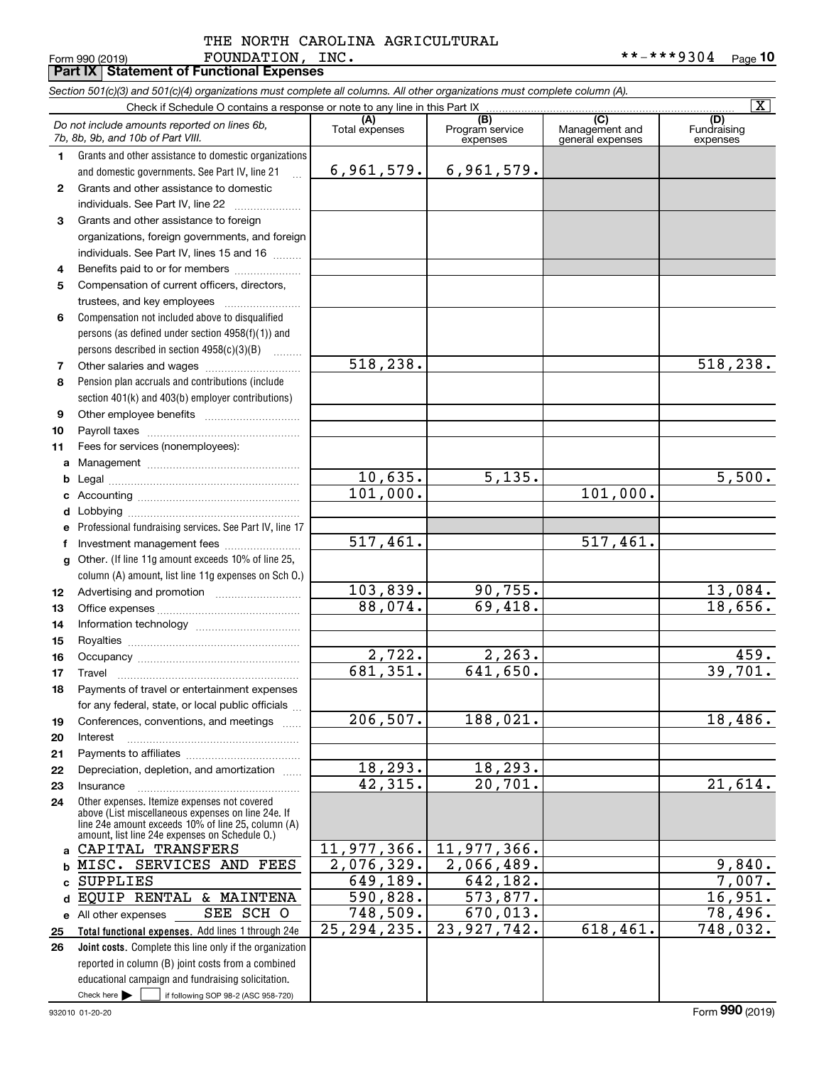THE NORTH CAROLINA AGRICULTURAL FOUNDATION, INC.

Form 990 (2019) **-***9304 Page 10

## Part IX Statement of Functional Expenses

*Section 501(c)(3) and 501(c)(4) organizations must complete all columns. All other organizations must complete column (A).*

Check if Schedule O contains a response or note to any line in this Part IX [X]

| | *Do not include amounts reported on lines 6b, 7b, 8b, 9b, and 10b of Part VIII.* | (A) Total expenses | (B) Program service expenses | (C) Management and general expenses | (D) Fundraising expenses |
|---|---|---|---|---|---|
| 1 | Grants and other assistance to domestic organizations and domestic governments. See Part IV, line 21 | 6,961,579. | 6,961,579. | | |
| 2 | Grants and other assistance to domestic individuals. See Part IV, line 22 | | | | |
| 3 | Grants and other assistance to foreign organizations, foreign governments, and foreign individuals. See Part IV, lines 15 and 16 | | | | |
| 4 | Benefits paid to or for members | | | | |
| 5 | Compensation of current officers, directors, trustees, and key employees | | | | |
| 6 | Compensation not included above to disqualified persons (as defined under section 4958(f)(1)) and persons described in section 4958(c)(3)(B) | | | | |
| 7 | Other salaries and wages | 518,238. | | | 518,238. |
| 8 | Pension plan accruals and contributions (include section 401(k) and 403(b) employer contributions) | | | | |
| 9 | Other employee benefits | | | | |
| 10 | Payroll taxes | | | | |
| 11 | Fees for services (nonemployees): | | | | |
| a | Management | | | | |
| b | Legal | 10,635. | 5,135. | | 5,500. |
| c | Accounting | 101,000. | | 101,000. | |
| d | Lobbying | | | | |
| e | Professional fundraising services. See Part IV, line 17 | | | | |
| f | Investment management fees | 517,461. | | 517,461. | |
| g | Other. (If line 11g amount exceeds 10% of line 25, column (A) amount, list line 11g expenses on Sch O.) | | | | |
| 12 | Advertising and promotion | 103,839. | 90,755. | | 13,084. |
| 13 | Office expenses | 88,074. | 69,418. | | 18,656. |
| 14 | Information technology | | | | |
| 15 | Royalties | | | | |
| 16 | Occupancy | 2,722. | 2,263. | | 459. |
| 17 | Travel | 681,351. | 641,650. | | 39,701. |
| 18 | Payments of travel or entertainment expenses for any federal, state, or local public officials | | | | |
| 19 | Conferences, conventions, and meetings | 206,507. | 188,021. | | 18,486. |
| 20 | Interest | | | | |
| 21 | Payments to affiliates | | | | |
| 22 | Depreciation, depletion, and amortization | 18,293. | 18,293. | | |
| 23 | Insurance | 42,315. | 20,701. | | 21,614. |
| 24 | Other expenses. Itemize expenses not covered above (List miscellaneous expenses on line 24e. If line 24e amount exceeds 10% of line 25, column (A) amount, list line 24e expenses on Schedule O.) | | | | |
| a | CAPITAL TRANSFERS | 11,977,366. | 11,977,366. | | |
| b | MISC. SERVICES AND FEES | 2,076,329. | 2,066,489. | | 9,840. |
| c | SUPPLIES | 649,189. | 642,182. | | 7,007. |
| d | EQUIP RENTAL & MAINTENA | 590,828. | 573,877. | | 16,951. |
| e | All other expenses SEE SCH O | 748,509. | 670,013. | | 78,496. |
| 25 | **Total functional expenses.** Add lines 1 through 24e | 25,294,235. | 23,927,742. | 618,461. | 748,032. |
| 26 | **Joint costs.** Complete this line only if the organization reported in column (B) joint costs from a combined educational campaign and fundraising solicitation. Check here [ ] if following SOP 98-2 (ASC 958-720) | | | | |

932010 01-20-20 Form **990** (2019)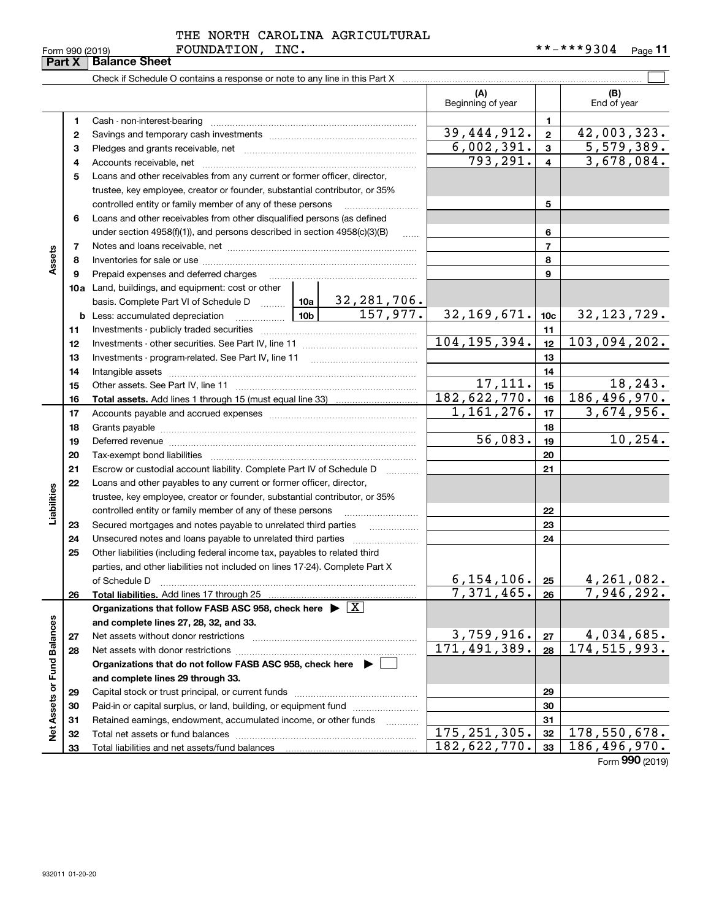THE NORTH CAROLINA AGRICULTURAL FOUNDATION, INC.

Form 990 (2019) **-***9304

## Part X Balance Sheet

Check if Schedule O contains a response or note to any line in this Part X

| | | | | (A) Beginning of year | | (B) End of year |
|---|---|---|---|---|---|---|
| **Assets** | 1 | Cash - non-interest-bearing | | | 1 | |
| | 2 | Savings and temporary cash investments | | 39,444,912. | 2 | 42,003,323. |
| | 3 | Pledges and grants receivable, net | | 6,002,391. | 3 | 5,579,389. |
| | 4 | Accounts receivable, net | | 793,291. | 4 | 3,678,084. |
| | 5 | Loans and other receivables from any current or former officer, director, trustee, key employee, creator or founder, substantial contributor, or 35% controlled entity or family member of any of these persons | | | 5 | |
| | 6 | Loans and other receivables from other disqualified persons (as defined under section 4958(f)(1)), and persons described in section 4958(c)(3)(B) | | | 6 | |
| | 7 | Notes and loans receivable, net | | | 7 | |
| | 8 | Inventories for sale or use | | | 8 | |
| | 9 | Prepaid expenses and deferred charges | | | 9 | |
| | 10a | Land, buildings, and equipment: cost or other basis. Complete Part VI of Schedule D | 10a 32,281,706. | | | |
| | b | Less: accumulated depreciation | 10b 157,977. | 32,169,671. | 10c | 32,123,729. |
| | 11 | Investments - publicly traded securities | | | 11 | |
| | 12 | Investments - other securities. See Part IV, line 11 | | 104,195,394. | 12 | 103,094,202. |
| | 13 | Investments - program-related. See Part IV, line 11 | | | 13 | |
| | 14 | Intangible assets | | | 14 | |
| | 15 | Other assets. See Part IV, line 11 | | 17,111. | 15 | 18,243. |
| | 16 | **Total assets.** Add lines 1 through 15 (must equal line 33) | | 182,622,770. | 16 | 186,496,970. |
| **Liabilities** | 17 | Accounts payable and accrued expenses | | 1,161,276. | 17 | 3,674,956. |
| | 18 | Grants payable | | | 18 | |
| | 19 | Deferred revenue | | 56,083. | 19 | 10,254. |
| | 20 | Tax-exempt bond liabilities | | | 20 | |
| | 21 | Escrow or custodial account liability. Complete Part IV of Schedule D | | | 21 | |
| | 22 | Loans and other payables to any current or former officer, director, trustee, key employee, creator or founder, substantial contributor, or 35% controlled entity or family member of any of these persons | | | 22 | |
| | 23 | Secured mortgages and notes payable to unrelated third parties | | | 23 | |
| | 24 | Unsecured notes and loans payable to unrelated third parties | | | 24 | |
| | 25 | Other liabilities (including federal income tax, payables to related third parties, and other liabilities not included on lines 17-24). Complete Part X of Schedule D | | 6,154,106. | 25 | 4,261,082. |
| | 26 | **Total liabilities.** Add lines 17 through 25 | | 7,371,465. | 26 | 7,946,292. |
| **Net Assets or Fund Balances** | | **Organizations that follow FASB ASC 958, check here ▶ [X] and complete lines 27, 28, 32, and 33.** | | | | |
| | 27 | Net assets without donor restrictions | | 3,759,916. | 27 | 4,034,685. |
| | 28 | Net assets with donor restrictions | | 171,491,389. | 28 | 174,515,993. |
| | | **Organizations that do not follow FASB ASC 958, check here ▶ [ ] and complete lines 29 through 33.** | | | | |
| | 29 | Capital stock or trust principal, or current funds | | | 29 | |
| | 30 | Paid-in or capital surplus, or land, building, or equipment fund | | | 30 | |
| | 31 | Retained earnings, endowment, accumulated income, or other funds | | | 31 | |
| | 32 | Total net assets or fund balances | | 175,251,305. | 32 | 178,550,678. |
| | 33 | Total liabilities and net assets/fund balances | | 182,622,770. | 33 | 186,496,970. |

Form **990** (2019)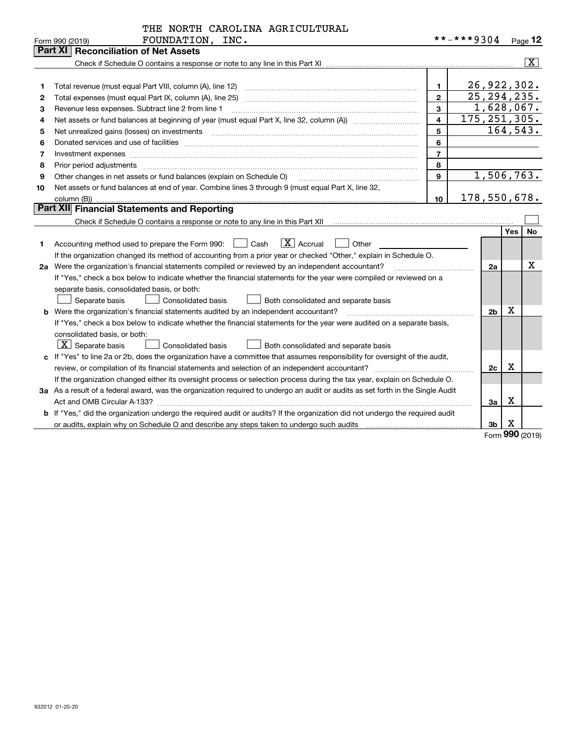THE NORTH CAROLINA AGRICULTURAL FOUNDATION, INC.

Form 990 (2019) **-***9304 Page 12

## Part XI Reconciliation of Net Assets

Check if Schedule O contains a response or note to any line in this Part XI ..... [X]

| | | | |
|---|---|---|---|
| 1 | Total revenue (must equal Part VIII, column (A), line 12) | 1 | 26,922,302. |
| 2 | Total expenses (must equal Part IX, column (A), line 25) | 2 | 25,294,235. |
| 3 | Revenue less expenses. Subtract line 2 from line 1 | 3 | 1,628,067. |
| 4 | Net assets or fund balances at beginning of year (must equal Part X, line 32, column (A)) | 4 | 175,251,305. |
| 5 | Net unrealized gains (losses) on investments | 5 | 164,543. |
| 6 | Donated services and use of facilities | 6 | |
| 7 | Investment expenses | 7 | |
| 8 | Prior period adjustments | 8 | |
| 9 | Other changes in net assets or fund balances (explain on Schedule O) | 9 | 1,506,763. |
| 10 | Net assets or fund balances at end of year. Combine lines 3 through 9 (must equal Part X, line 32, column (B)) | 10 | 178,550,678. |

## Part XII Financial Statements and Reporting

Check if Schedule O contains a response or note to any line in this Part XII ..... [ ]

| | | | Yes | No |
|---|---|---|---|---|
| 1 | Accounting method used to prepare the Form 990: [ ] Cash [X] Accrual [ ] Other ________ <br> If the organization changed its method of accounting from a prior year or checked "Other," explain in Schedule O. | | | |
| 2a | Were the organization's financial statements compiled or reviewed by an independent accountant? <br> If "Yes," check a box below to indicate whether the financial statements for the year were compiled or reviewed on a separate basis, consolidated basis, or both: <br> [ ] Separate basis [ ] Consolidated basis [ ] Both consolidated and separate basis | 2a | | X |
| b | Were the organization's financial statements audited by an independent accountant? <br> If "Yes," check a box below to indicate whether the financial statements for the year were audited on a separate basis, consolidated basis, or both: <br> [X] Separate basis [ ] Consolidated basis [ ] Both consolidated and separate basis | 2b | X | |
| c | If "Yes" to line 2a or 2b, does the organization have a committee that assumes responsibility for oversight of the audit, review, or compilation of its financial statements and selection of an independent accountant? <br> If the organization changed either its oversight process or selection process during the tax year, explain on Schedule O. | 2c | X | |
| 3a | As a result of a federal award, was the organization required to undergo an audit or audits as set forth in the Single Audit Act and OMB Circular A-133? | 3a | X | |
| b | If "Yes," did the organization undergo the required audit or audits? If the organization did not undergo the required audit or audits, explain why on Schedule O and describe any steps taken to undergo such audits | 3b | X | |

Form 990 (2019)

932012 01-20-20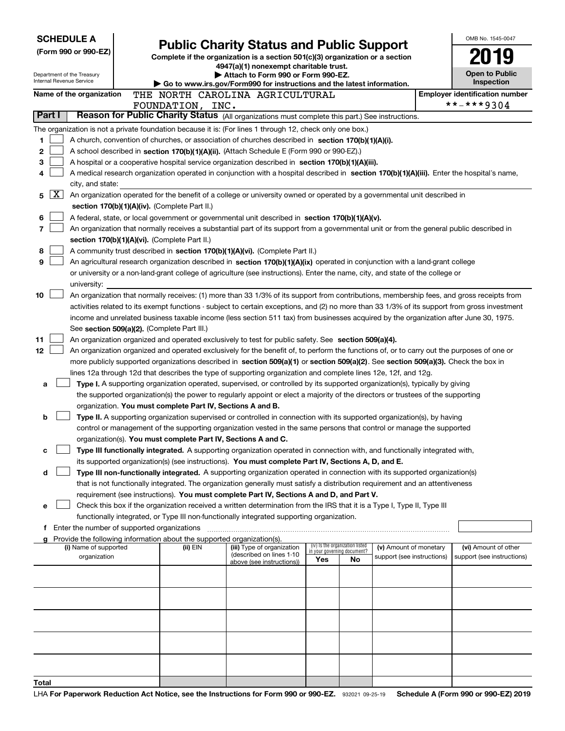**SCHEDULE A**
**(Form 990 or 990-EZ)**

Department of the Treasury
Internal Revenue Service

# Public Charity Status and Public Support

**Complete if the organization is a section 501(c)(3) organization or a section 4947(a)(1) nonexempt charitable trust.**
**▶ Attach to Form 990 or Form 990-EZ.**
**▶ Go to www.irs.gov/Form990 for instructions and the latest information.**

OMB No. 1545-0047
**2019**
**Open to Public Inspection**

**Name of the organization:** THE NORTH CAROLINA AGRICULTURAL FOUNDATION, INC.
**Employer identification number:** **-***9304

## Part I Reason for Public Charity Status (All organizations must complete this part.) See instructions.

The organization is not a private foundation because it is: (For lines 1 through 12, check only one box.)

1. [ ] A church, convention of churches, or association of churches described in **section 170(b)(1)(A)(i).**
2. [ ] A school described in **section 170(b)(1)(A)(ii).** (Attach Schedule E (Form 990 or 990-EZ).)
3. [ ] A hospital or a cooperative hospital service organization described in **section 170(b)(1)(A)(iii).**
4. [ ] A medical research organization operated in conjunction with a hospital described in **section 170(b)(1)(A)(iii).** Enter the hospital's name, city, and state:
5. [X] An organization operated for the benefit of a college or university owned or operated by a governmental unit described in **section 170(b)(1)(A)(iv).** (Complete Part II.)
6. [ ] A federal, state, or local government or governmental unit described in **section 170(b)(1)(A)(v).**
7. [ ] An organization that normally receives a substantial part of its support from a governmental unit or from the general public described in **section 170(b)(1)(A)(vi).** (Complete Part II.)
8. [ ] A community trust described in **section 170(b)(1)(A)(vi).** (Complete Part II.)
9. [ ] An agricultural research organization described in **section 170(b)(1)(A)(ix)** operated in conjunction with a land-grant college or university or a non-land-grant college of agriculture (see instructions). Enter the name, city, and state of the college or university:
10. [ ] An organization that normally receives: (1) more than 33 1/3% of its support from contributions, membership fees, and gross receipts from activities related to its exempt functions - subject to certain exceptions, and (2) no more than 33 1/3% of its support from gross investment income and unrelated business taxable income (less section 511 tax) from businesses acquired by the organization after June 30, 1975. See **section 509(a)(2).** (Complete Part III.)
11. [ ] An organization organized and operated exclusively to test for public safety. See **section 509(a)(4).**
12. [ ] An organization organized and operated exclusively for the benefit of, to perform the functions of, or to carry out the purposes of one or more publicly supported organizations described in **section 509(a)(1)** or **section 509(a)(2)**. See **section 509(a)(3).** Check the box in lines 12a through 12d that describes the type of supporting organization and complete lines 12e, 12f, and 12g.

   **a** [ ] **Type I.** A supporting organization operated, supervised, or controlled by its supported organization(s), typically by giving the supported organization(s) the power to regularly appoint or elect a majority of the directors or trustees of the supporting organization. **You must complete Part IV, Sections A and B.**

   **b** [ ] **Type II.** A supporting organization supervised or controlled in connection with its supported organization(s), by having control or management of the supporting organization vested in the same persons that control or manage the supported organization(s). **You must complete Part IV, Sections A and C.**

   **c** [ ] **Type III functionally integrated.** A supporting organization operated in connection with, and functionally integrated with, its supported organization(s) (see instructions). **You must complete Part IV, Sections A, D, and E.**

   **d** [ ] **Type III non-functionally integrated.** A supporting organization operated in connection with its supported organization(s) that is not functionally integrated. The organization generally must satisfy a distribution requirement and an attentiveness requirement (see instructions). **You must complete Part IV, Sections A and D, and Part V.**

   **e** [ ] Check this box if the organization received a written determination from the IRS that it is a Type I, Type II, Type III functionally integrated, or Type III non-functionally integrated supporting organization.

   **f** Enter the number of supported organizations

   **g** Provide the following information about the supported organization(s).

| (i) Name of supported organization | (ii) EIN | (iii) Type of organization (described on lines 1-10 above (see instructions)) | (iv) Is the organization listed in your governing document? Yes | No | (v) Amount of monetary support (see instructions) | (vi) Amount of other support (see instructions) |
|---|---|---|---|---|---|---|
| | | | | | | |
| | | | | | | |
| | | | | | | |
| | | | | | | |
| | | | | | | |
| **Total** | | | | | | |

LHA **For Paperwork Reduction Act Notice, see the Instructions for Form 990 or 990-EZ.** 932021 09-25-19 **Schedule A (Form 990 or 990-EZ) 2019**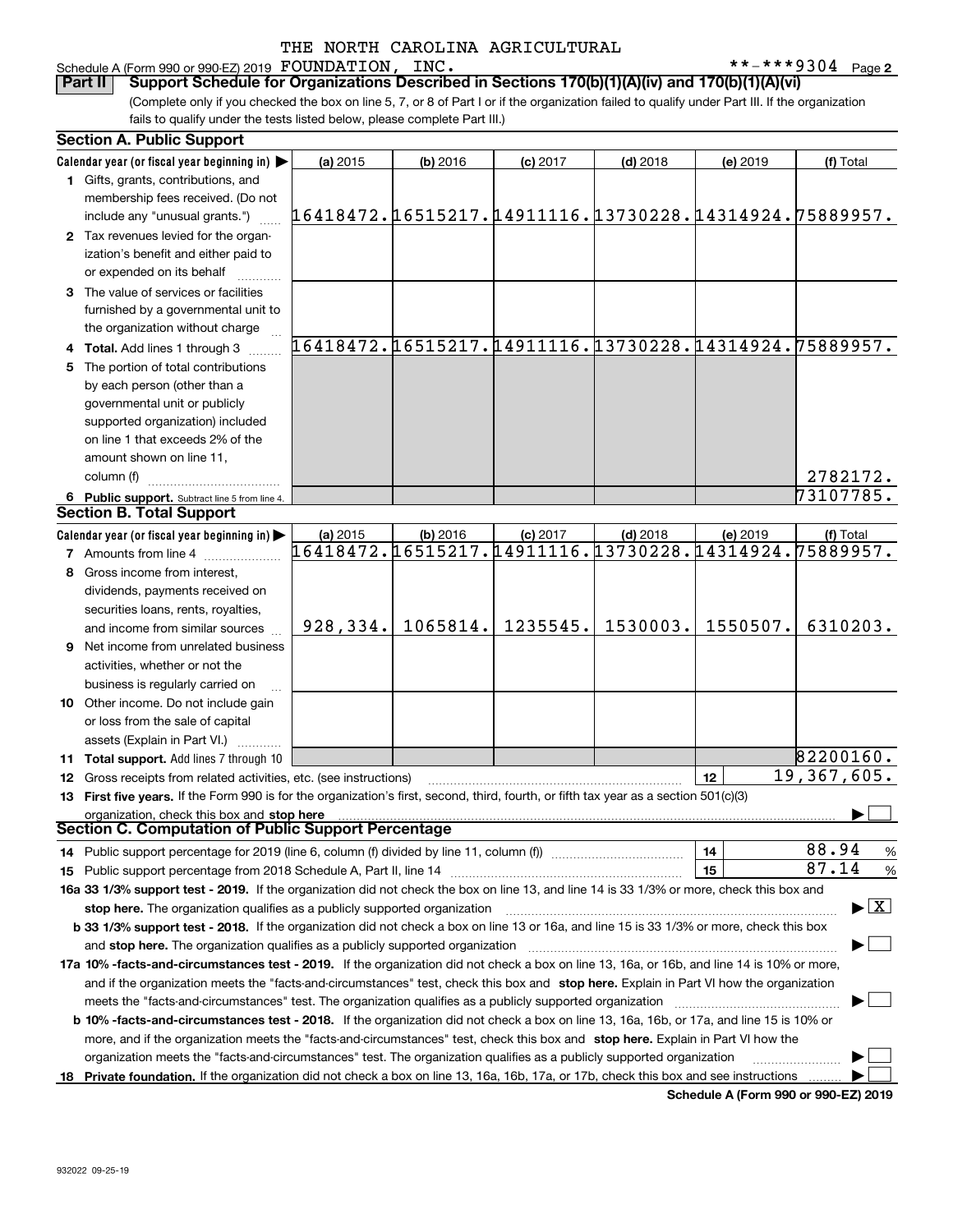THE NORTH CAROLINA AGRICULTURAL FOUNDATION, INC.

Schedule A (Form 990 or 990-EZ) 2019 **-***9304 Page 2

**Part II Support Schedule for Organizations Described in Sections 170(b)(1)(A)(iv) and 170(b)(1)(A)(vi)**

(Complete only if you checked the box on line 5, 7, or 8 of Part I or if the organization failed to qualify under Part III. If the organization fails to qualify under the tests listed below, please complete Part III.)

## Section A. Public Support

| Calendar year (or fiscal year beginning in) ▶ | (a) 2015 | (b) 2016 | (c) 2017 | (d) 2018 | (e) 2019 | (f) Total |
|---|---|---|---|---|---|---|
| 1 Gifts, grants, contributions, and membership fees received. (Do not include any "unusual grants.") | 16418472. | 16515217. | 14911116. | 13730228. | 14314924. | 75889957. |
| 2 Tax revenues levied for the organization's benefit and either paid to or expended on its behalf | | | | | | |
| 3 The value of services or facilities furnished by a governmental unit to the organization without charge | | | | | | |
| 4 Total. Add lines 1 through 3 | 16418472. | 16515217. | 14911116. | 13730228. | 14314924. | 75889957. |
| 5 The portion of total contributions by each person (other than a governmental unit or publicly supported organization) included on line 1 that exceeds 2% of the amount shown on line 11, column (f) | | | | | | 2782172. |
| 6 Public support. Subtract line 5 from line 4. | | | | | | 73107785. |

## Section B. Total Support

| Calendar year (or fiscal year beginning in) ▶ | (a) 2015 | (b) 2016 | (c) 2017 | (d) 2018 | (e) 2019 | (f) Total |
|---|---|---|---|---|---|---|
| 7 Amounts from line 4 | 16418472. | 16515217. | 14911116. | 13730228. | 14314924. | 75889957. |
| 8 Gross income from interest, dividends, payments received on securities loans, rents, royalties, and income from similar sources | 928,334. | 1065814. | 1235545. | 1530003. | 1550507. | 6310203. |
| 9 Net income from unrelated business activities, whether or not the business is regularly carried on | | | | | | |
| 10 Other income. Do not include gain or loss from the sale of capital assets (Explain in Part VI.) | | | | | | |
| 11 Total support. Add lines 7 through 10 | | | | | | 82200160. |

12 Gross receipts from related activities, etc. (see instructions) | 12 | 19,367,605.

13 **First five years.** If the Form 990 is for the organization's first, second, third, fourth, or fifth tax year as a section 501(c)(3) organization, check this box and **stop here** ▶ ☐

## Section C. Computation of Public Support Percentage

14 Public support percentage for 2019 (line 6, column (f) divided by line 11, column (f)) | 14 | 88.94 %

15 Public support percentage from 2018 Schedule A, Part II, line 14 | 15 | 87.14 %

**16a 33 1/3% support test - 2019.** If the organization did not check the box on line 13, and line 14 is 33 1/3% or more, check this box and **stop here.** The organization qualifies as a publicly supported organization ▶ ☒

**b 33 1/3% support test - 2018.** If the organization did not check a box on line 13 or 16a, and line 15 is 33 1/3% or more, check this box and **stop here.** The organization qualifies as a publicly supported organization ▶ ☐

**17a 10% -facts-and-circumstances test - 2019.** If the organization did not check a box on line 13, 16a, or 16b, and line 14 is 10% or more, and if the organization meets the "facts-and-circumstances" test, check this box and **stop here.** Explain in Part VI how the organization meets the "facts-and-circumstances" test. The organization qualifies as a publicly supported organization ▶ ☐

**b 10% -facts-and-circumstances test - 2018.** If the organization did not check a box on line 13, 16a, 16b, or 17a, and line 15 is 10% or more, and if the organization meets the "facts-and-circumstances" test, check this box and **stop here.** Explain in Part VI how the organization meets the "facts-and-circumstances" test. The organization qualifies as a publicly supported organization ▶ ☐

**18 Private foundation.** If the organization did not check a box on line 13, 16a, 16b, 17a, or 17b, check this box and see instructions ▶ ☐

**Schedule A (Form 990 or 990-EZ) 2019**

932022 09-25-19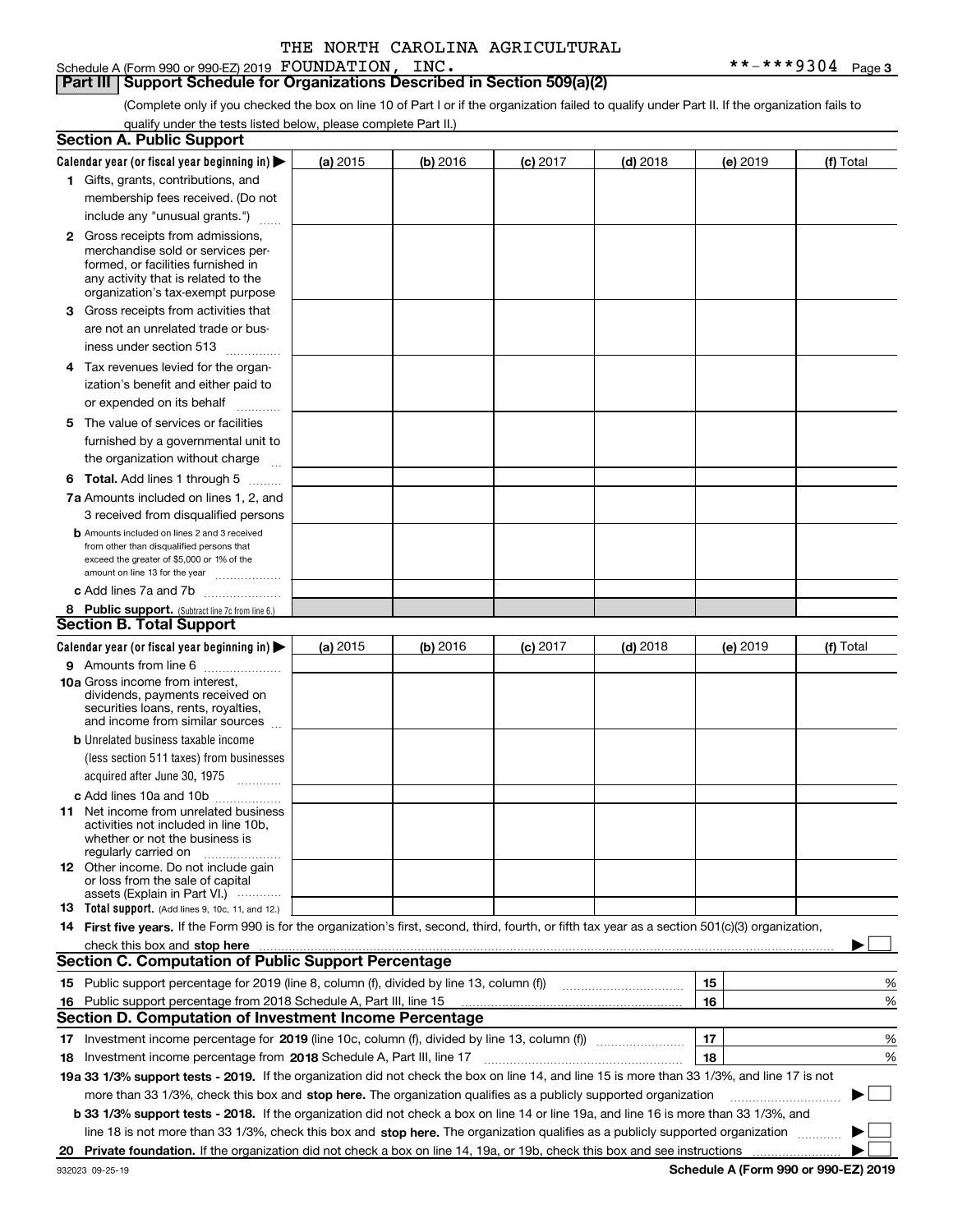Schedule A (Form 990 or 990-EZ) 2019 THE NORTH CAROLINA AGRICULTURAL FOUNDATION, INC. **-***9304 Page 3

## Part III Support Schedule for Organizations Described in Section 509(a)(2)

(Complete only if you checked the box on line 10 of Part I or if the organization failed to qualify under Part II. If the organization fails to qualify under the tests listed below, please complete Part II.)

### Section A. Public Support

| Calendar year (or fiscal year beginning in) ▶ | (a) 2015 | (b) 2016 | (c) 2017 | (d) 2018 | (e) 2019 | (f) Total |
|---|---|---|---|---|---|---|
| 1 Gifts, grants, contributions, and membership fees received. (Do not include any "unusual grants.") | | | | | | |
| 2 Gross receipts from admissions, merchandise sold or services performed, or facilities furnished in any activity that is related to the organization's tax-exempt purpose | | | | | | |
| 3 Gross receipts from activities that are not an unrelated trade or business under section 513 | | | | | | |
| 4 Tax revenues levied for the organization's benefit and either paid to or expended on its behalf | | | | | | |
| 5 The value of services or facilities furnished by a governmental unit to the organization without charge | | | | | | |
| 6 **Total.** Add lines 1 through 5 | | | | | | |
| 7a Amounts included on lines 1, 2, and 3 received from disqualified persons | | | | | | |
| b Amounts included on lines 2 and 3 received from other than disqualified persons that exceed the greater of $5,000 or 1% of the amount on line 13 for the year | | | | | | |
| c Add lines 7a and 7b | | | | | | |
| 8 **Public support.** (Subtract line 7c from line 6.) | | | | | | |

### Section B. Total Support

| Calendar year (or fiscal year beginning in) ▶ | (a) 2015 | (b) 2016 | (c) 2017 | (d) 2018 | (e) 2019 | (f) Total |
|---|---|---|---|---|---|---|
| 9 Amounts from line 6 | | | | | | |
| 10a Gross income from interest, dividends, payments received on securities loans, rents, royalties, and income from similar sources | | | | | | |
| b Unrelated business taxable income (less section 511 taxes) from businesses acquired after June 30, 1975 | | | | | | |
| c Add lines 10a and 10b | | | | | | |
| 11 Net income from unrelated business activities not included in line 10b, whether or not the business is regularly carried on | | | | | | |
| 12 Other income. Do not include gain or loss from the sale of capital assets (Explain in Part VI.) | | | | | | |
| 13 **Total support.** (Add lines 9, 10c, 11, and 12.) | | | | | | |

14 **First five years.** If the Form 990 is for the organization's first, second, third, fourth, or fifth tax year as a section 501(c)(3) organization, check this box and **stop here** ▶ ☐

### Section C. Computation of Public Support Percentage

| | | | |
|---|---|---|---|
| 15 | Public support percentage for 2019 (line 8, column (f), divided by line 13, column (f)) | 15 | % |
| 16 | Public support percentage from 2018 Schedule A, Part III, line 15 | 16 | % |

### Section D. Computation of Investment Income Percentage

| | | | |
|---|---|---|---|
| 17 | Investment income percentage for **2019** (line 10c, column (f), divided by line 13, column (f)) | 17 | % |
| 18 | Investment income percentage from **2018** Schedule A, Part III, line 17 | 18 | % |

**19a 33 1/3% support tests - 2019.** If the organization did not check the box on line 14, and line 15 is more than 33 1/3%, and line 17 is not more than 33 1/3%, check this box and **stop here.** The organization qualifies as a publicly supported organization ▶ ☐

**b 33 1/3% support tests - 2018.** If the organization did not check a box on line 14 or line 19a, and line 16 is more than 33 1/3%, and line 18 is not more than 33 1/3%, check this box and **stop here.** The organization qualifies as a publicly supported organization ▶ ☐

**20 Private foundation.** If the organization did not check a box on line 14, 19a, or 19b, check this box and see instructions ▶ ☐

932023 09-25-19 **Schedule A (Form 990 or 990-EZ) 2019**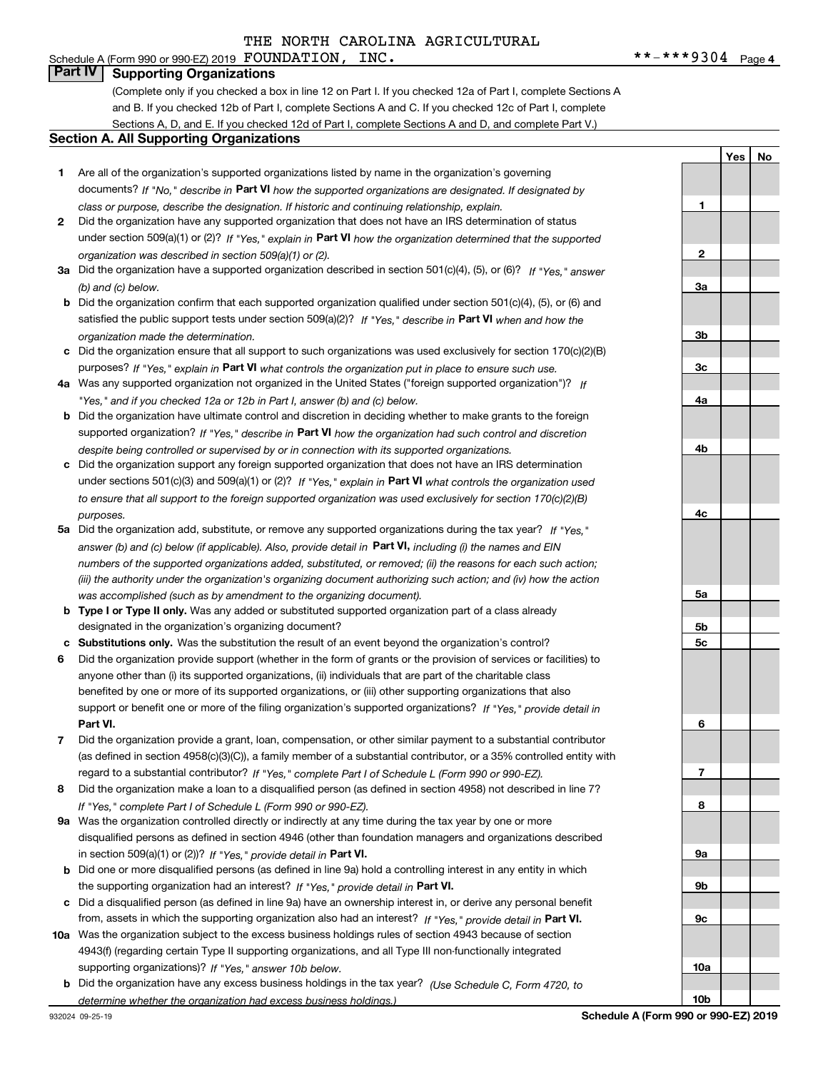THE NORTH CAROLINA AGRICULTURAL

Schedule A (Form 990 or 990-EZ) 2019 FOUNDATION, INC. **-***9304 Page 4

## Part IV Supporting Organizations

(Complete only if you checked a box in line 12 on Part I. If you checked 12a of Part I, complete Sections A and B. If you checked 12b of Part I, complete Sections A and C. If you checked 12c of Part I, complete Sections A, D, and E. If you checked 12d of Part I, complete Sections A and D, and complete Part V.)

### Section A. All Supporting Organizations

| | | | Yes | No |
|---|---|---|---|---|
| **1** | Are all of the organization's supported organizations listed by name in the organization's governing documents? *If "No," describe in* **Part VI** *how the supported organizations are designated. If designated by class or purpose, describe the designation. If historic and continuing relationship, explain.* | 1 | | |
| **2** | Did the organization have any supported organization that does not have an IRS determination of status under section 509(a)(1) or (2)? *If "Yes," explain in* **Part VI** *how the organization determined that the supported organization was described in section 509(a)(1) or (2).* | 2 | | |
| **3a** | Did the organization have a supported organization described in section 501(c)(4), (5), or (6)? *If "Yes," answer (b) and (c) below.* | 3a | | |
| **b** | Did the organization confirm that each supported organization qualified under section 501(c)(4), (5), or (6) and satisfied the public support tests under section 509(a)(2)? *If "Yes," describe in* **Part VI** *when and how the organization made the determination.* | 3b | | |
| **c** | Did the organization ensure that all support to such organizations was used exclusively for section 170(c)(2)(B) purposes? *If "Yes," explain in* **Part VI** *what controls the organization put in place to ensure such use.* | 3c | | |
| **4a** | Was any supported organization not organized in the United States ("foreign supported organization")? *If "Yes," and if you checked 12a or 12b in Part I, answer (b) and (c) below.* | 4a | | |
| **b** | Did the organization have ultimate control and discretion in deciding whether to make grants to the foreign supported organization? *If "Yes," describe in* **Part VI** *how the organization had such control and discretion despite being controlled or supervised by or in connection with its supported organizations.* | 4b | | |
| **c** | Did the organization support any foreign supported organization that does not have an IRS determination under sections 501(c)(3) and 509(a)(1) or (2)? *If "Yes," explain in* **Part VI** *what controls the organization used to ensure that all support to the foreign supported organization was used exclusively for section 170(c)(2)(B) purposes.* | 4c | | |
| **5a** | Did the organization add, substitute, or remove any supported organizations during the tax year? *If "Yes," answer (b) and (c) below (if applicable). Also, provide detail in* **Part VI,** *including (i) the names and EIN numbers of the supported organizations added, substituted, or removed; (ii) the reasons for each such action; (iii) the authority under the organization's organizing document authorizing such action; and (iv) how the action was accomplished (such as by amendment to the organizing document).* | 5a | | |
| **b** | **Type I or Type II only.** Was any added or substituted supported organization part of a class already designated in the organization's organizing document? | 5b | | |
| **c** | **Substitutions only.** Was the substitution the result of an event beyond the organization's control? | 5c | | |
| **6** | Did the organization provide support (whether in the form of grants or the provision of services or facilities) to anyone other than (i) its supported organizations, (ii) individuals that are part of the charitable class benefited by one or more of its supported organizations, or (iii) other supporting organizations that also support or benefit one or more of the filing organization's supported organizations? *If "Yes," provide detail in* **Part VI.** | 6 | | |
| **7** | Did the organization provide a grant, loan, compensation, or other similar payment to a substantial contributor (as defined in section 4958(c)(3)(C)), a family member of a substantial contributor, or a 35% controlled entity with regard to a substantial contributor? *If "Yes," complete Part I of Schedule L (Form 990 or 990-EZ).* | 7 | | |
| **8** | Did the organization make a loan to a disqualified person (as defined in section 4958) not described in line 7? *If "Yes," complete Part I of Schedule L (Form 990 or 990-EZ).* | 8 | | |
| **9a** | Was the organization controlled directly or indirectly at any time during the tax year by one or more disqualified persons as defined in section 4946 (other than foundation managers and organizations described in section 509(a)(1) or (2))? *If "Yes," provide detail in* **Part VI.** | 9a | | |
| **b** | Did one or more disqualified persons (as defined in line 9a) hold a controlling interest in any entity in which the supporting organization had an interest? *If "Yes," provide detail in* **Part VI.** | 9b | | |
| **c** | Did a disqualified person (as defined in line 9a) have an ownership interest in, or derive any personal benefit from, assets in which the supporting organization also had an interest? *If "Yes," provide detail in* **Part VI.** | 9c | | |
| **10a** | Was the organization subject to the excess business holdings rules of section 4943 because of section 4943(f) (regarding certain Type II supporting organizations, and all Type III non-functionally integrated supporting organizations)? *If "Yes," answer 10b below.* | 10a | | |
| **b** | Did the organization have any excess business holdings in the tax year? *(Use Schedule C, Form 4720, to determine whether the organization had excess business holdings.)* | 10b | | |

932024 09-25-19 **Schedule A (Form 990 or 990-EZ) 2019**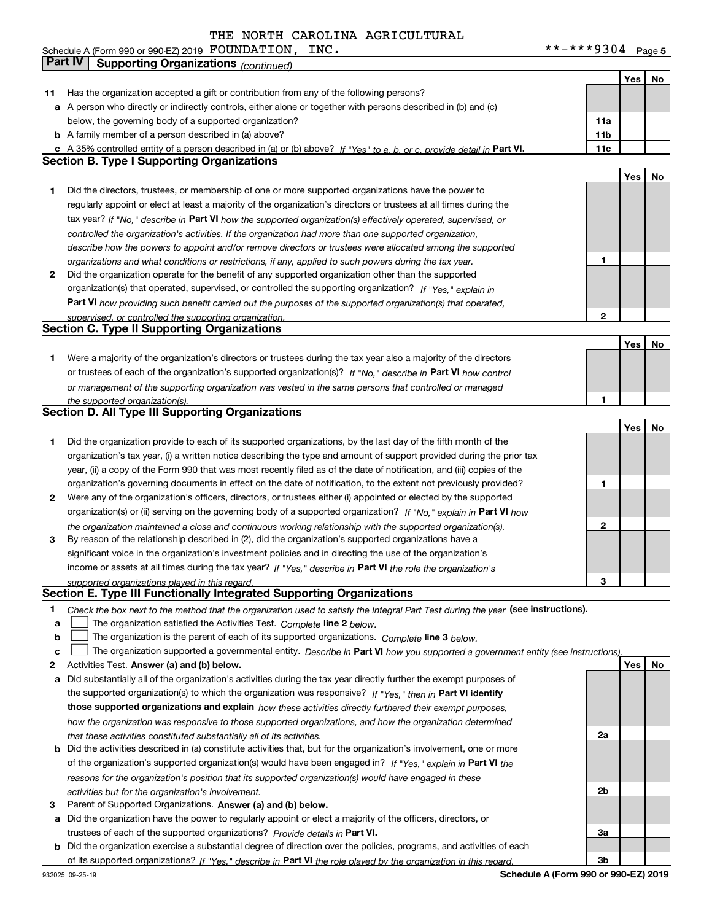THE NORTH CAROLINA AGRICULTURAL

Schedule A (Form 990 or 990-EZ) 2019 FOUNDATION, INC. **-***9304 Page 5

## Part IV Supporting Organizations *(continued)*

| | | | Yes | No |
|---|---|---|---|---|
| **11** | Has the organization accepted a gift or contribution from any of the following persons? | | | |
| **a** | A person who directly or indirectly controls, either alone or together with persons described in (b) and (c) below, the governing body of a supported organization? | **11a** | | |
| **b** | A family member of a person described in (a) above? | **11b** | | |
| **c** | A 35% controlled entity of a person described in (a) or (b) above? *If "Yes" to a, b, or c, provide detail in* **Part VI.** | **11c** | | |

### Section B. Type I Supporting Organizations

| | | | Yes | No |
|---|---|---|---|---|
| **1** | Did the directors, trustees, or membership of one or more supported organizations have the power to regularly appoint or elect at least a majority of the organization's directors or trustees at all times during the tax year? *If "No," describe in* **Part VI** *how the supported organization(s) effectively operated, supervised, or controlled the organization's activities. If the organization had more than one supported organization, describe how the powers to appoint and/or remove directors or trustees were allocated among the supported organizations and what conditions or restrictions, if any, applied to such powers during the tax year.* | **1** | | |
| **2** | Did the organization operate for the benefit of any supported organization other than the supported organization(s) that operated, supervised, or controlled the supporting organization? *If "Yes," explain in* **Part VI** *how providing such benefit carried out the purposes of the supported organization(s) that operated, supervised, or controlled the supporting organization.* | **2** | | |

### Section C. Type II Supporting Organizations

| | | | Yes | No |
|---|---|---|---|---|
| **1** | Were a majority of the organization's directors or trustees during the tax year also a majority of the directors or trustees of each of the organization's supported organization(s)? *If "No," describe in* **Part VI** *how control or management of the supporting organization was vested in the same persons that controlled or managed the supported organization(s).* | **1** | | |

### Section D. All Type III Supporting Organizations

| | | | Yes | No |
|---|---|---|---|---|
| **1** | Did the organization provide to each of its supported organizations, by the last day of the fifth month of the organization's tax year, (i) a written notice describing the type and amount of support provided during the prior tax year, (ii) a copy of the Form 990 that was most recently filed as of the date of notification, and (iii) copies of the organization's governing documents in effect on the date of notification, to the extent not previously provided? | **1** | | |
| **2** | Were any of the organization's officers, directors, or trustees either (i) appointed or elected by the supported organization(s) or (ii) serving on the governing body of a supported organization? *If "No," explain in* **Part VI** *how the organization maintained a close and continuous working relationship with the supported organization(s).* | **2** | | |
| **3** | By reason of the relationship described in (2), did the organization's supported organizations have a significant voice in the organization's investment policies and in directing the use of the organization's income or assets at all times during the tax year? *If "Yes," describe in* **Part VI** *the role the organization's supported organizations played in this regard.* | **3** | | |

### Section E. Type III Functionally Integrated Supporting Organizations

**1** *Check the box next to the method that the organization used to satisfy the Integral Part Test during the year* **(see instructions).**

**a** ☐ The organization satisfied the Activities Test. *Complete* **line 2** *below.*

**b** ☐ The organization is the parent of each of its supported organizations. *Complete* **line 3** *below.*

**c** ☐ The organization supported a governmental entity. *Describe in* **Part VI** *how you supported a government entity (see instructions).*

| | | | Yes | No |
|---|---|---|---|---|
| **2** | Activities Test. **Answer (a) and (b) below.** | | | |
| **a** | Did substantially all of the organization's activities during the tax year directly further the exempt purposes of the supported organization(s) to which the organization was responsive? *If "Yes," then in* **Part VI identify those supported organizations and explain** *how these activities directly furthered their exempt purposes, how the organization was responsive to those supported organizations, and how the organization determined that these activities constituted substantially all of its activities.* | **2a** | | |
| **b** | Did the activities described in (a) constitute activities that, but for the organization's involvement, one or more of the organization's supported organization(s) would have been engaged in? *If "Yes," explain in* **Part VI** *the reasons for the organization's position that its supported organization(s) would have engaged in these activities but for the organization's involvement.* | **2b** | | |
| **3** | Parent of Supported Organizations. **Answer (a) and (b) below.** | | | |
| **a** | Did the organization have the power to regularly appoint or elect a majority of the officers, directors, or trustees of each of the supported organizations? *Provide details in* **Part VI.** | **3a** | | |
| **b** | Did the organization exercise a substantial degree of direction over the policies, programs, and activities of each of its supported organizations? *If "Yes," describe in* **Part VI** *the role played by the organization in this regard.* | **3b** | | |

932025 09-25-19 **Schedule A (Form 990 or 990-EZ) 2019**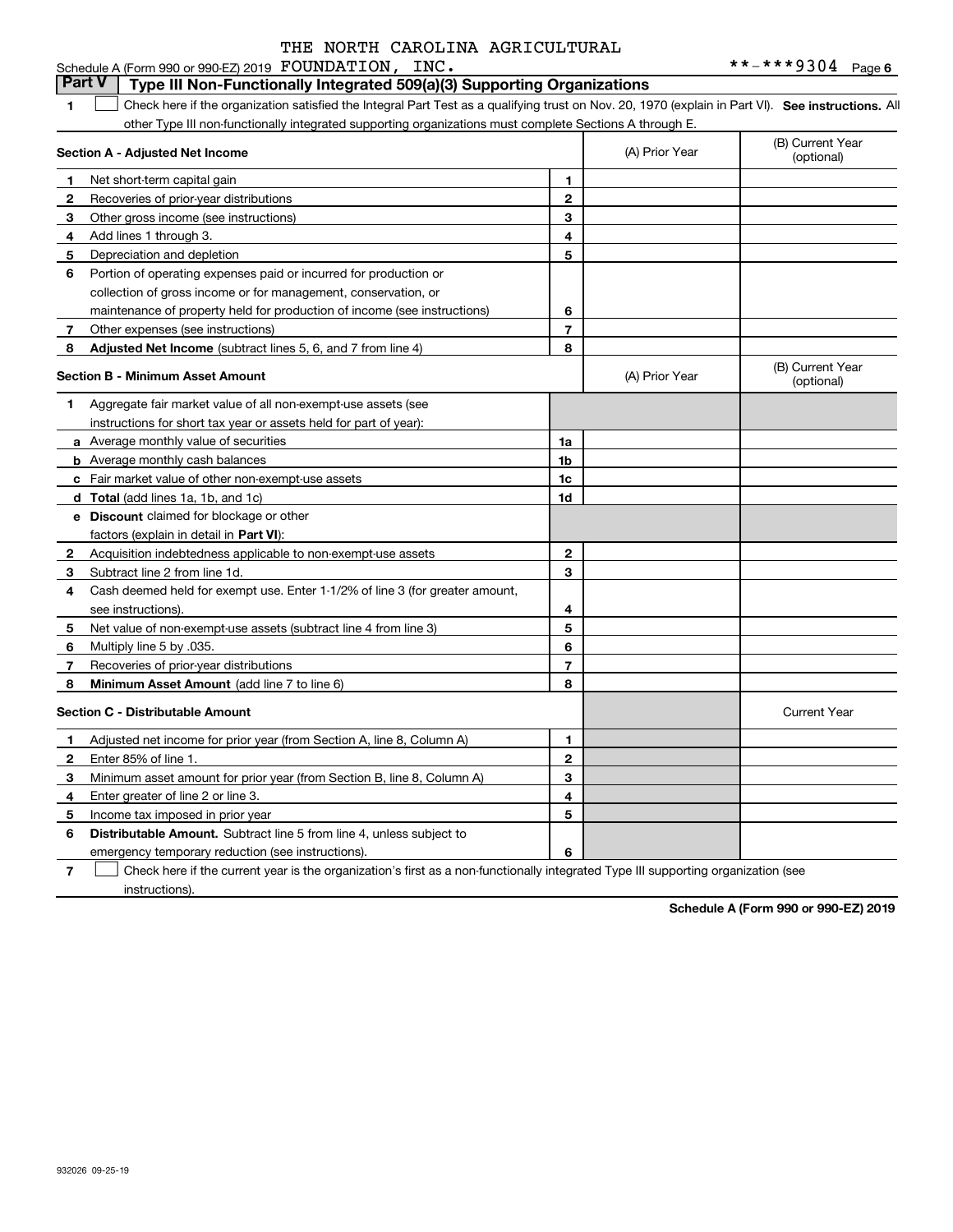THE NORTH CAROLINA AGRICULTURAL

Schedule A (Form 990 or 990-EZ) 2019 FOUNDATION, INC. **-***9304 Page 6

## Part V Type III Non-Functionally Integrated 509(a)(3) Supporting Organizations

1 ☐ Check here if the organization satisfied the Integral Part Test as a qualifying trust on Nov. 20, 1970 (explain in Part VI). **See instructions.** All other Type III non-functionally integrated supporting organizations must complete Sections A through E.

| **Section A - Adjusted Net Income** | | | (A) Prior Year | (B) Current Year (optional) |
|---|---|---|---|---|
| 1 | Net short-term capital gain | 1 | | |
| 2 | Recoveries of prior-year distributions | 2 | | |
| 3 | Other gross income (see instructions) | 3 | | |
| 4 | Add lines 1 through 3. | 4 | | |
| 5 | Depreciation and depletion | 5 | | |
| 6 | Portion of operating expenses paid or incurred for production or collection of gross income or for management, conservation, or maintenance of property held for production of income (see instructions) | 6 | | |
| 7 | Other expenses (see instructions) | 7 | | |
| 8 | **Adjusted Net Income** (subtract lines 5, 6, and 7 from line 4) | 8 | | |

| **Section B - Minimum Asset Amount** | | | (A) Prior Year | (B) Current Year (optional) |
|---|---|---|---|---|
| 1 | Aggregate fair market value of all non-exempt-use assets (see instructions for short tax year or assets held for part of year): | | | |
| a | Average monthly value of securities | 1a | | |
| b | Average monthly cash balances | 1b | | |
| c | Fair market value of other non-exempt-use assets | 1c | | |
| d | **Total** (add lines 1a, 1b, and 1c) | 1d | | |
| e | **Discount** claimed for blockage or other factors (explain in detail in **Part VI**): | | | |
| 2 | Acquisition indebtedness applicable to non-exempt-use assets | 2 | | |
| 3 | Subtract line 2 from line 1d. | 3 | | |
| 4 | Cash deemed held for exempt use. Enter 1-1/2% of line 3 (for greater amount, see instructions). | 4 | | |
| 5 | Net value of non-exempt-use assets (subtract line 4 from line 3) | 5 | | |
| 6 | Multiply line 5 by .035. | 6 | | |
| 7 | Recoveries of prior-year distributions | 7 | | |
| 8 | **Minimum Asset Amount** (add line 7 to line 6) | 8 | | |

| **Section C - Distributable Amount** | | | | Current Year |
|---|---|---|---|---|
| 1 | Adjusted net income for prior year (from Section A, line 8, Column A) | 1 | | |
| 2 | Enter 85% of line 1. | 2 | | |
| 3 | Minimum asset amount for prior year (from Section B, line 8, Column A) | 3 | | |
| 4 | Enter greater of line 2 or line 3. | 4 | | |
| 5 | Income tax imposed in prior year | 5 | | |
| 6 | **Distributable Amount.** Subtract line 5 from line 4, unless subject to emergency temporary reduction (see instructions). | 6 | | |

7 ☐ Check here if the current year is the organization's first as a non-functionally integrated Type III supporting organization (see instructions).

**Schedule A (Form 990 or 990-EZ) 2019**

932026 09-25-19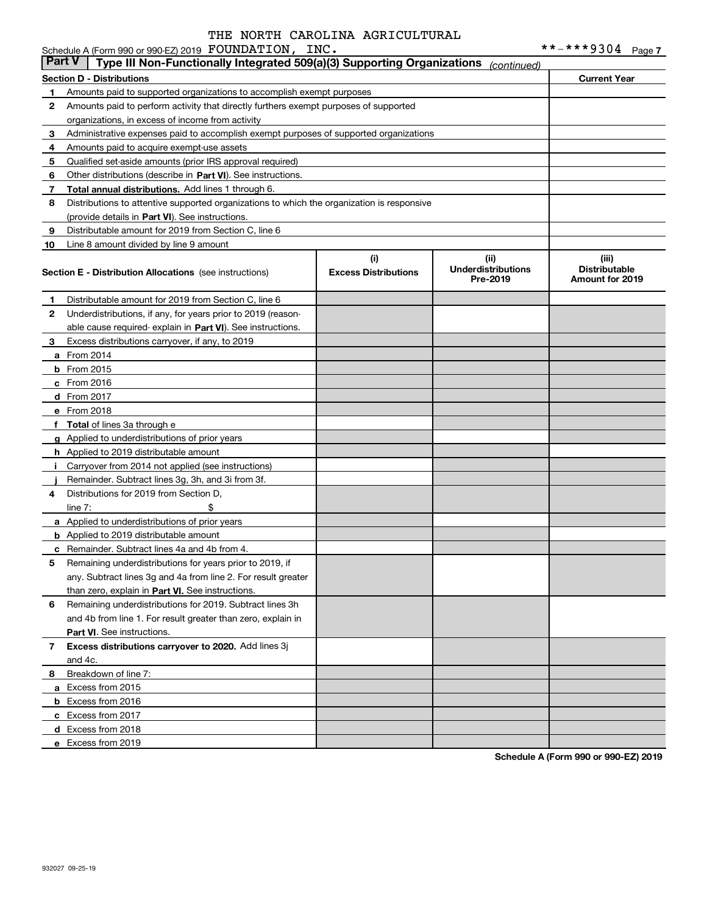THE NORTH CAROLINA AGRICULTURAL

Schedule A (Form 990 or 990-EZ) 2019 FOUNDATION, INC. **-***9304 Page 7

## Part V | Type III Non-Functionally Integrated 509(a)(3) Supporting Organizations *(continued)*

| Section D - Distributions | | Current Year |
|---|---|---|
| 1 | Amounts paid to supported organizations to accomplish exempt purposes | |
| 2 | Amounts paid to perform activity that directly furthers exempt purposes of supported organizations, in excess of income from activity | |
| 3 | Administrative expenses paid to accomplish exempt purposes of supported organizations | |
| 4 | Amounts paid to acquire exempt-use assets | |
| 5 | Qualified set-aside amounts (prior IRS approval required) | |
| 6 | Other distributions (describe in **Part VI**). See instructions. | |
| 7 | **Total annual distributions.** Add lines 1 through 6. | |
| 8 | Distributions to attentive supported organizations to which the organization is responsive (provide details in **Part VI**). See instructions. | |
| 9 | Distributable amount for 2019 from Section C, line 6 | |
| 10 | Line 8 amount divided by line 9 amount | |

| Section E - Distribution Allocations (see instructions) | | (i) Excess Distributions | (ii) Underdistributions Pre-2019 | (iii) Distributable Amount for 2019 |
|---|---|---|---|---|
| 1 | Distributable amount for 2019 from Section C, line 6 | | | |
| 2 | Underdistributions, if any, for years prior to 2019 (reasonable cause required- explain in **Part VI**). See instructions. | | | |
| 3 | Excess distributions carryover, if any, to 2019 | | | |
| a | From 2014 | | | |
| b | From 2015 | | | |
| c | From 2016 | | | |
| d | From 2017 | | | |
| e | From 2018 | | | |
| f | **Total** of lines 3a through e | | | |
| g | Applied to underdistributions of prior years | | | |
| h | Applied to 2019 distributable amount | | | |
| i | Carryover from 2014 not applied (see instructions) | | | |
| j | Remainder. Subtract lines 3g, 3h, and 3i from 3f. | | | |
| 4 | Distributions for 2019 from Section D, line 7: $ | | | |
| a | Applied to underdistributions of prior years | | | |
| b | Applied to 2019 distributable amount | | | |
| c | Remainder. Subtract lines 4a and 4b from 4. | | | |
| 5 | Remaining underdistributions for years prior to 2019, if any. Subtract lines 3g and 4a from line 2. For result greater than zero, explain in **Part VI.** See instructions. | | | |
| 6 | Remaining underdistributions for 2019. Subtract lines 3h and 4b from line 1. For result greater than zero, explain in **Part VI**. See instructions. | | | |
| 7 | **Excess distributions carryover to 2020.** Add lines 3j and 4c. | | | |
| 8 | Breakdown of line 7: | | | |
| a | Excess from 2015 | | | |
| b | Excess from 2016 | | | |
| c | Excess from 2017 | | | |
| d | Excess from 2018 | | | |
| e | Excess from 2019 | | | |

**Schedule A (Form 990 or 990-EZ) 2019**

932027 09-25-19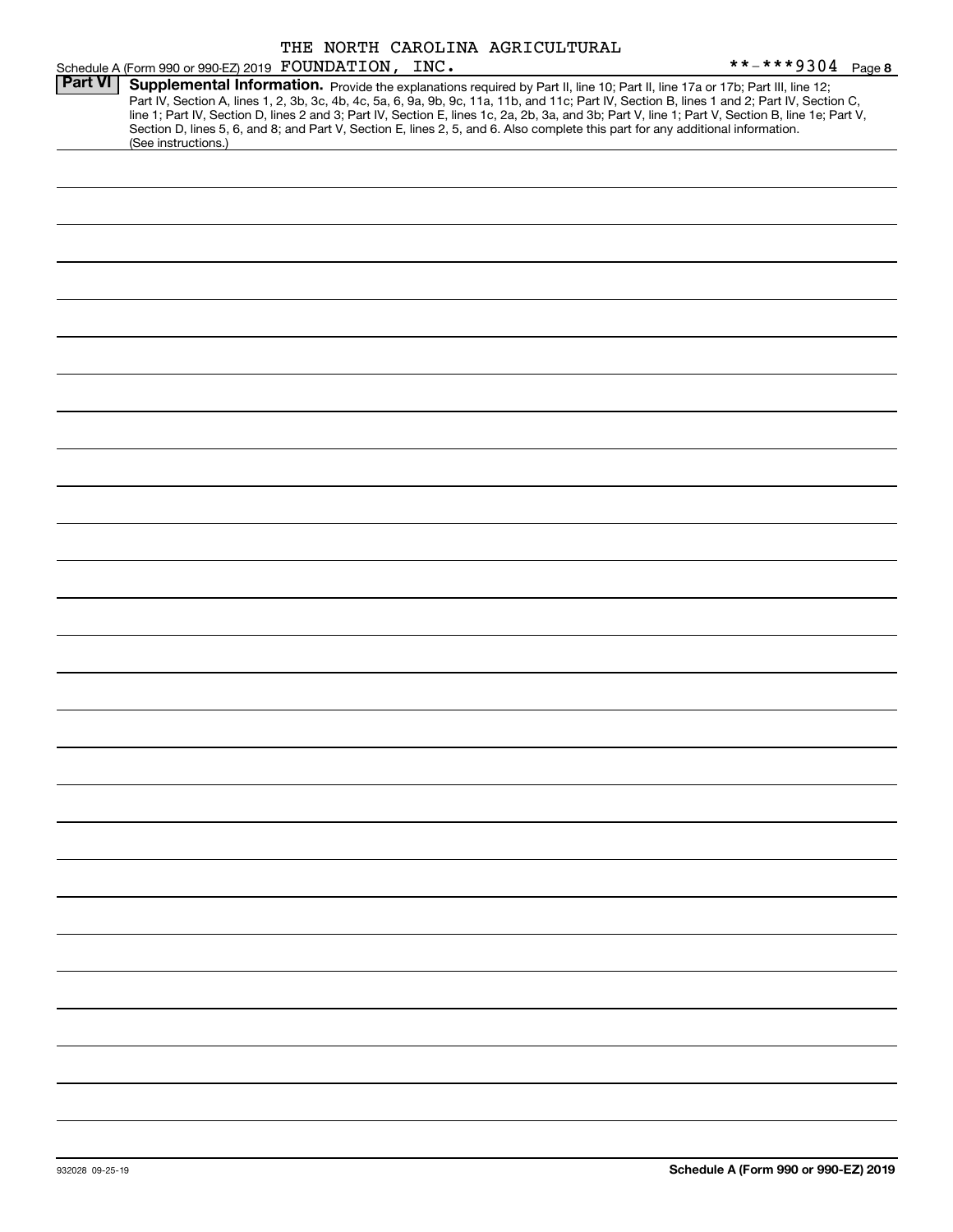THE NORTH CAROLINA AGRICULTURAL

Schedule A (Form 990 or 990-EZ) 2019 FOUNDATION, INC. **-***9304 Page **8**

**Part VI** **Supplemental Information.** Provide the explanations required by Part II, line 10; Part II, line 17a or 17b; Part III, line 12; Part IV, Section A, lines 1, 2, 3b, 3c, 4b, 4c, 5a, 6, 9a, 9b, 9c, 11a, 11b, and 11c; Part IV, Section B, lines 1 and 2; Part IV, Section C, line 1; Part IV, Section D, lines 2 and 3; Part IV, Section E, lines 1c, 2a, 2b, 3a, and 3b; Part V, line 1; Part V, Section B, line 1e; Part V, Section D, lines 5, 6, and 8; and Part V, Section E, lines 2, 5, and 6. Also complete this part for any additional information. (See instructions.)

932028 09-25-19 **Schedule A (Form 990 or 990-EZ) 2019**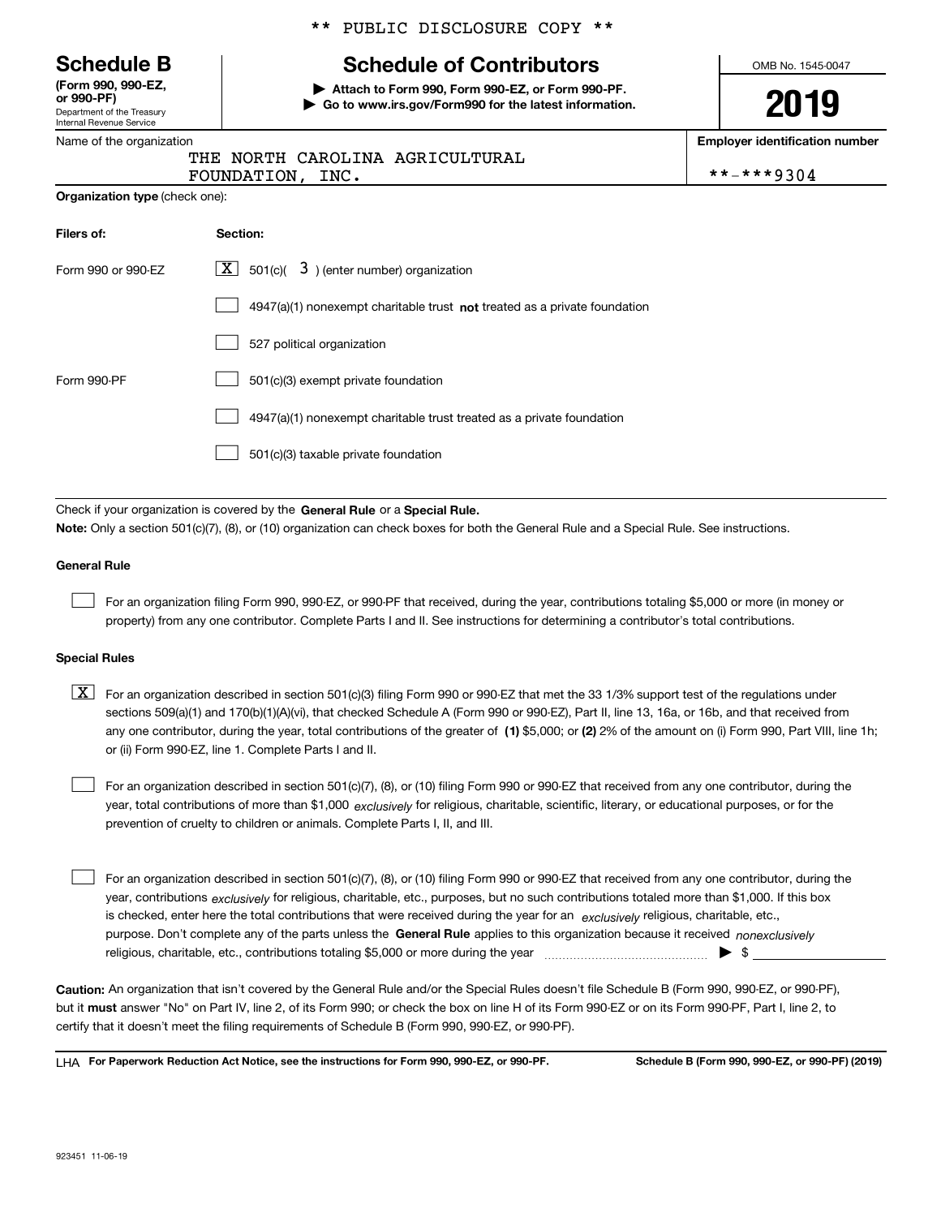\*\* PUBLIC DISCLOSURE COPY \*\*

# Schedule B

**(Form 990, 990-EZ, or 990-PF)**
Department of the Treasury
Internal Revenue Service

## Schedule of Contributors

▶ **Attach to Form 990, Form 990-EZ, or Form 990-PF.**
▶ **Go to www.irs.gov/Form990 for the latest information.**

OMB No. 1545-0047

**2019**

| Name of the organization | Employer identification number |
|---|---|
| THE NORTH CAROLINA AGRICULTURAL FOUNDATION, INC. | \*\*-\*\*\*9304 |

**Organization type** (check one):

| Filers of: | Section: |
|---|---|
| Form 990 or 990-EZ | [X] 501(c)( 3 ) (enter number) organization |
| | [ ] 4947(a)(1) nonexempt charitable trust **not** treated as a private foundation |
| | [ ] 527 political organization |
| Form 990-PF | [ ] 501(c)(3) exempt private foundation |
| | [ ] 4947(a)(1) nonexempt charitable trust treated as a private foundation |
| | [ ] 501(c)(3) taxable private foundation |

Check if your organization is covered by the **General Rule** or a **Special Rule.**

**Note:** Only a section 501(c)(7), (8), or (10) organization can check boxes for both the General Rule and a Special Rule. See instructions.

### General Rule

[ ] For an organization filing Form 990, 990-EZ, or 990-PF that received, during the year, contributions totaling $5,000 or more (in money or property) from any one contributor. Complete Parts I and II. See instructions for determining a contributor's total contributions.

### Special Rules

[X] For an organization described in section 501(c)(3) filing Form 990 or 990-EZ that met the 33 1/3% support test of the regulations under sections 509(a)(1) and 170(b)(1)(A)(vi), that checked Schedule A (Form 990 or 990-EZ), Part II, line 13, 16a, or 16b, and that received from any one contributor, during the year, total contributions of the greater of **(1)** $5,000; or **(2)** 2% of the amount on (i) Form 990, Part VIII, line 1h; or (ii) Form 990-EZ, line 1. Complete Parts I and II.

[ ] For an organization described in section 501(c)(7), (8), or (10) filing Form 990 or 990-EZ that received from any one contributor, during the year, total contributions of more than $1,000 *exclusively* for religious, charitable, scientific, literary, or educational purposes, or for the prevention of cruelty to children or animals. Complete Parts I, II, and III.

[ ] For an organization described in section 501(c)(7), (8), or (10) filing Form 990 or 990-EZ that received from any one contributor, during the year, contributions *exclusively* for religious, charitable, etc., purposes, but no such contributions totaled more than $1,000. If this box is checked, enter here the total contributions that were received during the year for an *exclusively* religious, charitable, etc., purpose. Don't complete any of the parts unless the **General Rule** applies to this organization because it received *nonexclusively* religious, charitable, etc., contributions totaling $5,000 or more during the year ▶ $ \_\_\_\_\_\_\_\_\_\_

**Caution:** An organization that isn't covered by the General Rule and/or the Special Rules doesn't file Schedule B (Form 990, 990-EZ, or 990-PF), but it **must** answer "No" on Part IV, line 2, of its Form 990; or check the box on line H of its Form 990-EZ or on its Form 990-PF, Part I, line 2, to certify that it doesn't meet the filing requirements of Schedule B (Form 990, 990-EZ, or 990-PF).

LHA **For Paperwork Reduction Act Notice, see the instructions for Form 990, 990-EZ, or 990-PF.** **Schedule B (Form 990, 990-EZ, or 990-PF) (2019)**

923451 11-06-19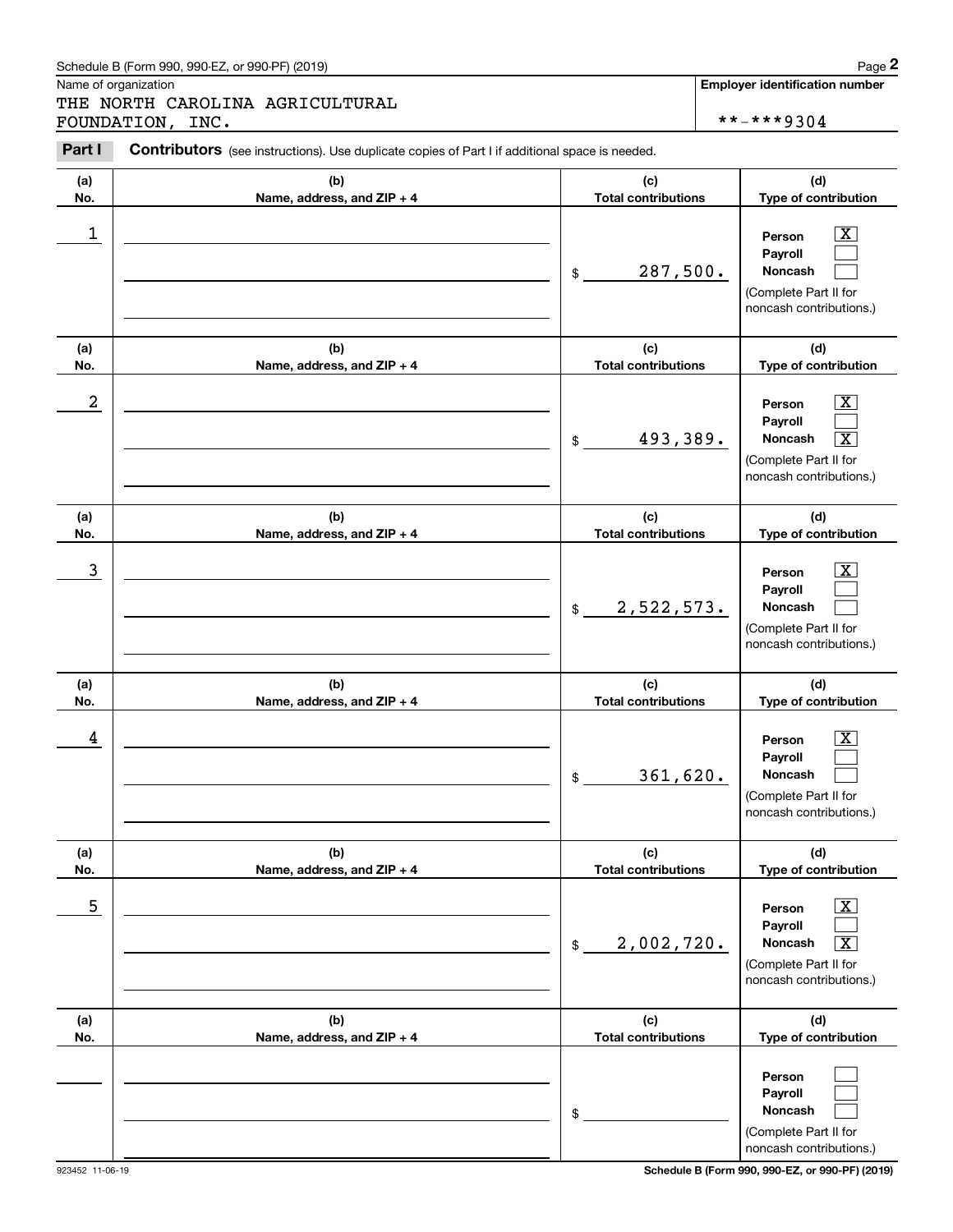Schedule B (Form 990, 990-EZ, or 990-PF) (2019)

Name of organization: THE NORTH CAROLINA AGRICULTURAL FOUNDATION, INC.

Employer identification number: **-***9304

**Part I** **Contributors** (see instructions). Use duplicate copies of Part I if additional space is needed.

| (a) No. | (b) Name, address, and ZIP + 4 | (c) Total contributions | (d) Type of contribution |
|---|---|---|---|
| 1 | | $ 287,500. | Person [X] Payroll [ ] Noncash [ ] (Complete Part II for noncash contributions.) |
| 2 | | $ 493,389. | Person [X] Payroll [ ] Noncash [X] (Complete Part II for noncash contributions.) |
| 3 | | $ 2,522,573. | Person [X] Payroll [ ] Noncash [ ] (Complete Part II for noncash contributions.) |
| 4 | | $ 361,620. | Person [X] Payroll [ ] Noncash [ ] (Complete Part II for noncash contributions.) |
| 5 | | $ 2,002,720. | Person [X] Payroll [ ] Noncash [X] (Complete Part II for noncash contributions.) |
| | | $ | Person [ ] Payroll [ ] Noncash [ ] (Complete Part II for noncash contributions.) |

923452 11-06-19

Schedule B (Form 990, 990-EZ, or 990-PF) (2019)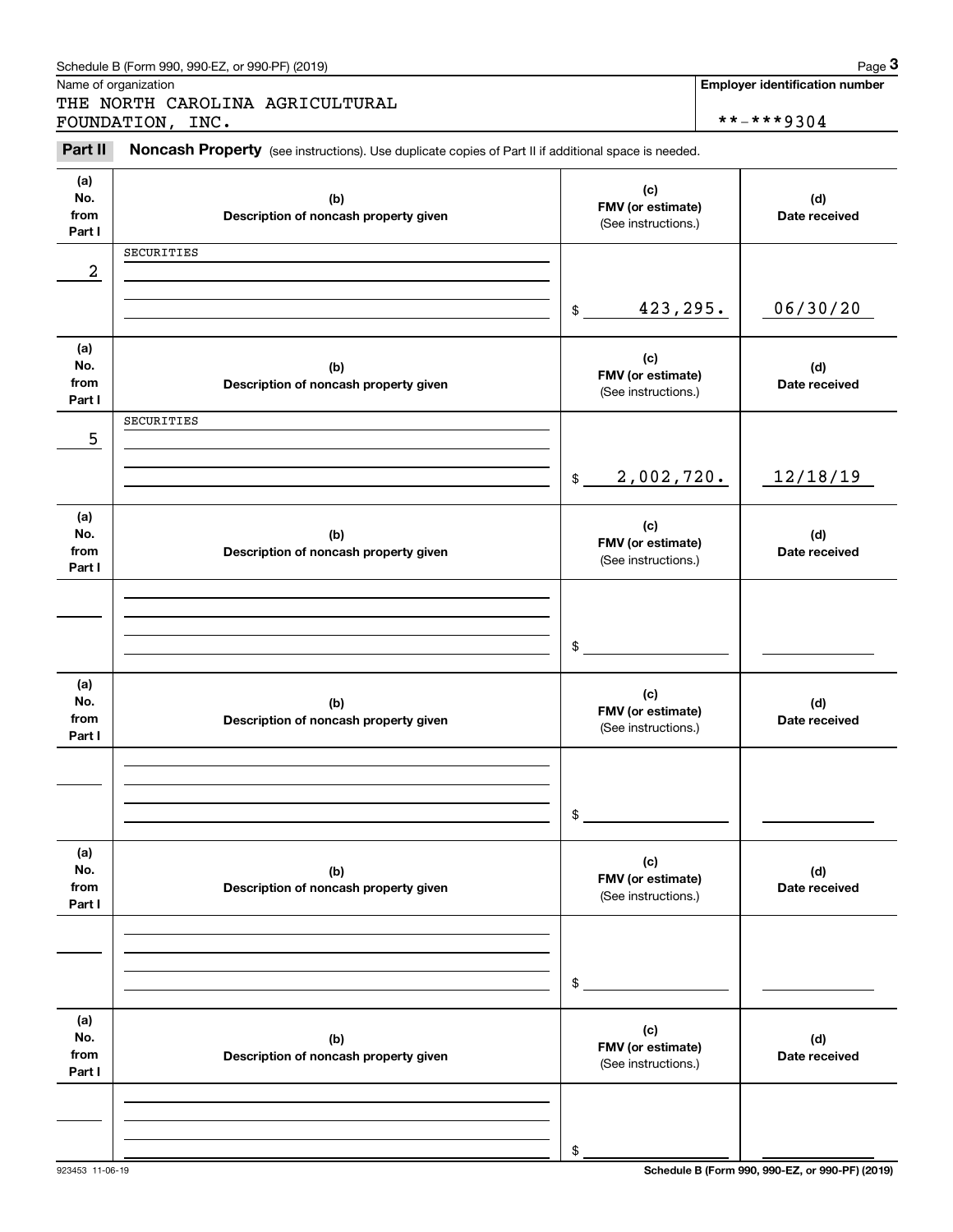Schedule B (Form 990, 990-EZ, or 990-PF) (2019)

Name of organization

THE NORTH CAROLINA AGRICULTURAL FOUNDATION, INC.

**Employer identification number**

**-***9304

**Part II** **Noncash Property** (see instructions). Use duplicate copies of Part II if additional space is needed.

| (a) No. from Part I | (b) Description of noncash property given | (c) FMV (or estimate) (See instructions.) | (d) Date received |
|---|---|---|---|
| 2 | SECURITIES | $ 423,295. | 06/30/20 |
| 5 | SECURITIES | $ 2,002,720. | 12/18/19 |
| | | $ | |
| | | $ | |
| | | $ | |
| | | $ | |

923453 11-06-19

**Schedule B (Form 990, 990-EZ, or 990-PF) (2019)**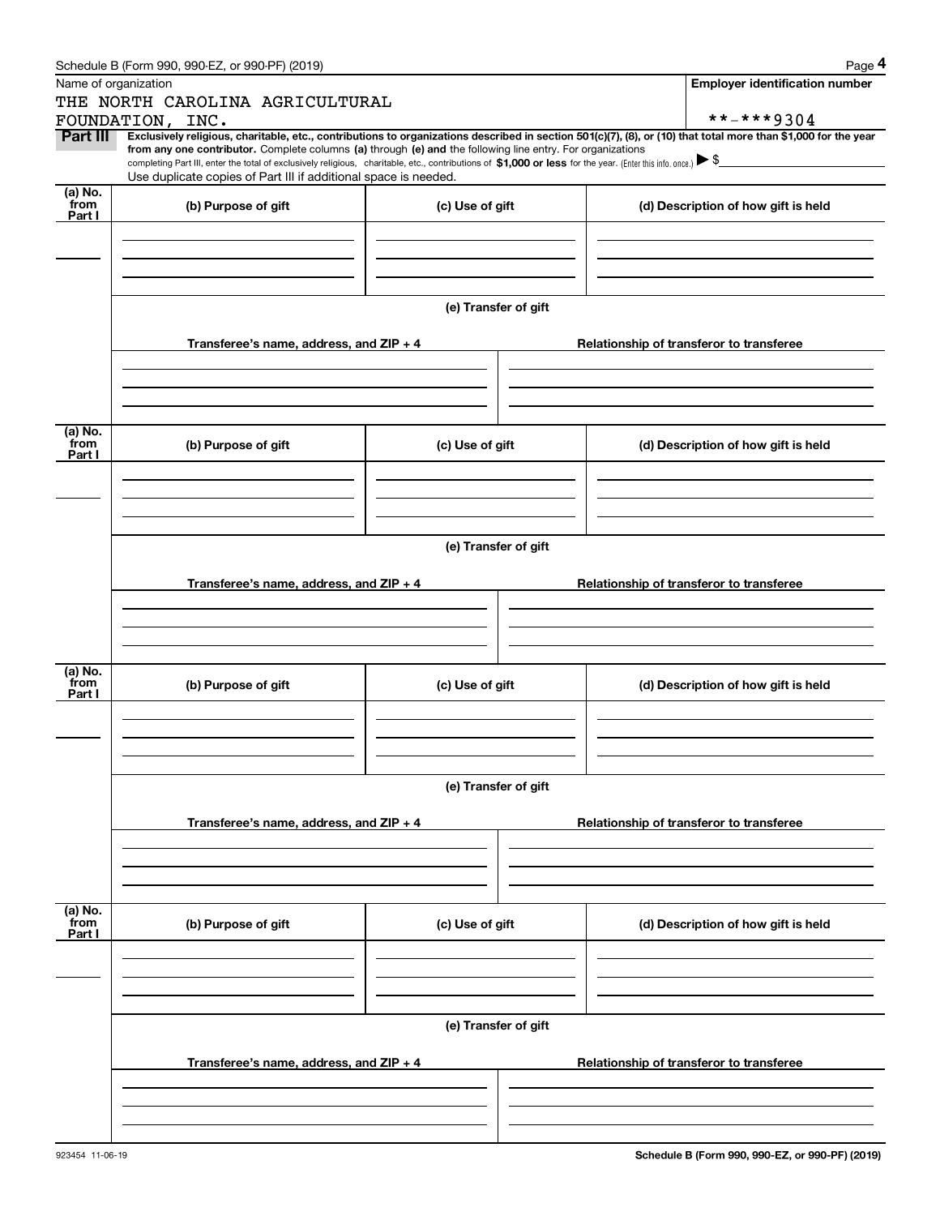Schedule B (Form 990, 990-EZ, or 990-PF) (2019)

Name of organization

THE NORTH CAROLINA AGRICULTURAL FOUNDATION, INC.

Employer identification number

**-***9304

**Part III** **Exclusively religious, charitable, etc., contributions to organizations described in section 501(c)(7), (8), or (10) that total more than $1,000 for the year from any one contributor.** Complete columns **(a)** through **(e) and** the following line entry. For organizations completing Part III, enter the total of exclusively religious, charitable, etc., contributions of **$1,000 or less** for the year. (Enter this info. once.) ▶ $

Use duplicate copies of Part III if additional space is needed.

| (a) No. from Part I | (b) Purpose of gift | (c) Use of gift | (d) Description of how gift is held |
|---|---|---|---|
| | | | |

(e) Transfer of gift

| Transferee's name, address, and ZIP + 4 | Relationship of transferor to transferee |
|---|---|
| | |

| (a) No. from Part I | (b) Purpose of gift | (c) Use of gift | (d) Description of how gift is held |
|---|---|---|---|
| | | | |

(e) Transfer of gift

| Transferee's name, address, and ZIP + 4 | Relationship of transferor to transferee |
|---|---|
| | |

| (a) No. from Part I | (b) Purpose of gift | (c) Use of gift | (d) Description of how gift is held |
|---|---|---|---|
| | | | |

(e) Transfer of gift

| Transferee's name, address, and ZIP + 4 | Relationship of transferor to transferee |
|---|---|
| | |

| (a) No. from Part I | (b) Purpose of gift | (c) Use of gift | (d) Description of how gift is held |
|---|---|---|---|
| | | | |

(e) Transfer of gift

| Transferee's name, address, and ZIP + 4 | Relationship of transferor to transferee |
|---|---|
| | |

923454 11-06-19

Schedule B (Form 990, 990-EZ, or 990-PF) (2019)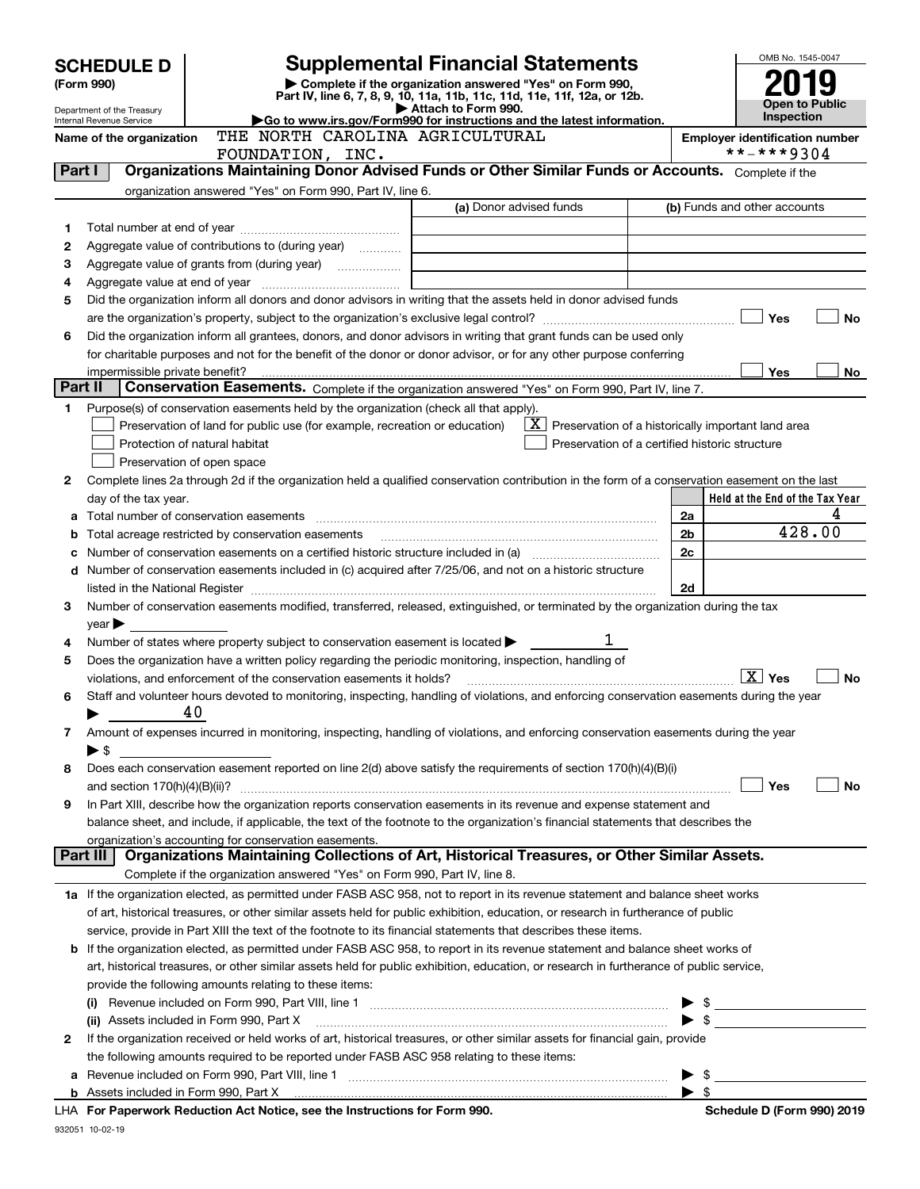# SCHEDULE D (Form 990)

Department of the Treasury
Internal Revenue Service

## Supplemental Financial Statements

▶ Complete if the organization answered "Yes" on Form 990, Part IV, line 6, 7, 8, 9, 10, 11a, 11b, 11c, 11d, 11e, 11f, 12a, or 12b.
▶ Attach to Form 990.
▶Go to www.irs.gov/Form990 for instructions and the latest information.

OMB No. 1545-0047

**2019**

**Open to Public Inspection**

**Name of the organization:** THE NORTH CAROLINA AGRICULTURAL FOUNDATION, INC.

**Employer identification number:** **-***9304

## Part I Organizations Maintaining Donor Advised Funds or Other Similar Funds or Accounts.

Complete if the organization answered "Yes" on Form 990, Part IV, line 6.

| | | (a) Donor advised funds | (b) Funds and other accounts |
|---|---|---|---|
| 1 | Total number at end of year | | |
| 2 | Aggregate value of contributions to (during year) | | |
| 3 | Aggregate value of grants from (during year) | | |
| 4 | Aggregate value at end of year | | |

5 Did the organization inform all donors and donor advisors in writing that the assets held in donor advised funds are the organization's property, subject to the organization's exclusive legal control? ☐ Yes ☐ No

6 Did the organization inform all grantees, donors, and donor advisors in writing that grant funds can be used only for charitable purposes and not for the benefit of the donor or donor advisor, or for any other purpose conferring impermissible private benefit? ☐ Yes ☐ No

## Part II Conservation Easements.

Complete if the organization answered "Yes" on Form 990, Part IV, line 7.

1 Purpose(s) of conservation easements held by the organization (check all that apply).

- ☐ Preservation of land for public use (for example, recreation or education)
- ☐ Protection of natural habitat
- ☐ Preservation of open space
- ☒ Preservation of a historically important land area
- ☐ Preservation of a certified historic structure

2 Complete lines 2a through 2d if the organization held a qualified conservation contribution in the form of a conservation easement on the last day of the tax year.

| | | | Held at the End of the Tax Year |
|---|---|---|---|
| a | Total number of conservation easements | 2a | 4 |
| b | Total acreage restricted by conservation easements | 2b | 428.00 |
| c | Number of conservation easements on a certified historic structure included in (a) | 2c | |
| d | Number of conservation easements included in (c) acquired after 7/25/06, and not on a historic structure listed in the National Register | 2d | |

3 Number of conservation easements modified, transferred, released, extinguished, or terminated by the organization during the tax year ▶

4 Number of states where property subject to conservation easement is located ▶ 1

5 Does the organization have a written policy regarding the periodic monitoring, inspection, handling of violations, and enforcement of the conservation easements it holds? ☒ Yes ☐ No

6 Staff and volunteer hours devoted to monitoring, inspecting, handling of violations, and enforcing conservation easements during the year ▶ 40

7 Amount of expenses incurred in monitoring, inspecting, handling of violations, and enforcing conservation easements during the year ▶ $

8 Does each conservation easement reported on line 2(d) above satisfy the requirements of section 170(h)(4)(B)(i) and section 170(h)(4)(B)(ii)? ☐ Yes ☐ No

9 In Part XIII, describe how the organization reports conservation easements in its revenue and expense statement and balance sheet, and include, if applicable, the text of the footnote to the organization's financial statements that describes the organization's accounting for conservation easements.

## Part III Organizations Maintaining Collections of Art, Historical Treasures, or Other Similar Assets.

Complete if the organization answered "Yes" on Form 990, Part IV, line 8.

1a If the organization elected, as permitted under FASB ASC 958, not to report in its revenue statement and balance sheet works of art, historical treasures, or other similar assets held for public exhibition, education, or research in furtherance of public service, provide in Part XIII the text of the footnote to its financial statements that describes these items.

b If the organization elected, as permitted under FASB ASC 958, to report in its revenue statement and balance sheet works of art, historical treasures, or other similar assets held for public exhibition, education, or research in furtherance of public service, provide the following amounts relating to these items:

(i) Revenue included on Form 990, Part VIII, line 1 ▶ $

(ii) Assets included in Form 990, Part X ▶ $

2 If the organization received or held works of art, historical treasures, or other similar assets for financial gain, provide the following amounts required to be reported under FASB ASC 958 relating to these items:

a Revenue included on Form 990, Part VIII, line 1 ▶ $

b Assets included in Form 990, Part X ▶ $

LHA For Paperwork Reduction Act Notice, see the Instructions for Form 990. Schedule D (Form 990) 2019

932051 10-02-19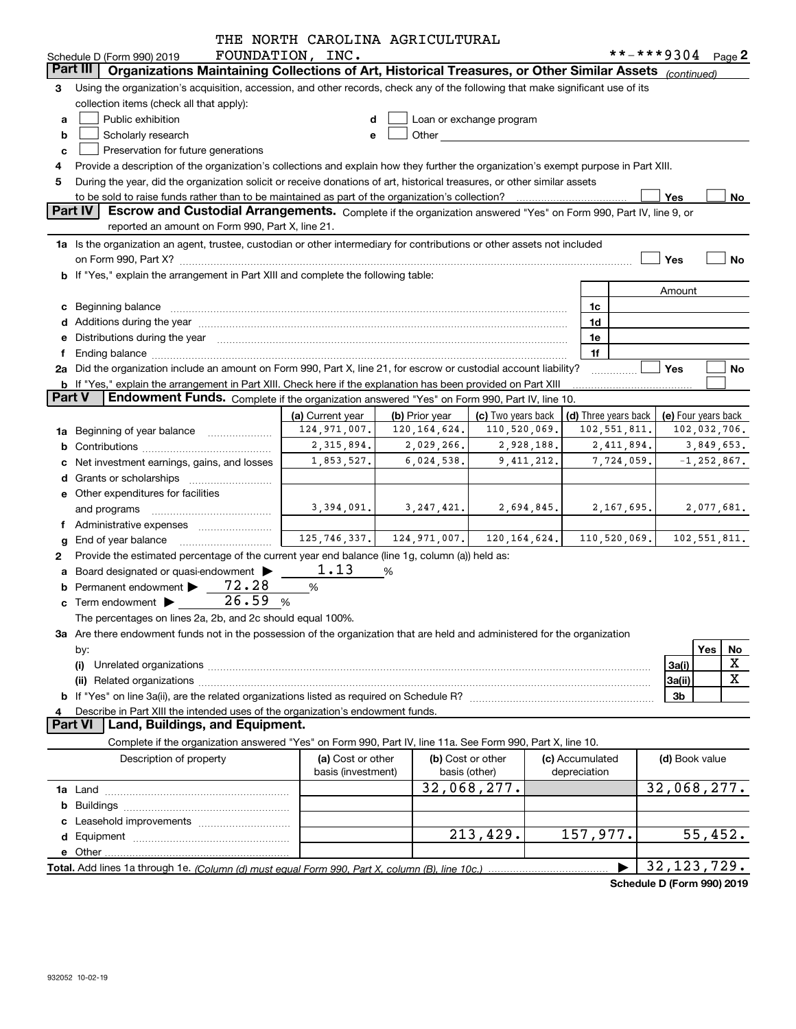THE NORTH CAROLINA AGRICULTURAL FOUNDATION, INC.

Schedule D (Form 990) 2019 **-***9304 Page 2

## Part III Organizations Maintaining Collections of Art, Historical Treasures, or Other Similar Assets *(continued)*

3 Using the organization's acquisition, accession, and other records, check any of the following that make significant use of its collection items (check all that apply):

- a ☐ Public exhibition
- b ☐ Scholarly research
- c ☐ Preservation for future generations
- d ☐ Loan or exchange program
- e ☐ Other

4 Provide a description of the organization's collections and explain how they further the organization's exempt purpose in Part XIII.

5 During the year, did the organization solicit or receive donations of art, historical treasures, or other similar assets to be sold to raise funds rather than to be maintained as part of the organization's collection? ☐ Yes ☐ No

## Part IV Escrow and Custodial Arrangements.

Complete if the organization answered "Yes" on Form 990, Part IV, line 9, or reported an amount on Form 990, Part X, line 21.

1a Is the organization an agent, trustee, custodian or other intermediary for contributions or other assets not included on Form 990, Part X? ☐ Yes ☐ No

b If "Yes," explain the arrangement in Part XIII and complete the following table:

| | | Amount |
|---|---|---|
| c Beginning balance | 1c | |
| d Additions during the year | 1d | |
| e Distributions during the year | 1e | |
| f Ending balance | 1f | |

2a Did the organization include an amount on Form 990, Part X, line 21, for escrow or custodial account liability? ☐ Yes ☐ No

b If "Yes," explain the arrangement in Part XIII. Check here if the explanation has been provided on Part XIII ☐

## Part V Endowment Funds.

Complete if the organization answered "Yes" on Form 990, Part IV, line 10.

| | (a) Current year | (b) Prior year | (c) Two years back | (d) Three years back | (e) Four years back |
|---|---|---|---|---|---|
| 1a Beginning of year balance | 124,971,007. | 120,164,624. | 110,520,069. | 102,551,811. | 102,032,706. |
| b Contributions | 2,315,894. | 2,029,266. | 2,928,188. | 2,411,894. | 3,849,653. |
| c Net investment earnings, gains, and losses | 1,853,527. | 6,024,538. | 9,411,212. | 7,724,059. | -1,252,867. |
| d Grants or scholarships | | | | | |
| e Other expenditures for facilities and programs | 3,394,091. | 3,247,421. | 2,694,845. | 2,167,695. | 2,077,681. |
| f Administrative expenses | | | | | |
| g End of year balance | 125,746,337. | 124,971,007. | 120,164,624. | 110,520,069. | 102,551,811. |

2 Provide the estimated percentage of the current year end balance (line 1g, column (a)) held as:

- a Board designated or quasi-endowment ▶ 1.13 %
- b Permanent endowment ▶ 72.28 %
- c Term endowment ▶ 26.59 %

The percentages on lines 2a, 2b, and 2c should equal 100%.

3a Are there endowment funds not in the possession of the organization that are held and administered for the organization by:

| | | Yes | No |
|---|---|---|---|
| (i) Unrelated organizations | 3a(i) | | X |
| (ii) Related organizations | 3a(ii) | | X |
| b If "Yes" on line 3a(ii), are the related organizations listed as required on Schedule R? | 3b | | |

4 Describe in Part XIII the intended uses of the organization's endowment funds.

## Part VI Land, Buildings, and Equipment.

Complete if the organization answered "Yes" on Form 990, Part IV, line 11a. See Form 990, Part X, line 10.

| Description of property | (a) Cost or other basis (investment) | (b) Cost or other basis (other) | (c) Accumulated depreciation | (d) Book value |
|---|---|---|---|---|
| 1a Land | | 32,068,277. | | 32,068,277. |
| b Buildings | | | | |
| c Leasehold improvements | | | | |
| d Equipment | | 213,429. | 157,977. | 55,452. |
| e Other | | | | |
| **Total.** Add lines 1a through 1e. *(Column (d) must equal Form 990, Part X, column (B), line 10c.)* | | | ▶ | 32,123,729. |

**Schedule D (Form 990) 2019**

932052 10-02-19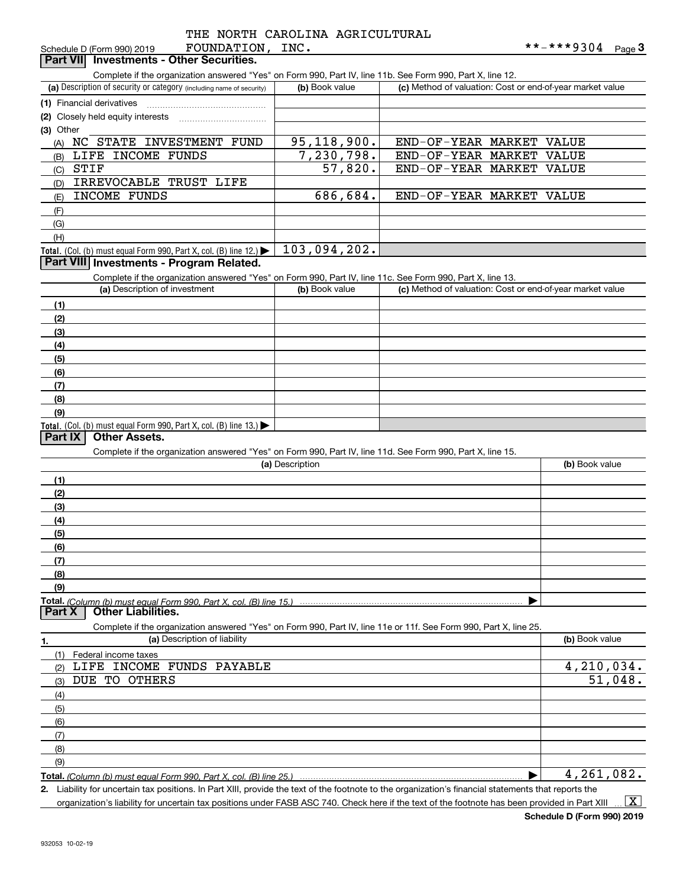Schedule D (Form 990) 2019 THE NORTH CAROLINA AGRICULTURAL FOUNDATION, INC. **-***9304 Page 3

## Part VII Investments - Other Securities.

Complete if the organization answered "Yes" on Form 990, Part IV, line 11b. See Form 990, Part X, line 12.

| (a) Description of security or category (including name of security) | (b) Book value | (c) Method of valuation: Cost or end-of-year market value |
|---|---|---|
| (1) Financial derivatives | | |
| (2) Closely held equity interests | | |
| (3) Other | | |
| (A) NC STATE INVESTMENT FUND | 95,118,900. | END-OF-YEAR MARKET VALUE |
| (B) LIFE INCOME FUNDS | 7,230,798. | END-OF-YEAR MARKET VALUE |
| (C) STIF | 57,820. | END-OF-YEAR MARKET VALUE |
| (D) IRREVOCABLE TRUST LIFE | | |
| (E) INCOME FUNDS | 686,684. | END-OF-YEAR MARKET VALUE |
| (F) | | |
| (G) | | |
| (H) | | |
| Total. (Col. (b) must equal Form 990, Part X, col. (B) line 12.) ▶ | 103,094,202. | |

## Part VIII Investments - Program Related.

Complete if the organization answered "Yes" on Form 990, Part IV, line 11c. See Form 990, Part X, line 13.

| (a) Description of investment | (b) Book value | (c) Method of valuation: Cost or end-of-year market value |
|---|---|---|
| (1) | | |
| (2) | | |
| (3) | | |
| (4) | | |
| (5) | | |
| (6) | | |
| (7) | | |
| (8) | | |
| (9) | | |
| Total. (Col. (b) must equal Form 990, Part X, col. (B) line 13.) ▶ | | |

## Part IX Other Assets.

Complete if the organization answered "Yes" on Form 990, Part IV, line 11d. See Form 990, Part X, line 15.

| (a) Description | (b) Book value |
|---|---|
| (1) | |
| (2) | |
| (3) | |
| (4) | |
| (5) | |
| (6) | |
| (7) | |
| (8) | |
| (9) | |
| Total. (Column (b) must equal Form 990, Part X, col. (B) line 15.) ▶ | |

## Part X Other Liabilities.

Complete if the organization answered "Yes" on Form 990, Part IV, line 11e or 11f. See Form 990, Part X, line 25.

| 1. (a) Description of liability | (b) Book value |
|---|---|
| (1) Federal income taxes | |
| (2) LIFE INCOME FUNDS PAYABLE | 4,210,034. |
| (3) DUE TO OTHERS | 51,048. |
| (4) | |
| (5) | |
| (6) | |
| (7) | |
| (8) | |
| (9) | |
| Total. (Column (b) must equal Form 990, Part X, col. (B) line 25.) ▶ | 4,261,082. |

2. Liability for uncertain tax positions. In Part XIII, provide the text of the footnote to the organization's financial statements that reports the organization's liability for uncertain tax positions under FASB ASC 740. Check here if the text of the footnote has been provided in Part XIII ... [X]

Schedule D (Form 990) 2019

932053 10-02-19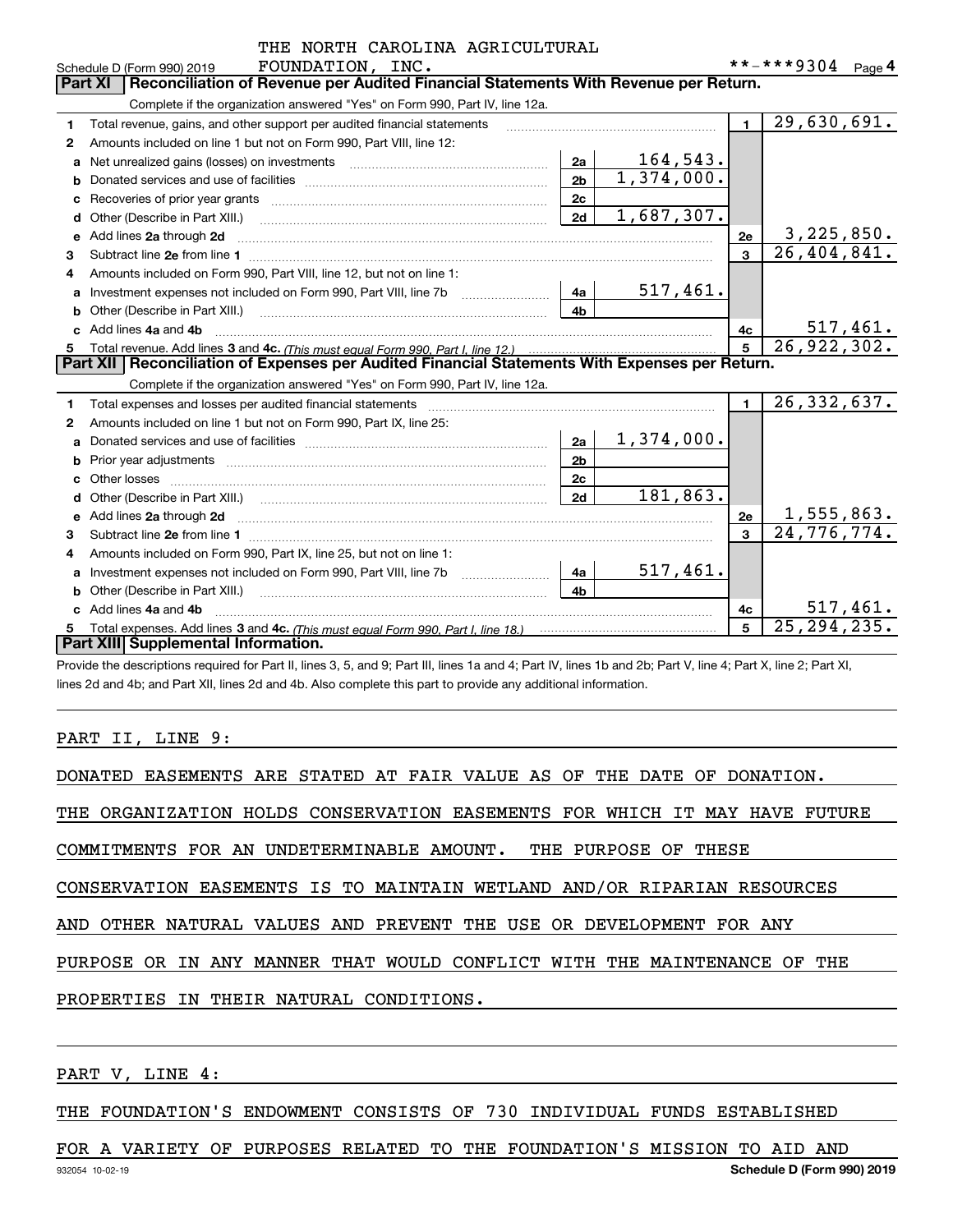THE NORTH CAROLINA AGRICULTURAL FOUNDATION, INC. **-***9304

Schedule D (Form 990) 2019

## Part XI Reconciliation of Revenue per Audited Financial Statements With Revenue per Return.

Complete if the organization answered "Yes" on Form 990, Part IV, line 12a.

| | | | | | |
|---|---|---|---|---|---|
| 1 | Total revenue, gains, and other support per audited financial statements | | | 1 | 29,630,691. |
| 2 | Amounts included on line 1 but not on Form 990, Part VIII, line 12: | | | | |
| a | Net unrealized gains (losses) on investments | 2a | 164,543. | | |
| b | Donated services and use of facilities | 2b | 1,374,000. | | |
| c | Recoveries of prior year grants | 2c | | | |
| d | Other (Describe in Part XIII.) | 2d | 1,687,307. | | |
| e | Add lines 2a through 2d | | | 2e | 3,225,850. |
| 3 | Subtract line 2e from line 1 | | | 3 | 26,404,841. |
| 4 | Amounts included on Form 990, Part VIII, line 12, but not on line 1: | | | | |
| a | Investment expenses not included on Form 990, Part VIII, line 7b | 4a | 517,461. | | |
| b | Other (Describe in Part XIII.) | 4b | | | |
| c | Add lines 4a and 4b | | | 4c | 517,461. |
| 5 | Total revenue. Add lines 3 and 4c. *(This must equal Form 990, Part I, line 12.)* | | | 5 | 26,922,302. |

## Part XII Reconciliation of Expenses per Audited Financial Statements With Expenses per Return.

Complete if the organization answered "Yes" on Form 990, Part IV, line 12a.

| | | | | | |
|---|---|---|---|---|---|
| 1 | Total expenses and losses per audited financial statements | | | 1 | 26,332,637. |
| 2 | Amounts included on line 1 but not on Form 990, Part IX, line 25: | | | | |
| a | Donated services and use of facilities | 2a | 1,374,000. | | |
| b | Prior year adjustments | 2b | | | |
| c | Other losses | 2c | | | |
| d | Other (Describe in Part XIII.) | 2d | 181,863. | | |
| e | Add lines 2a through 2d | | | 2e | 1,555,863. |
| 3 | Subtract line 2e from line 1 | | | 3 | 24,776,774. |
| 4 | Amounts included on Form 990, Part IX, line 25, but not on line 1: | | | | |
| a | Investment expenses not included on Form 990, Part VIII, line 7b | 4a | 517,461. | | |
| b | Other (Describe in Part XIII.) | 4b | | | |
| c | Add lines 4a and 4b | | | 4c | 517,461. |
| 5 | Total expenses. Add lines 3 and 4c. *(This must equal Form 990, Part I, line 18.)* | | | 5 | 25,294,235. |

## Part XIII Supplemental Information.

Provide the descriptions required for Part II, lines 3, 5, and 9; Part III, lines 1a and 4; Part IV, lines 1b and 2b; Part V, line 4; Part X, line 2; Part XI, lines 2d and 4b; and Part XII, lines 2d and 4b. Also complete this part to provide any additional information.

PART II, LINE 9:

DONATED EASEMENTS ARE STATED AT FAIR VALUE AS OF THE DATE OF DONATION. THE ORGANIZATION HOLDS CONSERVATION EASEMENTS FOR WHICH IT MAY HAVE FUTURE COMMITMENTS FOR AN UNDETERMINABLE AMOUNT. THE PURPOSE OF THESE CONSERVATION EASEMENTS IS TO MAINTAIN WETLAND AND/OR RIPARIAN RESOURCES AND OTHER NATURAL VALUES AND PREVENT THE USE OR DEVELOPMENT FOR ANY PURPOSE OR IN ANY MANNER THAT WOULD CONFLICT WITH THE MAINTENANCE OF THE PROPERTIES IN THEIR NATURAL CONDITIONS.

PART V, LINE 4:

THE FOUNDATION'S ENDOWMENT CONSISTS OF 730 INDIVIDUAL FUNDS ESTABLISHED FOR A VARIETY OF PURPOSES RELATED TO THE FOUNDATION'S MISSION TO AID AND

932054 10-02-19 Schedule D (Form 990) 2019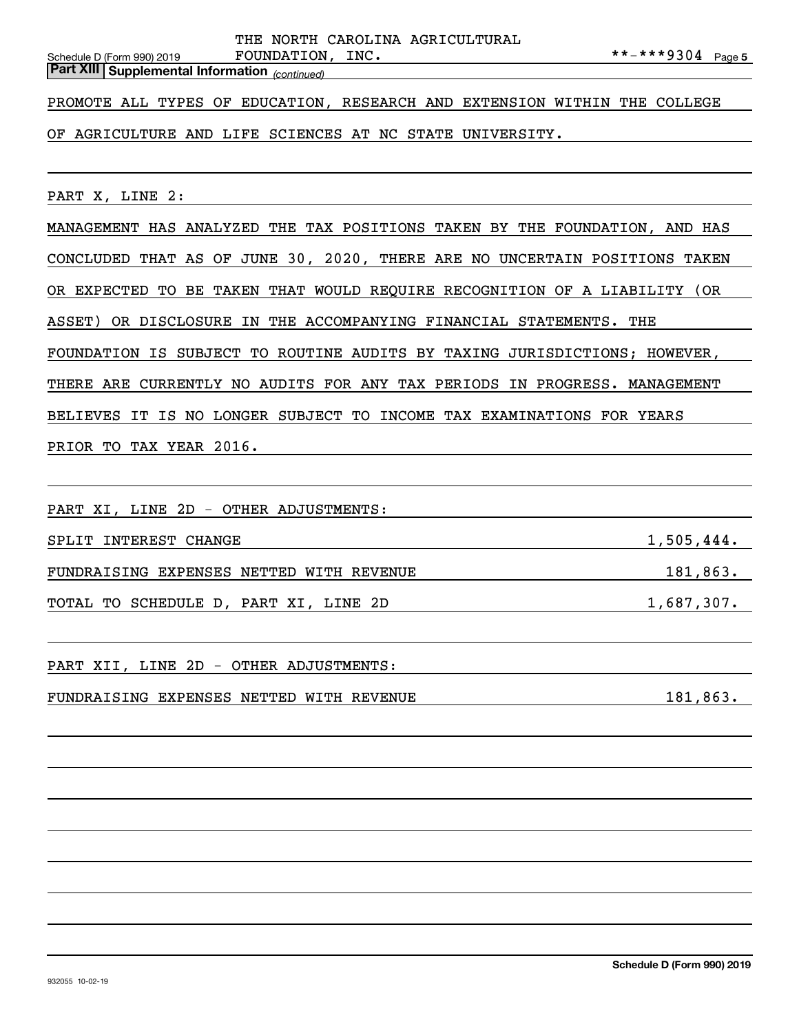**Part XIII | Supplemental Information** *(continued)*

PROMOTE ALL TYPES OF EDUCATION, RESEARCH AND EXTENSION WITHIN THE COLLEGE OF AGRICULTURE AND LIFE SCIENCES AT NC STATE UNIVERSITY.

PART X, LINE 2:

MANAGEMENT HAS ANALYZED THE TAX POSITIONS TAKEN BY THE FOUNDATION, AND HAS CONCLUDED THAT AS OF JUNE 30, 2020, THERE ARE NO UNCERTAIN POSITIONS TAKEN OR EXPECTED TO BE TAKEN THAT WOULD REQUIRE RECOGNITION OF A LIABILITY (OR ASSET) OR DISCLOSURE IN THE ACCOMPANYING FINANCIAL STATEMENTS. THE FOUNDATION IS SUBJECT TO ROUTINE AUDITS BY TAXING JURISDICTIONS; HOWEVER, THERE ARE CURRENTLY NO AUDITS FOR ANY TAX PERIODS IN PROGRESS. MANAGEMENT BELIEVES IT IS NO LONGER SUBJECT TO INCOME TAX EXAMINATIONS FOR YEARS PRIOR TO TAX YEAR 2016.

PART XI, LINE 2D - OTHER ADJUSTMENTS:

| | |
|---|---|
| SPLIT INTEREST CHANGE | 1,505,444. |
| FUNDRAISING EXPENSES NETTED WITH REVENUE | 181,863. |
| TOTAL TO SCHEDULE D, PART XI, LINE 2D | 1,687,307. |

PART XII, LINE 2D - OTHER ADJUSTMENTS:

| | |
|---|---|
| FUNDRAISING EXPENSES NETTED WITH REVENUE | 181,863. |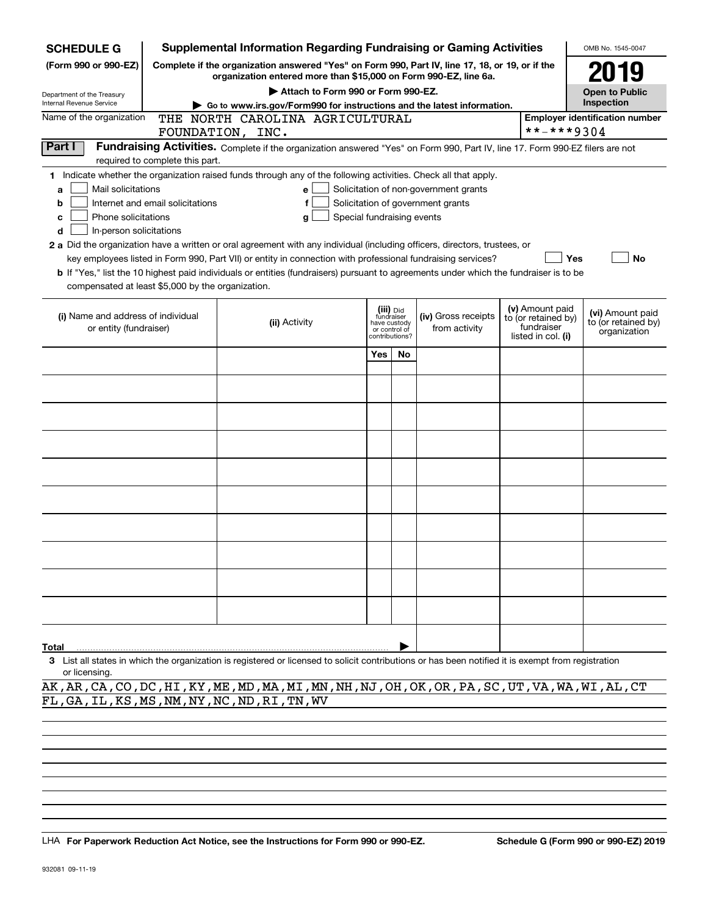**SCHEDULE G** (Form 990 or 990-EZ)

Department of the Treasury
Internal Revenue Service

# Supplemental Information Regarding Fundraising or Gaming Activities

**Complete if the organization answered "Yes" on Form 990, Part IV, line 17, 18, or 19, or if the organization entered more than $15,000 on Form 990-EZ, line 6a.**

▶ **Attach to Form 990 or Form 990-EZ.**

▶ **Go to www.irs.gov/Form990 for instructions and the latest information.**

OMB No. 1545-0047

**2019**

**Open to Public Inspection**

Name of the organization: THE NORTH CAROLINA AGRICULTURAL FOUNDATION, INC.

**Employer identification number:** **-***9304

## Part I Fundraising Activities.

Complete if the organization answered "Yes" on Form 990, Part IV, line 17. Form 990-EZ filers are not required to complete this part.

**1** Indicate whether the organization raised funds through any of the following activities. Check all that apply.

- **a** ☐ Mail solicitations
- **b** ☐ Internet and email solicitations
- **c** ☐ Phone solicitations
- **d** ☐ In-person solicitations
- **e** ☐ Solicitation of non-government grants
- **f** ☐ Solicitation of government grants
- **g** ☐ Special fundraising events

**2 a** Did the organization have a written or oral agreement with any individual (including officers, directors, trustees, or key employees listed in Form 990, Part VII) or entity in connection with professional fundraising services? ☐ Yes ☐ No

**b** If "Yes," list the 10 highest paid individuals or entities (fundraisers) pursuant to agreements under which the fundraiser is to be compensated at least $5,000 by the organization.

| (i) Name and address of individual or entity (fundraiser) | (ii) Activity | (iii) Did fundraiser have custody or control of contributions? | | (iv) Gross receipts from activity | (v) Amount paid to (or retained by) fundraiser listed in col. (i) | (vi) Amount paid to (or retained by) organization |
|---|---|---|---|---|---|---|
| | | Yes | No | | | |
| | | | | | | |
| | | | | | | |
| | | | | | | |
| | | | | | | |
| | | | | | | |
| | | | | | | |
| | | | | | | |
| | | | | | | |
| | | | | | | |
| | | | | | | |
| **Total** | | | | | | |

**3** List all states in which the organization is registered or licensed to solicit contributions or has been notified it is exempt from registration or licensing.

AK,AR,CA,CO,DC,HI,KY,ME,MD,MA,MI,MN,NH,NJ,OH,OK,OR,PA,SC,UT,VA,WA,WI,AL,CT
FL,GA,IL,KS,MS,NM,NY,NC,ND,RI,TN,WV

LHA **For Paperwork Reduction Act Notice, see the Instructions for Form 990 or 990-EZ.** **Schedule G (Form 990 or 990-EZ) 2019**

932081 09-11-19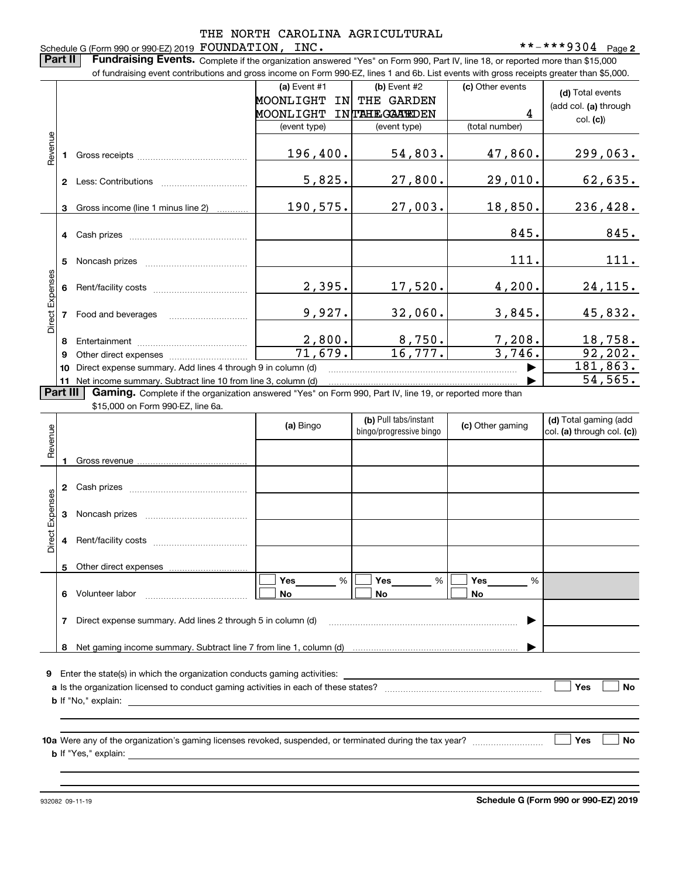Schedule G (Form 990 or 990-EZ) 2019 THE NORTH CAROLINA AGRICULTURAL FOUNDATION, INC. **-***9304 Page 2

**Part II** **Fundraising Events.** Complete if the organization answered "Yes" on Form 990, Part IV, line 18, or reported more than $15,000 of fundraising event contributions and gross income on Form 990-EZ, lines 1 and 6b. List events with gross receipts greater than $5,000.

| | | (a) Event #1 MOONLIGHT IN THE GARDEN (event type) | (b) Event #2 MOONLIGHT IN THE GARDEN (event type) | (c) Other events 4 (total number) | (d) Total events (add col. (a) through col. (c)) |
|---|---|---|---|---|---|
| Revenue | 1 Gross receipts | 196,400. | 54,803. | 47,860. | 299,063. |
| | 2 Less: Contributions | 5,825. | 27,800. | 29,010. | 62,635. |
| | 3 Gross income (line 1 minus line 2) | 190,575. | 27,003. | 18,850. | 236,428. |
| Direct Expenses | 4 Cash prizes | | | 845. | 845. |
| | 5 Noncash prizes | | | 111. | 111. |
| | 6 Rent/facility costs | 2,395. | 17,520. | 4,200. | 24,115. |
| | 7 Food and beverages | 9,927. | 32,060. | 3,845. | 45,832. |
| | 8 Entertainment | 2,800. | 8,750. | 7,208. | 18,758. |
| | 9 Other direct expenses | 71,679. | 16,777. | 3,746. | 92,202. |
| | 10 Direct expense summary. Add lines 4 through 9 in column (d) | | | ▶ | 181,863. |
| | 11 Net income summary. Subtract line 10 from line 3, column (d) | | | ▶ | 54,565. |

**Part III** **Gaming.** Complete if the organization answered "Yes" on Form 990, Part IV, line 19, or reported more than $15,000 on Form 990-EZ, line 6a.

| | | (a) Bingo | (b) Pull tabs/instant bingo/progressive bingo | (c) Other gaming | (d) Total gaming (add col. (a) through col. (c)) |
|---|---|---|---|---|---|
| Revenue | 1 Gross revenue | | | | |
| Direct Expenses | 2 Cash prizes | | | | |
| | 3 Noncash prizes | | | | |
| | 4 Rent/facility costs | | | | |
| | 5 Other direct expenses | | | | |
| | 6 Volunteer labor | ☐ Yes ____ % ☐ No | ☐ Yes ____ % ☐ No | ☐ Yes ____ % ☐ No | |
| | 7 Direct expense summary. Add lines 2 through 5 in column (d) | | | ▶ | |
| | 8 Net gaming income summary. Subtract line 7 from line 1, column (d) | | | ▶ | |

9 Enter the state(s) in which the organization conducts gaming activities: ____________

a Is the organization licensed to conduct gaming activities in each of these states? ☐ Yes ☐ No

b If "No," explain: ____________

10a Were any of the organization's gaming licenses revoked, suspended, or terminated during the tax year? ☐ Yes ☐ No

b If "Yes," explain: ____________

932082 09-11-19 **Schedule G (Form 990 or 990-EZ) 2019**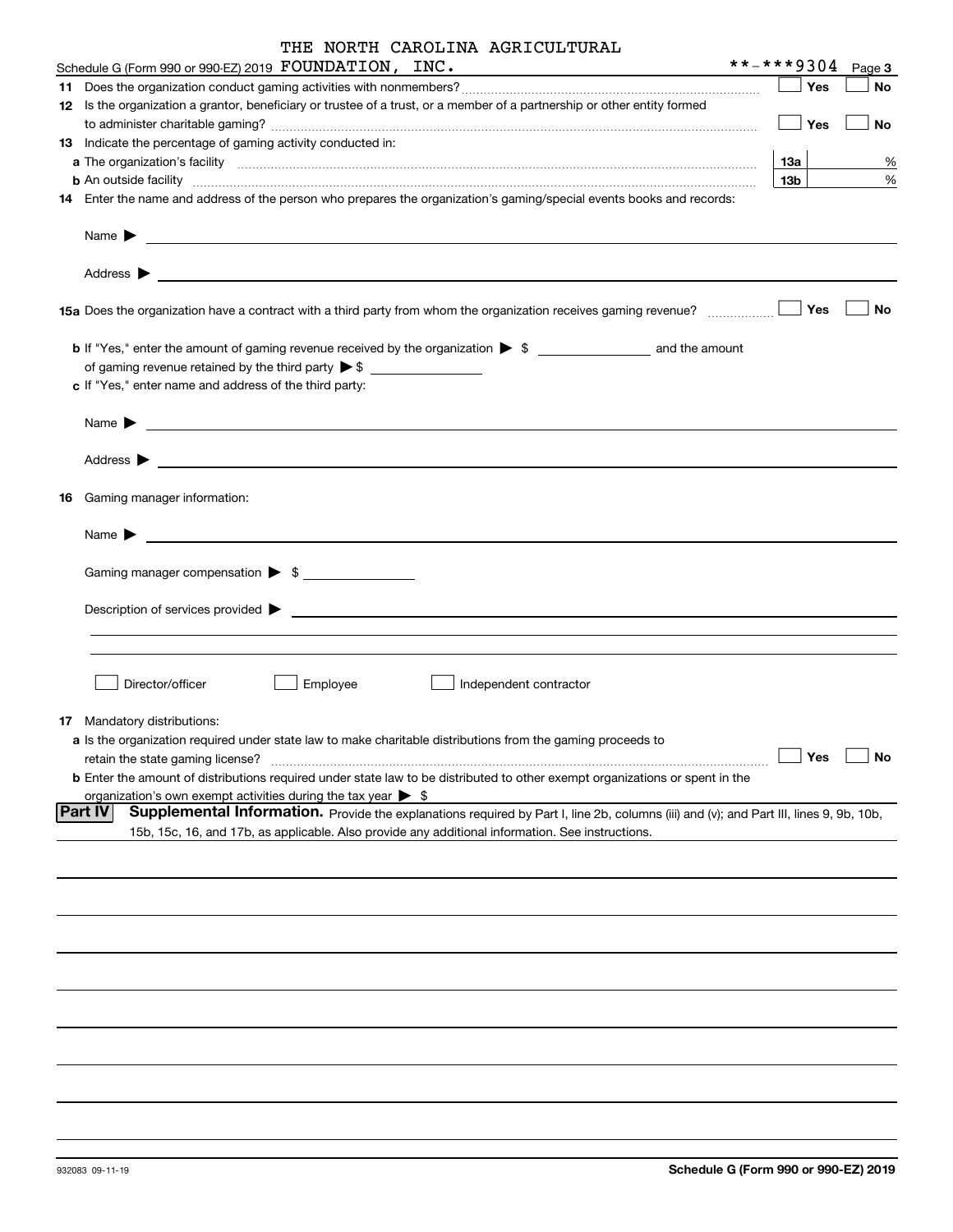Schedule G (Form 990 or 990-EZ) 2019 THE NORTH CAROLINA AGRICULTURAL FOUNDATION, INC. **-***9304 Page 3

**11** Does the organization conduct gaming activities with nonmembers? ☐ Yes ☐ No

**12** Is the organization a grantor, beneficiary or trustee of a trust, or a member of a partnership or other entity formed to administer charitable gaming? ☐ Yes ☐ No

**13** Indicate the percentage of gaming activity conducted in:

**a** The organization's facility **13a** %

**b** An outside facility **13b** %

**14** Enter the name and address of the person who prepares the organization's gaming/special events books and records:

Name ▶

Address ▶

**15a** Does the organization have a contract with a third party from whom the organization receives gaming revenue? ☐ Yes ☐ No

**b** If "Yes," enter the amount of gaming revenue received by the organization ▶ $ ________ and the amount of gaming revenue retained by the third party ▶ $ ________

**c** If "Yes," enter name and address of the third party:

Name ▶

Address ▶

**16** Gaming manager information:

Name ▶

Gaming manager compensation ▶ $

Description of services provided ▶

☐ Director/officer ☐ Employee ☐ Independent contractor

**17** Mandatory distributions:

**a** Is the organization required under state law to make charitable distributions from the gaming proceeds to retain the state gaming license? ☐ Yes ☐ No

**b** Enter the amount of distributions required under state law to be distributed to other exempt organizations or spent in the organization's own exempt activities during the tax year ▶ $

**Part IV** **Supplemental Information.** Provide the explanations required by Part I, line 2b, columns (iii) and (v); and Part III, lines 9, 9b, 10b, 15b, 15c, 16, and 17b, as applicable. Also provide any additional information. See instructions.

932083 09-11-19

**Schedule G (Form 990 or 990-EZ) 2019**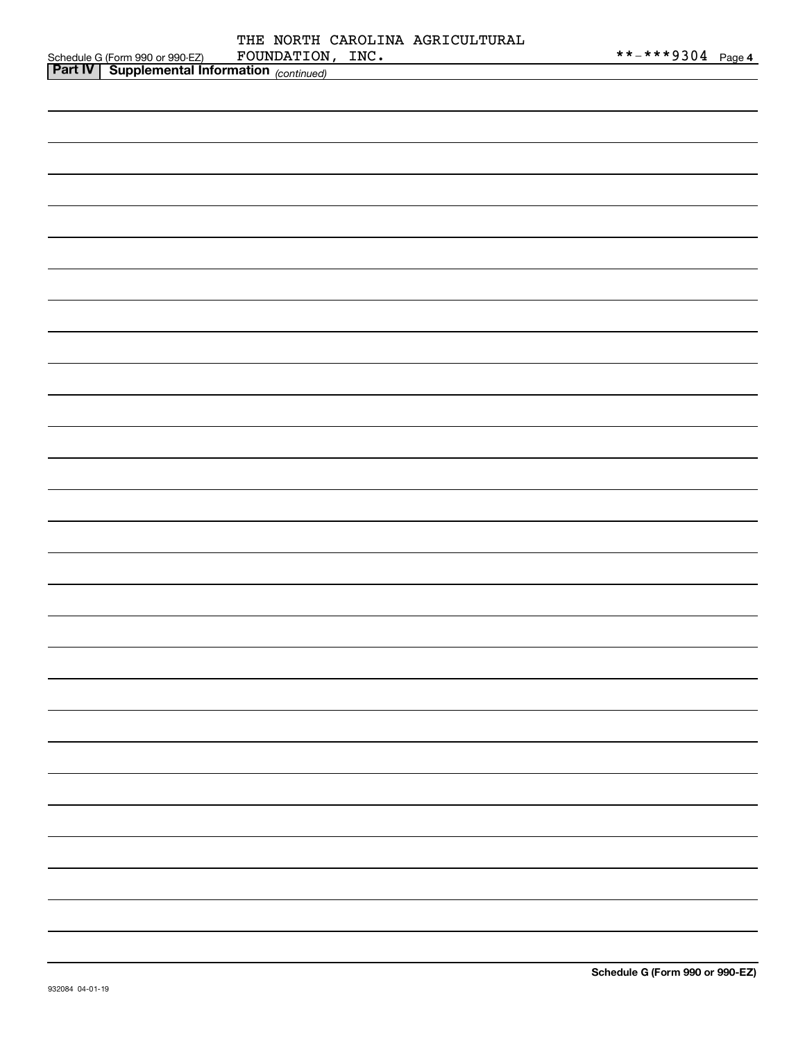Schedule G (Form 990 or 990-EZ) THE NORTH CAROLINA AGRICULTURAL FOUNDATION, INC. **-***9304 Page 4

**Part IV | Supplemental Information** *(continued)*

Schedule G (Form 990 or 990-EZ)

932084 04-01-19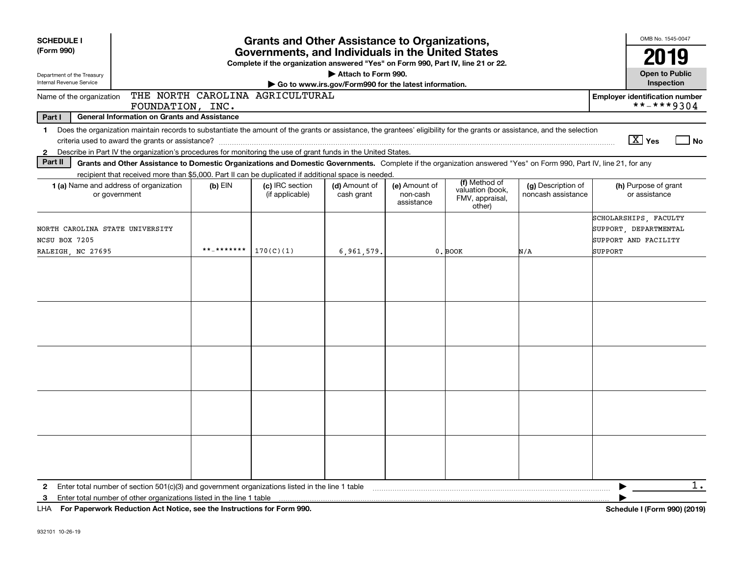**SCHEDULE I**
**(Form 990)**

Department of the Treasury
Internal Revenue Service

# Grants and Other Assistance to Organizations, Governments, and Individuals in the United States

**Complete if the organization answered "Yes" on Form 990, Part IV, line 21 or 22.**
**▶ Attach to Form 990.**
**▶ Go to www.irs.gov/Form990 for the latest information.**

OMB No. 1545-0047
**2019**
**Open to Public Inspection**

Name of the organization: THE NORTH CAROLINA AGRICULTURAL FOUNDATION, INC.

**Employer identification number** **-***9304

**Part I — General Information on Grants and Assistance**

1 Does the organization maintain records to substantiate the amount of the grants or assistance, the grantees' eligibility for the grants or assistance, and the selection criteria used to award the grants or assistance? [X] Yes [ ] No

2 Describe in Part IV the organization's procedures for monitoring the use of grant funds in the United States.

**Part II — Grants and Other Assistance to Domestic Organizations and Domestic Governments.** Complete if the organization answered "Yes" on Form 990, Part IV, line 21, for any recipient that received more than $5,000. Part II can be duplicated if additional space is needed.

| 1 (a) Name and address of organization or government | (b) EIN | (c) IRC section (if applicable) | (d) Amount of cash grant | (e) Amount of non-cash assistance | (f) Method of valuation (book, FMV, appraisal, other) | (g) Description of noncash assistance | (h) Purpose of grant or assistance |
|---|---|---|---|---|---|---|---|
| NORTH CAROLINA STATE UNIVERSITY NCSU BOX 7205 RALEIGH, NC 27695 | **-******* | 170(C)(1) | 6,961,579. | 0. | BOOK | N/A | SCHOLARSHIPS, FACULTY SUPPORT, DEPARTMENTAL SUPPORT AND FACILITY SUPPORT |
| | | | | | | | |
| | | | | | | | |
| | | | | | | | |
| | | | | | | | |
| | | | | | | | |

2 Enter total number of section 501(c)(3) and government organizations listed in the line 1 table ▶ 1.

3 Enter total number of other organizations listed in the line 1 table ▶

LHA **For Paperwork Reduction Act Notice, see the Instructions for Form 990.** **Schedule I (Form 990) (2019)**

932101 10-26-19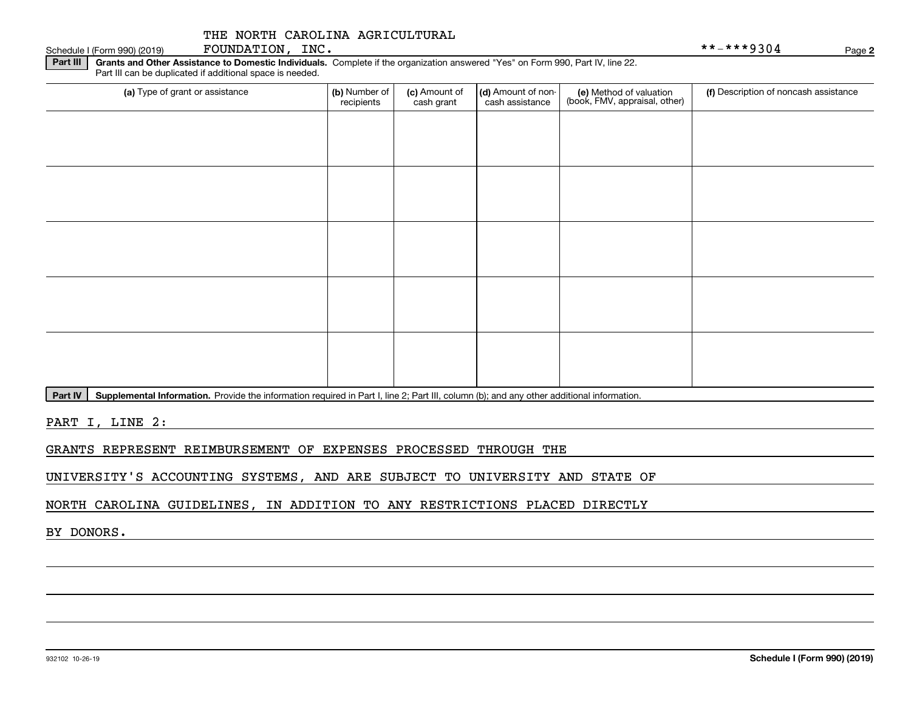THE NORTH CAROLINA AGRICULTURAL FOUNDATION, INC.

Schedule I (Form 990) (2019) **-***9304

**Part III** **Grants and Other Assistance to Domestic Individuals.** Complete if the organization answered "Yes" on Form 990, Part IV, line 22. Part III can be duplicated if additional space is needed.

| (a) Type of grant or assistance | (b) Number of recipients | (c) Amount of cash grant | (d) Amount of non-cash assistance | (e) Method of valuation (book, FMV, appraisal, other) | (f) Description of noncash assistance |
|---|---|---|---|---|---|
| | | | | | |
| | | | | | |
| | | | | | |
| | | | | | |
| | | | | | |

**Part IV** **Supplemental Information.** Provide the information required in Part I, line 2; Part III, column (b); and any other additional information.

PART I, LINE 2:

GRANTS REPRESENT REIMBURSEMENT OF EXPENSES PROCESSED THROUGH THE UNIVERSITY'S ACCOUNTING SYSTEMS, AND ARE SUBJECT TO UNIVERSITY AND STATE OF NORTH CAROLINA GUIDELINES, IN ADDITION TO ANY RESTRICTIONS PLACED DIRECTLY BY DONORS.

932102 10-26-19 **Schedule I (Form 990) (2019)**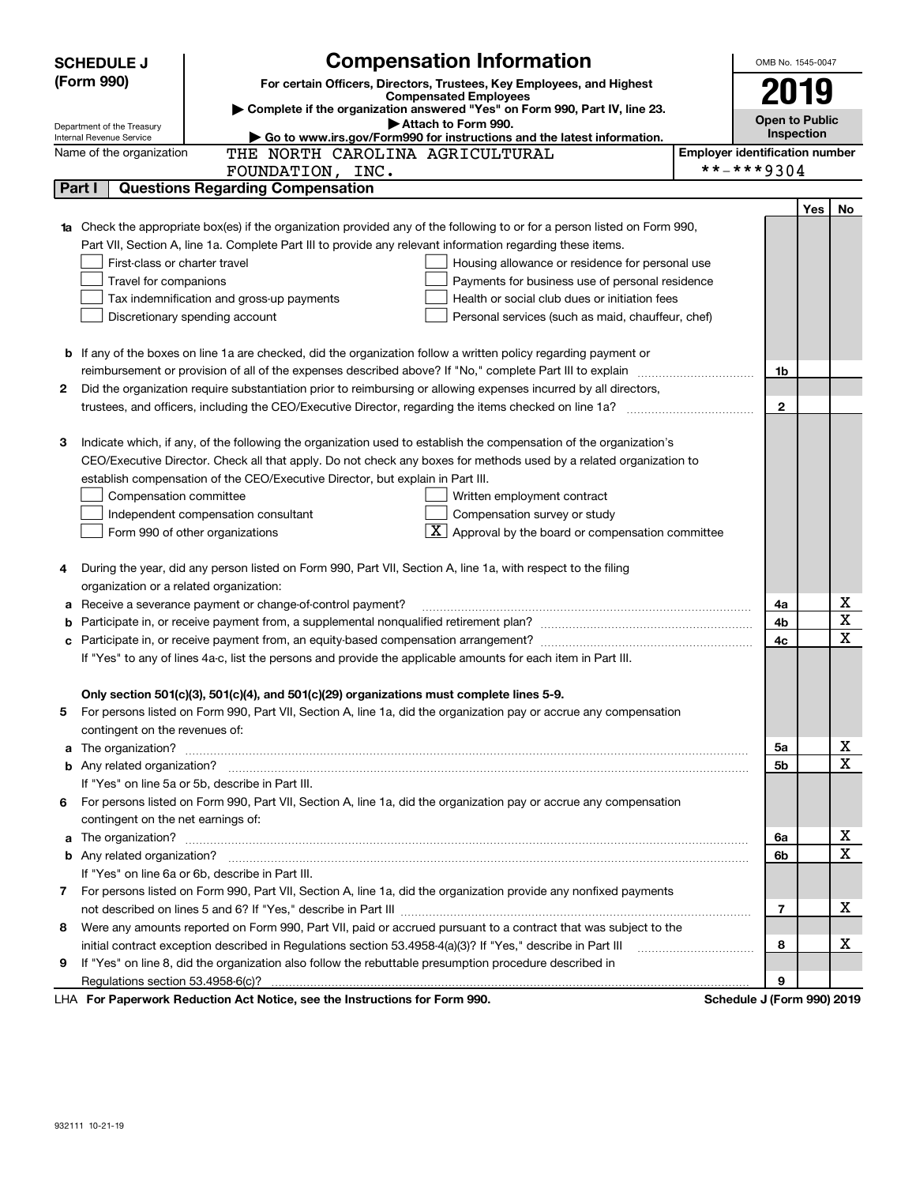# SCHEDULE J (Form 990)

## Compensation Information

**For certain Officers, Directors, Trustees, Key Employees, and Highest Compensated Employees**

▶ Complete if the organization answered "Yes" on Form 990, Part IV, line 23.

▶ Attach to Form 990.

▶ Go to www.irs.gov/Form990 for instructions and the latest information.

Department of the Treasury
Internal Revenue Service

OMB No. 1545-0047

**2019**

**Open to Public Inspection**

Name of the organization: THE NORTH CAROLINA AGRICULTURAL FOUNDATION, INC.

Employer identification number: **-***9304

## Part I Questions Regarding Compensation

| | | | Yes | No |
|---|---|---|---|---|
| **1a** | Check the appropriate box(es) if the organization provided any of the following to or for a person listed on Form 990, Part VII, Section A, line 1a. Complete Part III to provide any relevant information regarding these items.<br>☐ First-class or charter travel ☐ Housing allowance or residence for personal use<br>☐ Travel for companions ☐ Payments for business use of personal residence<br>☐ Tax indemnification and gross-up payments ☐ Health or social club dues or initiation fees<br>☐ Discretionary spending account ☐ Personal services (such as maid, chauffeur, chef) | | | |
| **b** | If any of the boxes on line 1a are checked, did the organization follow a written policy regarding payment or reimbursement or provision of all of the expenses described above? If "No," complete Part III to explain | 1b | | |
| **2** | Did the organization require substantiation prior to reimbursing or allowing expenses incurred by all directors, trustees, and officers, including the CEO/Executive Director, regarding the items checked on line 1a? | 2 | | |
| **3** | Indicate which, if any, of the following the organization used to establish the compensation of the organization's CEO/Executive Director. Check all that apply. Do not check any boxes for methods used by a related organization to establish compensation of the CEO/Executive Director, but explain in Part III.<br>☐ Compensation committee ☐ Written employment contract<br>☐ Independent compensation consultant ☐ Compensation survey or study<br>☐ Form 990 of other organizations ☒ Approval by the board or compensation committee | | | |
| **4** | During the year, did any person listed on Form 990, Part VII, Section A, line 1a, with respect to the filing organization or a related organization: | | | |
| **a** | Receive a severance payment or change-of-control payment? | 4a | | X |
| **b** | Participate in, or receive payment from, a supplemental nonqualified retirement plan? | 4b | | X |
| **c** | Participate in, or receive payment from, an equity-based compensation arrangement? | 4c | | X |
| | If "Yes" to any of lines 4a-c, list the persons and provide the applicable amounts for each item in Part III. | | | |
| | **Only section 501(c)(3), 501(c)(4), and 501(c)(29) organizations must complete lines 5-9.** | | | |
| **5** | For persons listed on Form 990, Part VII, Section A, line 1a, did the organization pay or accrue any compensation contingent on the revenues of: | | | |
| **a** | The organization? | 5a | | X |
| **b** | Any related organization? | 5b | | X |
| | If "Yes" on line 5a or 5b, describe in Part III. | | | |
| **6** | For persons listed on Form 990, Part VII, Section A, line 1a, did the organization pay or accrue any compensation contingent on the net earnings of: | | | |
| **a** | The organization? | 6a | | X |
| **b** | Any related organization? | 6b | | X |
| | If "Yes" on line 6a or 6b, describe in Part III. | | | |
| **7** | For persons listed on Form 990, Part VII, Section A, line 1a, did the organization provide any nonfixed payments not described on lines 5 and 6? If "Yes," describe in Part III | 7 | | X |
| **8** | Were any amounts reported on Form 990, Part VII, paid or accrued pursuant to a contract that was subject to the initial contract exception described in Regulations section 53.4958-4(a)(3)? If "Yes," describe in Part III | 8 | | X |
| **9** | If "Yes" on line 8, did the organization also follow the rebuttable presumption procedure described in Regulations section 53.4958-6(c)? | 9 | | |

LHA **For Paperwork Reduction Act Notice, see the Instructions for Form 990.** **Schedule J (Form 990) 2019**

932111 10-21-19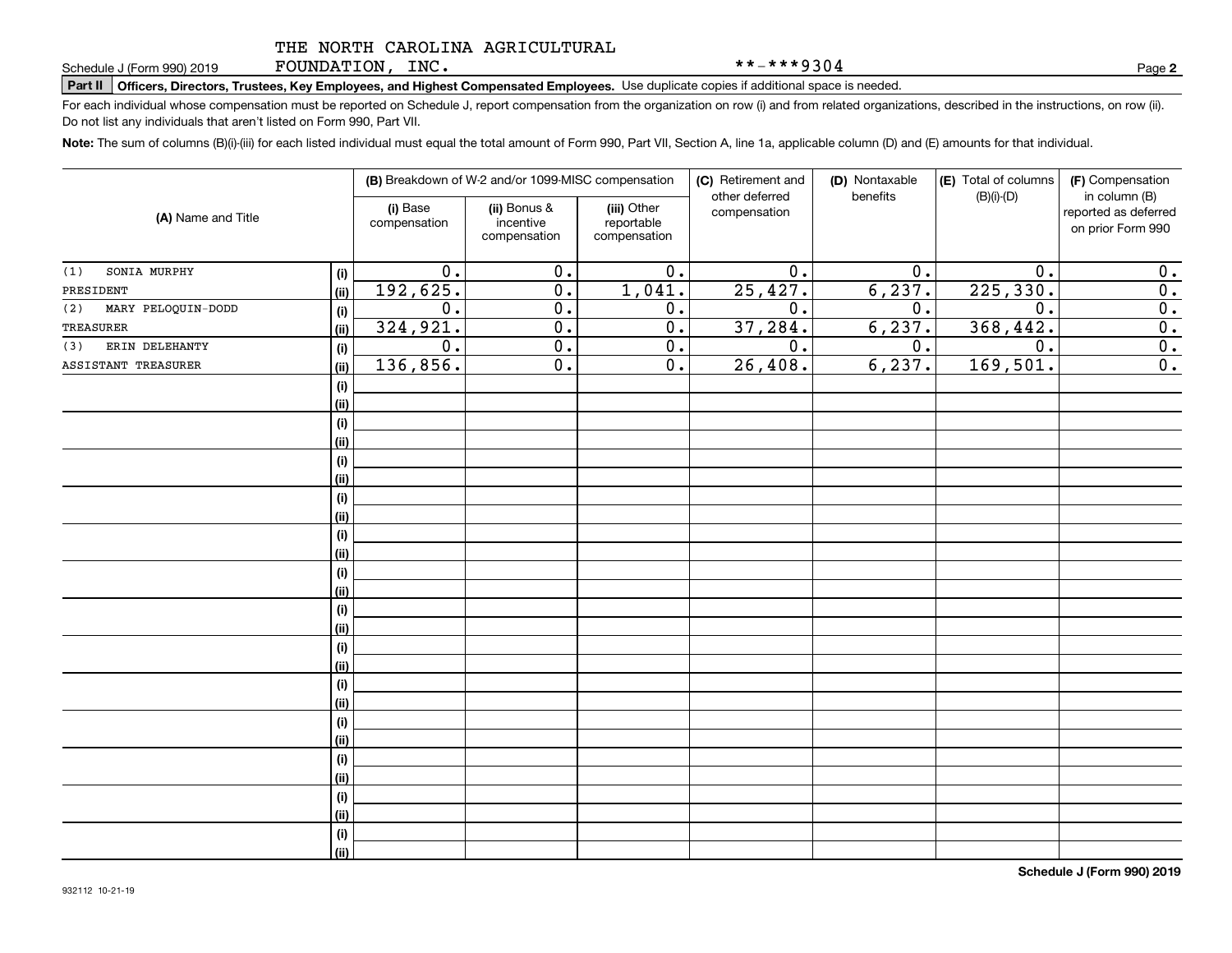THE NORTH CAROLINA AGRICULTURAL FOUNDATION, INC.

\*\*-\*\*\*9304

Schedule J (Form 990) 2019

**Part II** **Officers, Directors, Trustees, Key Employees, and Highest Compensated Employees.** Use duplicate copies if additional space is needed.

For each individual whose compensation must be reported on Schedule J, report compensation from the organization on row (i) and from related organizations, described in the instructions, on row (ii). Do not list any individuals that aren't listed on Form 990, Part VII.

**Note:** The sum of columns (B)(i)-(iii) for each listed individual must equal the total amount of Form 990, Part VII, Section A, line 1a, applicable column (D) and (E) amounts for that individual.

| (A) Name and Title | | (B) Breakdown of W-2 and/or 1099-MISC compensation | | | (C) Retirement and other deferred compensation | (D) Nontaxable benefits | (E) Total of columns (B)(i)-(D) | (F) Compensation in column (B) reported as deferred on prior Form 990 |
|---|---|---|---|---|---|---|---|---|
| | | (i) Base compensation | (ii) Bonus & incentive compensation | (iii) Other reportable compensation | | | | |
| (1) SONIA MURPHY | (i) | 0. | 0. | 0. | 0. | 0. | 0. | 0. |
| PRESIDENT | (ii) | 192,625. | 0. | 1,041. | 25,427. | 6,237. | 225,330. | 0. |
| (2) MARY PELOQUIN-DODD | (i) | 0. | 0. | 0. | 0. | 0. | 0. | 0. |
| TREASURER | (ii) | 324,921. | 0. | 0. | 37,284. | 6,237. | 368,442. | 0. |
| (3) ERIN DELEHANTY | (i) | 0. | 0. | 0. | 0. | 0. | 0. | 0. |
| ASSISTANT TREASURER | (ii) | 136,856. | 0. | 0. | 26,408. | 6,237. | 169,501. | 0. |

Schedule J (Form 990) 2019

932112 10-21-19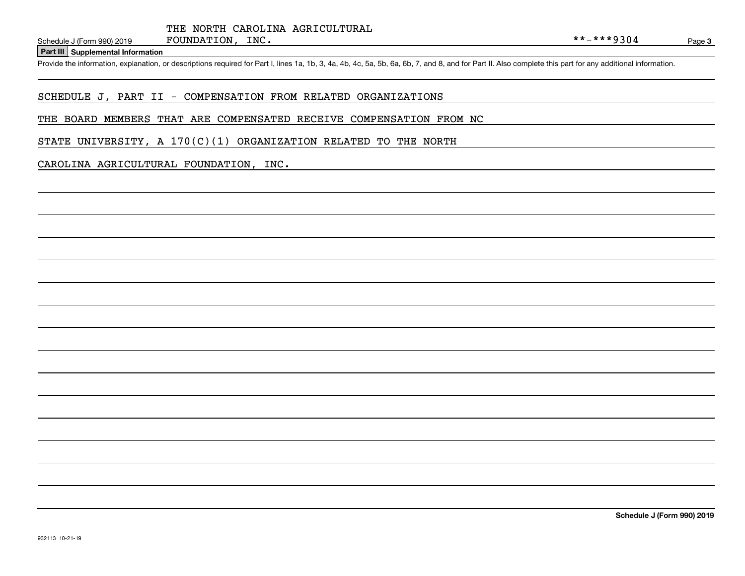THE NORTH CAROLINA AGRICULTURAL FOUNDATION, INC. **-***9304

**Part III Supplemental Information**

Provide the information, explanation, or descriptions required for Part I, lines 1a, 1b, 3, 4a, 4b, 4c, 5a, 5b, 6a, 6b, 7, and 8, and for Part II. Also complete this part for any additional information.

SCHEDULE J, PART II - COMPENSATION FROM RELATED ORGANIZATIONS

THE BOARD MEMBERS THAT ARE COMPENSATED RECEIVE COMPENSATION FROM NC STATE UNIVERSITY, A 170(C)(1) ORGANIZATION RELATED TO THE NORTH CAROLINA AGRICULTURAL FOUNDATION, INC.

932113 10-21-19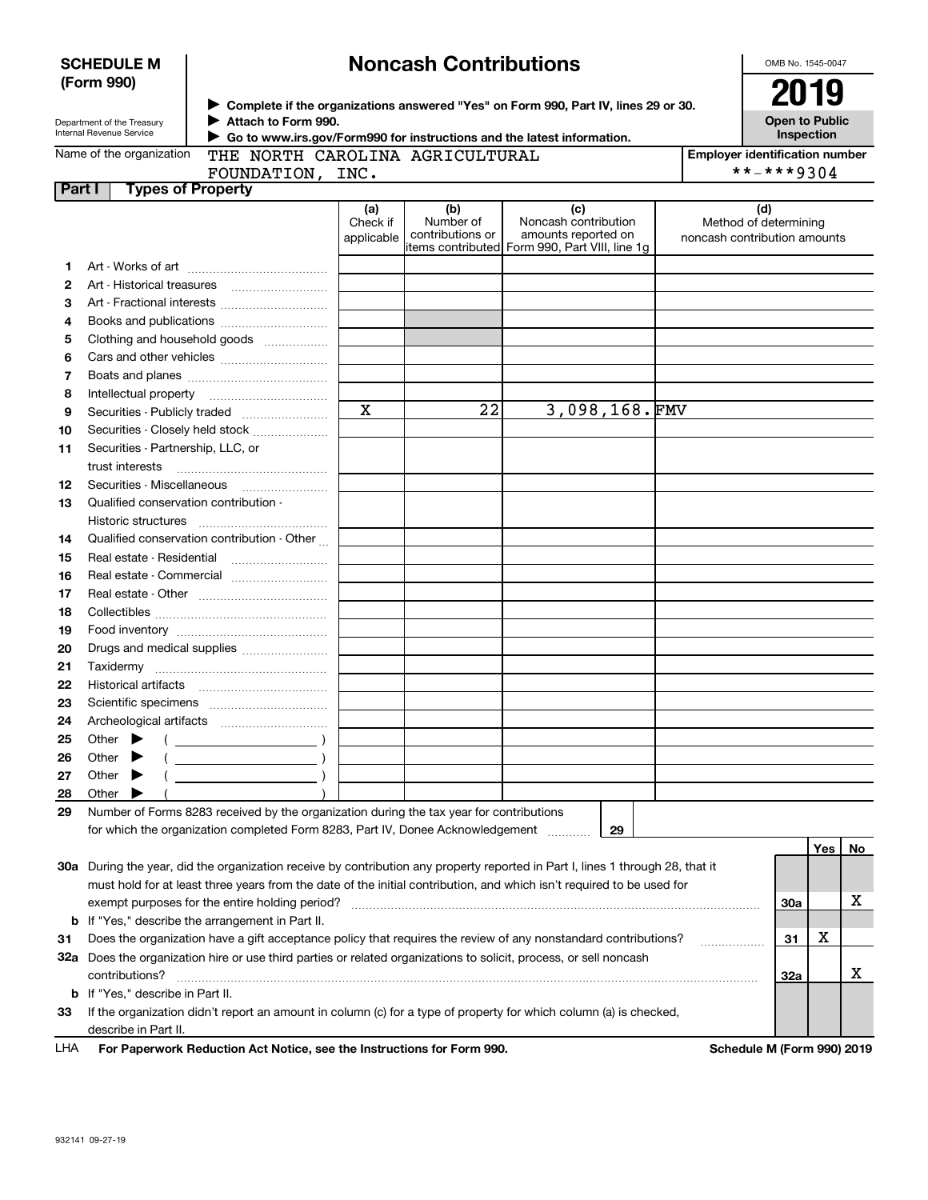# SCHEDULE M (Form 990)

# Noncash Contributions

OMB No. 1545-0047

**2019**

**Open to Public Inspection**

Department of the Treasury
Internal Revenue Service

▶ **Complete if the organizations answered "Yes" on Form 990, Part IV, lines 29 or 30.**
▶ **Attach to Form 990.**
▶ **Go to www.irs.gov/Form990 for instructions and the latest information.**

Name of the organization: THE NORTH CAROLINA AGRICULTURAL FOUNDATION, INC.

**Employer identification number:** **-***9304

## Part I Types of Property

| | | (a) Check if applicable | (b) Number of contributions or items contributed | (c) Noncash contribution amounts reported on Form 990, Part VIII, line 1g | (d) Method of determining noncash contribution amounts |
|---|---|---|---|---|---|
| 1 | Art - Works of art | | | | |
| 2 | Art - Historical treasures | | | | |
| 3 | Art - Fractional interests | | | | |
| 4 | Books and publications | | | | |
| 5 | Clothing and household goods | | | | |
| 6 | Cars and other vehicles | | | | |
| 7 | Boats and planes | | | | |
| 8 | Intellectual property | | | | |
| 9 | Securities - Publicly traded | X | 22 | 3,098,168. | FMV |
| 10 | Securities - Closely held stock | | | | |
| 11 | Securities - Partnership, LLC, or trust interests | | | | |
| 12 | Securities - Miscellaneous | | | | |
| 13 | Qualified conservation contribution - Historic structures | | | | |
| 14 | Qualified conservation contribution - Other | | | | |
| 15 | Real estate - Residential | | | | |
| 16 | Real estate - Commercial | | | | |
| 17 | Real estate - Other | | | | |
| 18 | Collectibles | | | | |
| 19 | Food inventory | | | | |
| 20 | Drugs and medical supplies | | | | |
| 21 | Taxidermy | | | | |
| 22 | Historical artifacts | | | | |
| 23 | Scientific specimens | | | | |
| 24 | Archeological artifacts | | | | |
| 25 | Other ▶ ( ) | | | | |
| 26 | Other ▶ ( ) | | | | |
| 27 | Other ▶ ( ) | | | | |
| 28 | Other ▶ ( ) | | | | |

**29** Number of Forms 8283 received by the organization during the tax year for contributions for which the organization completed Form 8283, Part IV, Donee Acknowledgement ..... **29**

| | | | Yes | No |
|---|---|---|---|---|
| **30a** | During the year, did the organization receive by contribution any property reported in Part I, lines 1 through 28, that it must hold for at least three years from the date of the initial contribution, and which isn't required to be used for exempt purposes for the entire holding period? | 30a | | X |
| **b** | If "Yes," describe the arrangement in Part II. | | | |
| **31** | Does the organization have a gift acceptance policy that requires the review of any nonstandard contributions? | 31 | X | |
| **32a** | Does the organization hire or use third parties or related organizations to solicit, process, or sell noncash contributions? | 32a | | X |
| **b** | If "Yes," describe in Part II. | | | |
| **33** | If the organization didn't report an amount in column (c) for a type of property for which column (a) is checked, describe in Part II. | | | |

LHA **For Paperwork Reduction Act Notice, see the Instructions for Form 990.** **Schedule M (Form 990) 2019**

932141 09-27-19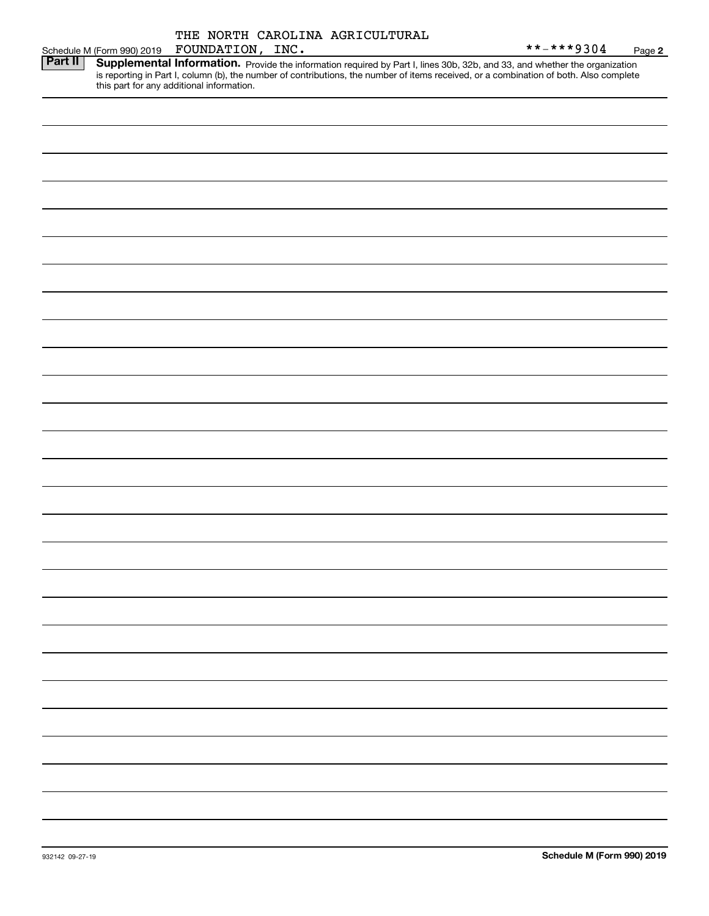Schedule M (Form 990) 2019 THE NORTH CAROLINA AGRICULTURAL FOUNDATION, INC. **-***9304 Page **2**

**Part II** **Supplemental Information.** Provide the information required by Part I, lines 30b, 32b, and 33, and whether the organization is reporting in Part I, column (b), the number of contributions, the number of items received, or a combination of both. Also complete this part for any additional information.

932142 09-27-19 **Schedule M (Form 990) 2019**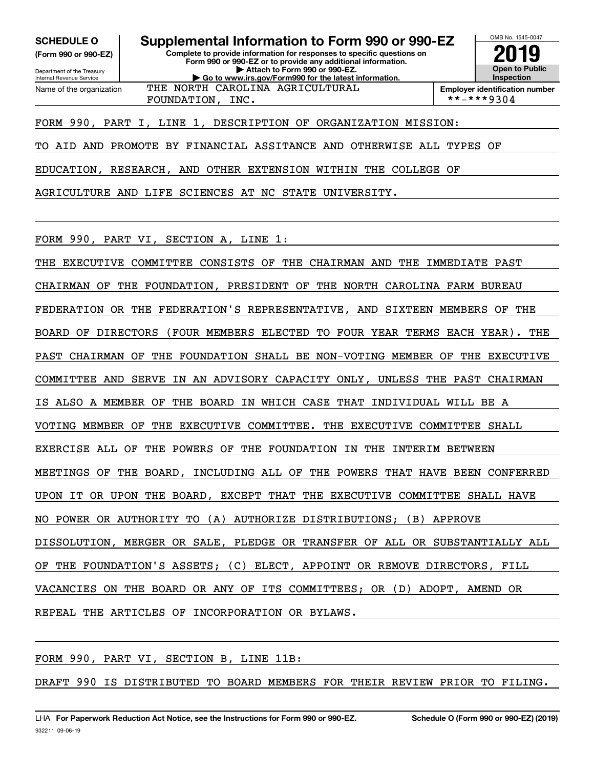**SCHEDULE O** (Form 990 or 990-EZ)

Department of the Treasury
Internal Revenue Service

# Supplemental Information to Form 990 or 990-EZ

**Complete to provide information for responses to specific questions on Form 990 or 990-EZ or to provide any additional information.**
**▶ Attach to Form 990 or 990-EZ.**
**▶ Go to www.irs.gov/Form990 for the latest information.**

OMB No. 1545-0047

**2019**

**Open to Public Inspection**

Name of the organization: THE NORTH CAROLINA AGRICULTURAL FOUNDATION, INC.

**Employer identification number:** **-***9304

FORM 990, PART I, LINE 1, DESCRIPTION OF ORGANIZATION MISSION:

TO AID AND PROMOTE BY FINANCIAL ASSITANCE AND OTHERWISE ALL TYPES OF EDUCATION, RESEARCH, AND OTHER EXTENSION WITHIN THE COLLEGE OF AGRICULTURE AND LIFE SCIENCES AT NC STATE UNIVERSITY.

FORM 990, PART VI, SECTION A, LINE 1:

THE EXECUTIVE COMMITTEE CONSISTS OF THE CHAIRMAN AND THE IMMEDIATE PAST CHAIRMAN OF THE FOUNDATION, PRESIDENT OF THE NORTH CAROLINA FARM BUREAU FEDERATION OR THE FEDERATION'S REPRESENTATIVE, AND SIXTEEN MEMBERS OF THE BOARD OF DIRECTORS (FOUR MEMBERS ELECTED TO FOUR YEAR TERMS EACH YEAR). THE PAST CHAIRMAN OF THE FOUNDATION SHALL BE NON-VOTING MEMBER OF THE EXECUTIVE COMMITTEE AND SERVE IN AN ADVISORY CAPACITY ONLY, UNLESS THE PAST CHAIRMAN IS ALSO A MEMBER OF THE BOARD IN WHICH CASE THAT INDIVIDUAL WILL BE A VOTING MEMBER OF THE EXECUTIVE COMMITTEE. THE EXECUTIVE COMMITTEE SHALL EXERCISE ALL OF THE POWERS OF THE FOUNDATION IN THE INTERIM BETWEEN MEETINGS OF THE BOARD, INCLUDING ALL OF THE POWERS THAT HAVE BEEN CONFERRED UPON IT OR UPON THE BOARD, EXCEPT THAT THE EXECUTIVE COMMITTEE SHALL HAVE NO POWER OR AUTHORITY TO (A) AUTHORIZE DISTRIBUTIONS; (B) APPROVE DISSOLUTION, MERGER OR SALE, PLEDGE OR TRANSFER OF ALL OR SUBSTANTIALLY ALL OF THE FOUNDATION'S ASSETS; (C) ELECT, APPOINT OR REMOVE DIRECTORS, FILL VACANCIES ON THE BOARD OR ANY OF ITS COMMITTEES; OR (D) ADOPT, AMEND OR REPEAL THE ARTICLES OF INCORPORATION OR BYLAWS.

FORM 990, PART VI, SECTION B, LINE 11B:

DRAFT 990 IS DISTRIBUTED TO BOARD MEMBERS FOR THEIR REVIEW PRIOR TO FILING.

LHA **For Paperwork Reduction Act Notice, see the Instructions for Form 990 or 990-EZ.** **Schedule O (Form 990 or 990-EZ) (2019)**
932211 09-06-19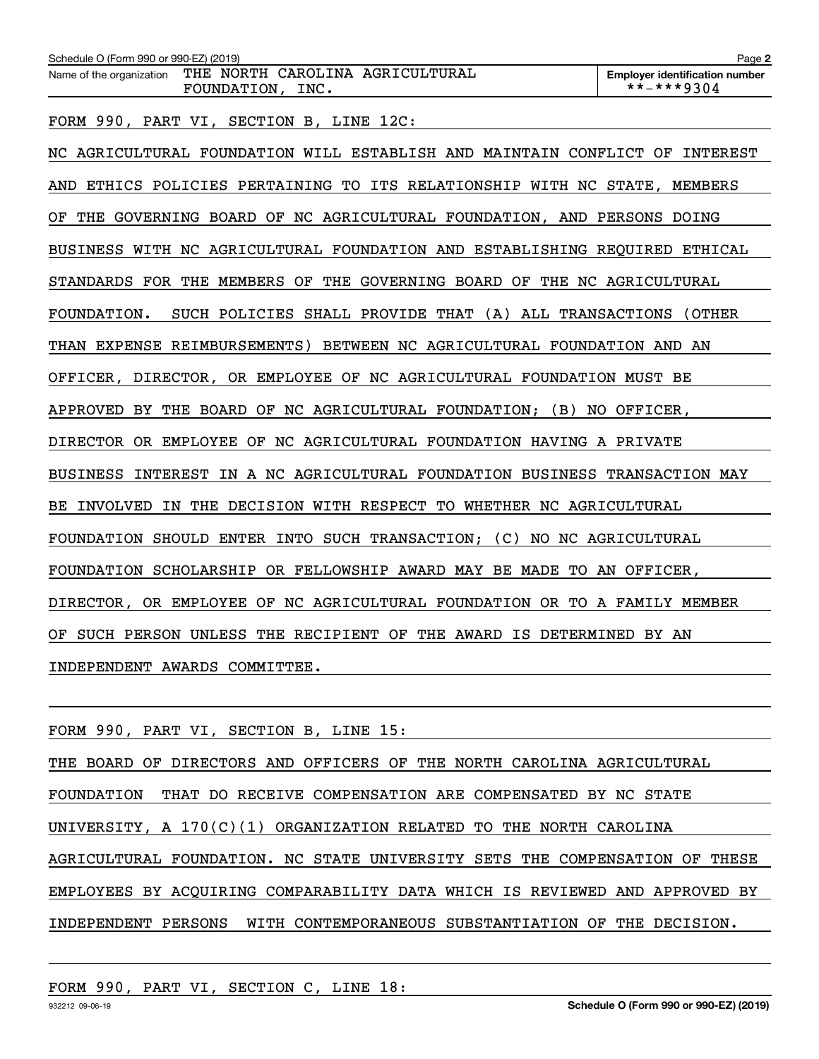Schedule O (Form 990 or 990-EZ) (2019) Page **2**

| Name of the organization | Employer identification number |
|---|---|
| THE NORTH CAROLINA AGRICULTURAL FOUNDATION, INC. | **-***9304 |

FORM 990, PART VI, SECTION B, LINE 12C:

NC AGRICULTURAL FOUNDATION WILL ESTABLISH AND MAINTAIN CONFLICT OF INTEREST AND ETHICS POLICIES PERTAINING TO ITS RELATIONSHIP WITH NC STATE, MEMBERS OF THE GOVERNING BOARD OF NC AGRICULTURAL FOUNDATION, AND PERSONS DOING BUSINESS WITH NC AGRICULTURAL FOUNDATION AND ESTABLISHING REQUIRED ETHICAL STANDARDS FOR THE MEMBERS OF THE GOVERNING BOARD OF THE NC AGRICULTURAL FOUNDATION. SUCH POLICIES SHALL PROVIDE THAT (A) ALL TRANSACTIONS (OTHER THAN EXPENSE REIMBURSEMENTS) BETWEEN NC AGRICULTURAL FOUNDATION AND AN OFFICER, DIRECTOR, OR EMPLOYEE OF NC AGRICULTURAL FOUNDATION MUST BE APPROVED BY THE BOARD OF NC AGRICULTURAL FOUNDATION; (B) NO OFFICER, DIRECTOR OR EMPLOYEE OF NC AGRICULTURAL FOUNDATION HAVING A PRIVATE BUSINESS INTEREST IN A NC AGRICULTURAL FOUNDATION BUSINESS TRANSACTION MAY BE INVOLVED IN THE DECISION WITH RESPECT TO WHETHER NC AGRICULTURAL FOUNDATION SHOULD ENTER INTO SUCH TRANSACTION; (C) NO NC AGRICULTURAL FOUNDATION SCHOLARSHIP OR FELLOWSHIP AWARD MAY BE MADE TO AN OFFICER, DIRECTOR, OR EMPLOYEE OF NC AGRICULTURAL FOUNDATION OR TO A FAMILY MEMBER OF SUCH PERSON UNLESS THE RECIPIENT OF THE AWARD IS DETERMINED BY AN INDEPENDENT AWARDS COMMITTEE.

FORM 990, PART VI, SECTION B, LINE 15:

THE BOARD OF DIRECTORS AND OFFICERS OF THE NORTH CAROLINA AGRICULTURAL FOUNDATION THAT DO RECEIVE COMPENSATION ARE COMPENSATED BY NC STATE UNIVERSITY, A 170(C)(1) ORGANIZATION RELATED TO THE NORTH CAROLINA AGRICULTURAL FOUNDATION. NC STATE UNIVERSITY SETS THE COMPENSATION OF THESE EMPLOYEES BY ACQUIRING COMPARABILITY DATA WHICH IS REVIEWED AND APPROVED BY INDEPENDENT PERSONS WITH CONTEMPORANEOUS SUBSTANTIATION OF THE DECISION.

FORM 990, PART VI, SECTION C, LINE 18:

932212 09-06-19 **Schedule O (Form 990 or 990-EZ) (2019)**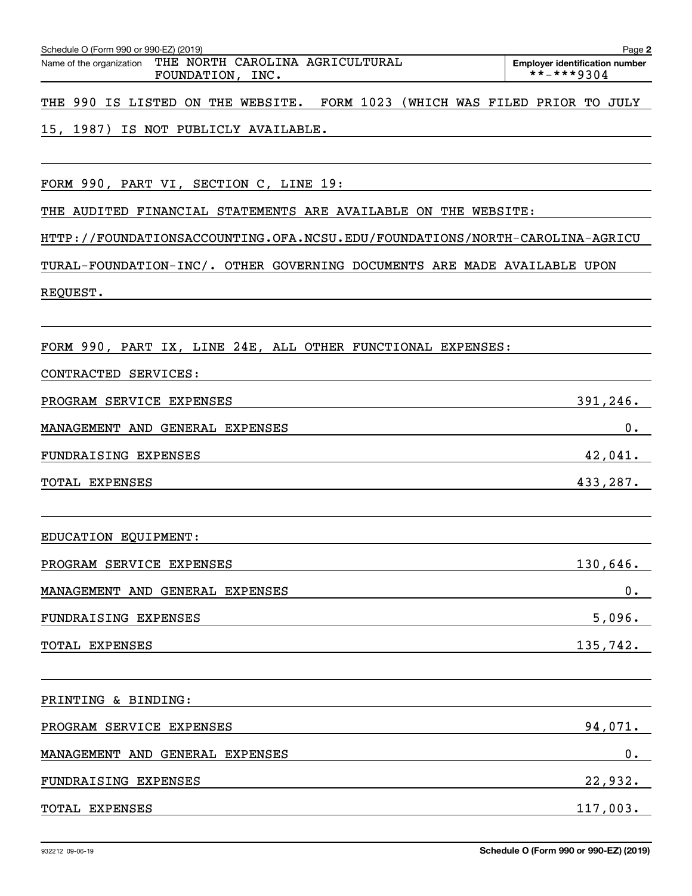Schedule O (Form 990 or 990-EZ) (2019) Page **2**

| Name of the organization | Employer identification number |
|---|---|
| THE NORTH CAROLINA AGRICULTURAL FOUNDATION, INC. | **-***9304 |

THE 990 IS LISTED ON THE WEBSITE. FORM 1023 (WHICH WAS FILED PRIOR TO JULY 15, 1987) IS NOT PUBLICLY AVAILABLE.

FORM 990, PART VI, SECTION C, LINE 19:

THE AUDITED FINANCIAL STATEMENTS ARE AVAILABLE ON THE WEBSITE: HTTP://FOUNDATIONSACCOUNTING.OFA.NCSU.EDU/FOUNDATIONS/NORTH-CAROLINA-AGRICULTURAL-FOUNDATION-INC/. OTHER GOVERNING DOCUMENTS ARE MADE AVAILABLE UPON REQUEST.

FORM 990, PART IX, LINE 24E, ALL OTHER FUNCTIONAL EXPENSES:

CONTRACTED SERVICES:

| | |
|---|---|
| PROGRAM SERVICE EXPENSES | 391,246. |
| MANAGEMENT AND GENERAL EXPENSES | 0. |
| FUNDRAISING EXPENSES | 42,041. |
| TOTAL EXPENSES | 433,287. |

EDUCATION EQUIPMENT:

| | |
|---|---|
| PROGRAM SERVICE EXPENSES | 130,646. |
| MANAGEMENT AND GENERAL EXPENSES | 0. |
| FUNDRAISING EXPENSES | 5,096. |
| TOTAL EXPENSES | 135,742. |

PRINTING & BINDING:

| | |
|---|---|
| PROGRAM SERVICE EXPENSES | 94,071. |
| MANAGEMENT AND GENERAL EXPENSES | 0. |
| FUNDRAISING EXPENSES | 22,932. |
| TOTAL EXPENSES | 117,003. |

932212 09-06-19 **Schedule O (Form 990 or 990-EZ) (2019)**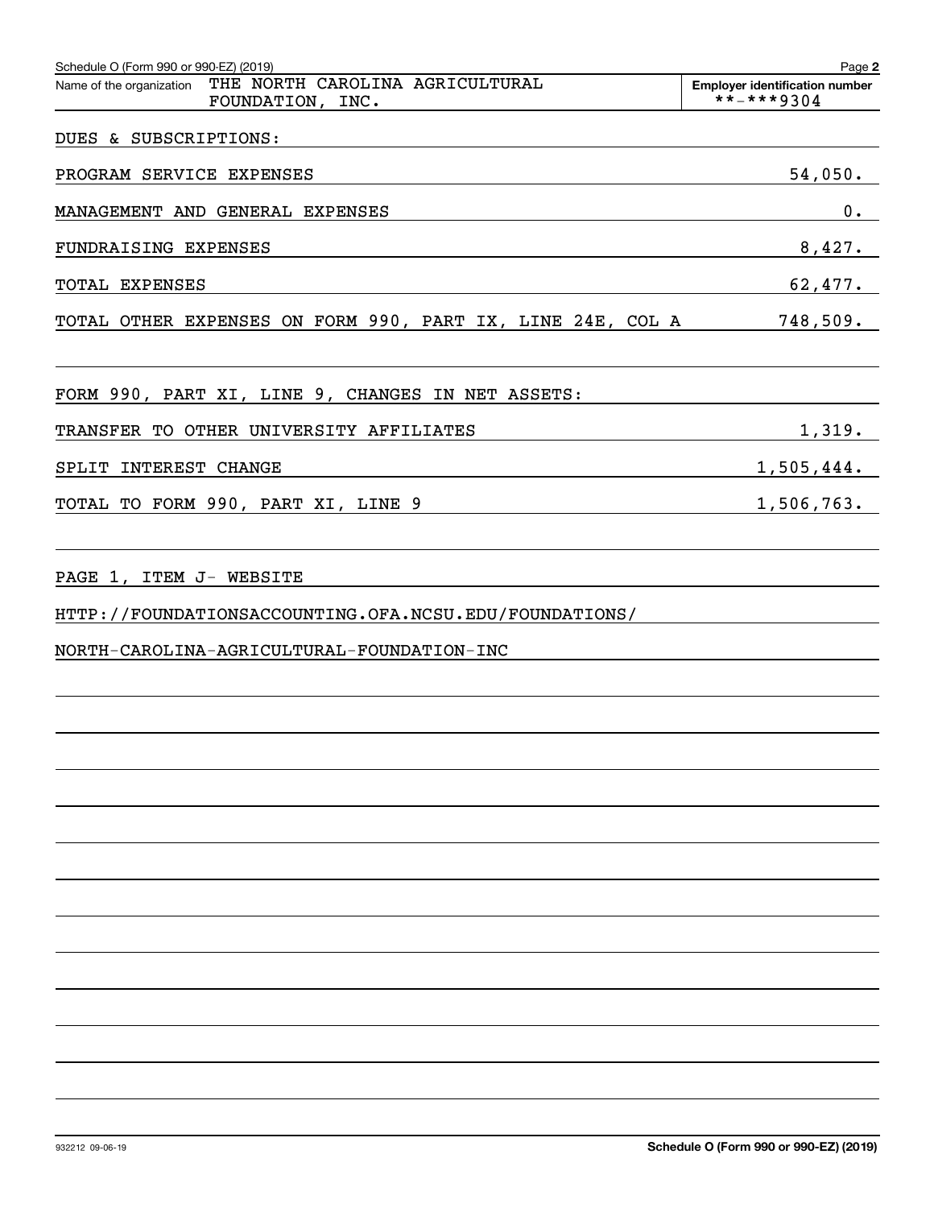Schedule O (Form 990 or 990-EZ) (2019) Page **2**

| Name of the organization | Employer identification number |
|---|---|
| THE NORTH CAROLINA AGRICULTURAL FOUNDATION, INC. | **-***9304 |

DUES & SUBSCRIPTIONS:

| | |
|---|---|
| PROGRAM SERVICE EXPENSES | 54,050. |
| MANAGEMENT AND GENERAL EXPENSES | 0. |
| FUNDRAISING EXPENSES | 8,427. |
| TOTAL EXPENSES | 62,477. |
| TOTAL OTHER EXPENSES ON FORM 990, PART IX, LINE 24E, COL A | 748,509. |

FORM 990, PART XI, LINE 9, CHANGES IN NET ASSETS:

| | |
|---|---|
| TRANSFER TO OTHER UNIVERSITY AFFILIATES | 1,319. |
| SPLIT INTEREST CHANGE | 1,505,444. |
| TOTAL TO FORM 990, PART XI, LINE 9 | 1,506,763. |

PAGE 1, ITEM J- WEBSITE

HTTP://FOUNDATIONSACCOUNTING.OFA.NCSU.EDU/FOUNDATIONS/

NORTH-CAROLINA-AGRICULTURAL-FOUNDATION-INC

932212 09-06-19 **Schedule O (Form 990 or 990-EZ) (2019)**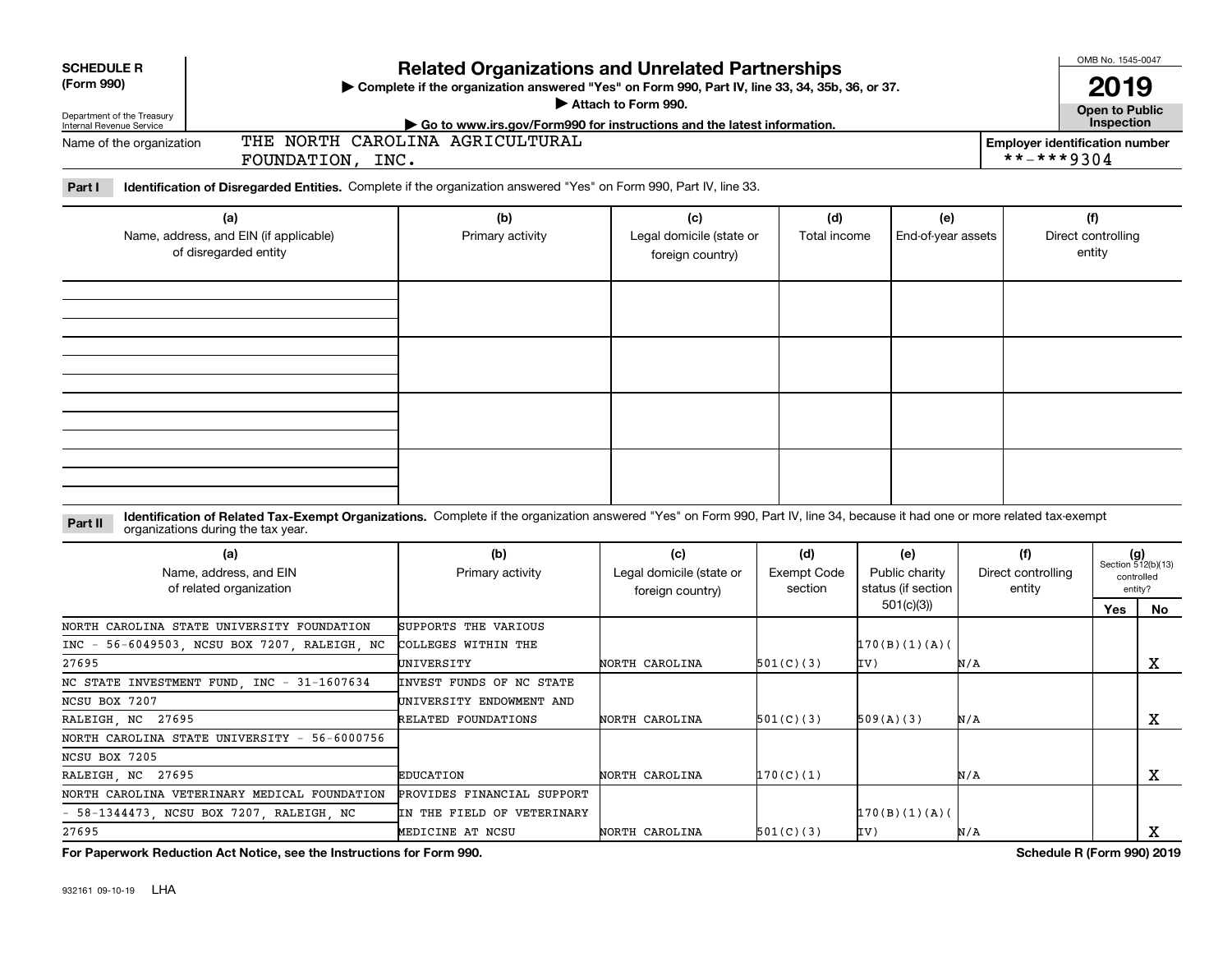**SCHEDULE R**
**(Form 990)**

Department of the Treasury
Internal Revenue Service

# Related Organizations and Unrelated Partnerships

▶ Complete if the organization answered "Yes" on Form 990, Part IV, line 33, 34, 35b, 36, or 37.
▶ Attach to Form 990.
▶ Go to www.irs.gov/Form990 for instructions and the latest information.

OMB No. 1545-0047

**2019**

**Open to Public Inspection**

Name of the organization: THE NORTH CAROLINA AGRICULTURAL FOUNDATION, INC.

Employer identification number: **-***9304

**Part I** **Identification of Disregarded Entities.** Complete if the organization answered "Yes" on Form 990, Part IV, line 33.

| (a) Name, address, and EIN (if applicable) of disregarded entity | (b) Primary activity | (c) Legal domicile (state or foreign country) | (d) Total income | (e) End-of-year assets | (f) Direct controlling entity |
|---|---|---|---|---|---|
| | | | | | |
| | | | | | |
| | | | | | |
| | | | | | |

**Part II** **Identification of Related Tax-Exempt Organizations.** Complete if the organization answered "Yes" on Form 990, Part IV, line 34, because it had one or more related tax-exempt organizations during the tax year.

| (a) Name, address, and EIN of related organization | (b) Primary activity | (c) Legal domicile (state or foreign country) | (d) Exempt Code section | (e) Public charity status (if section 501(c)(3)) | (f) Direct controlling entity | (g) Section 512(b)(13) controlled entity? Yes | No |
|---|---|---|---|---|---|---|---|
| NORTH CAROLINA STATE UNIVERSITY FOUNDATION INC - 56-6049503, NCSU BOX 7207, RALEIGH, NC 27695 | SUPPORTS THE VARIOUS COLLEGES WITHIN THE UNIVERSITY | NORTH CAROLINA | 501(C)(3) | 170(B)(1)(A)(IV) | N/A | | X |
| NC STATE INVESTMENT FUND, INC - 31-1607634 NCSU BOX 7207 RALEIGH, NC 27695 | INVEST FUNDS OF NC STATE UNIVERSITY ENDOWMENT AND RELATED FOUNDATIONS | NORTH CAROLINA | 501(C)(3) | 509(A)(3) | N/A | | X |
| NORTH CAROLINA STATE UNIVERSITY - 56-6000756 NCSU BOX 7205 RALEIGH, NC 27695 | EDUCATION | NORTH CAROLINA | 170(C)(1) | | N/A | | X |
| NORTH CAROLINA VETERINARY MEDICAL FOUNDATION - 58-1344473, NCSU BOX 7207, RALEIGH, NC 27695 | PROVIDES FINANCIAL SUPPORT IN THE FIELD OF VETERINARY MEDICINE AT NCSU | NORTH CAROLINA | 501(C)(3) | 170(B)(1)(A)(IV) | N/A | | X |

**For Paperwork Reduction Act Notice, see the Instructions for Form 990.** **Schedule R (Form 990) 2019**

932161 09-10-19 LHA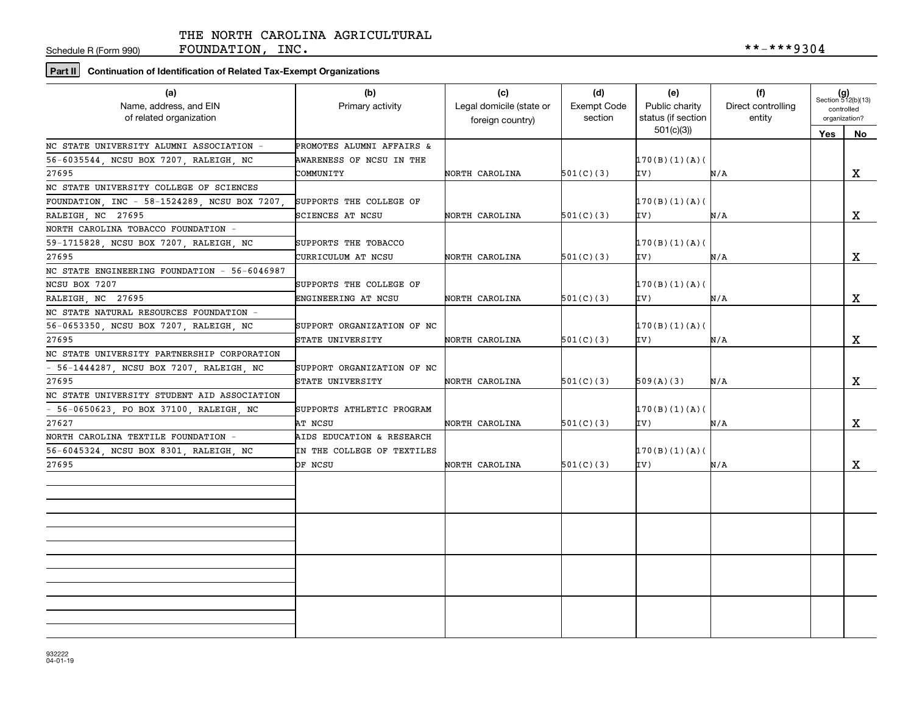Schedule R (Form 990)

THE NORTH CAROLINA AGRICULTURAL FOUNDATION, INC. **-***9304

**Part II Continuation of Identification of Related Tax-Exempt Organizations**

| (a) Name, address, and EIN of related organization | (b) Primary activity | (c) Legal domicile (state or foreign country) | (d) Exempt Code section | (e) Public charity status (if section 501(c)(3)) | (f) Direct controlling entity | (g) Section 512(b)(13) controlled organization? Yes | No |
|---|---|---|---|---|---|---|---|
| NC STATE UNIVERSITY ALUMNI ASSOCIATION - 56-6035544, NCSU BOX 7207, RALEIGH, NC 27695 | PROMOTES ALUMNI AFFAIRS & AWARENESS OF NCSU IN THE COMMUNITY | NORTH CAROLINA | 501(C)(3) | 170(B)(1)(A)(IV) | N/A | | X |
| NC STATE UNIVERSITY COLLEGE OF SCIENCES FOUNDATION, INC - 58-1524289, NCSU BOX 7207, RALEIGH, NC 27695 | SUPPORTS THE COLLEGE OF SCIENCES AT NCSU | NORTH CAROLINA | 501(C)(3) | 170(B)(1)(A)(IV) | N/A | | X |
| NORTH CAROLINA TOBACCO FOUNDATION - 59-1715828, NCSU BOX 7207, RALEIGH, NC 27695 | SUPPORTS THE TOBACCO CURRICULUM AT NCSU | NORTH CAROLINA | 501(C)(3) | 170(B)(1)(A)(IV) | N/A | | X |
| NC STATE ENGINEERING FOUNDATION - 56-6046987 NCSU BOX 7207 RALEIGH, NC 27695 | SUPPORTS THE COLLEGE OF ENGINEERING AT NCSU | NORTH CAROLINA | 501(C)(3) | 170(B)(1)(A)(IV) | N/A | | X |
| NC STATE NATURAL RESOURCES FOUNDATION - 56-0653350, NCSU BOX 7207, RALEIGH, NC 27695 | SUPPORT ORGANIZATION OF NC STATE UNIVERSITY | NORTH CAROLINA | 501(C)(3) | 170(B)(1)(A)(IV) | N/A | | X |
| NC STATE UNIVERSITY PARTNERSHIP CORPORATION - 56-1444287, NCSU BOX 7207, RALEIGH, NC 27695 | SUPPORT ORGANIZATION OF NC STATE UNIVERSITY | NORTH CAROLINA | 501(C)(3) | 509(A)(3) | N/A | | X |
| NC STATE UNIVERSITY STUDENT AID ASSOCIATION - 56-0650623, PO BOX 37100, RALEIGH, NC 27627 | SUPPORTS ATHLETIC PROGRAM AT NCSU | NORTH CAROLINA | 501(C)(3) | 170(B)(1)(A)(IV) | N/A | | X |
| NORTH CAROLINA TEXTILE FOUNDATION - 56-6045324, NCSU BOX 8301, RALEIGH, NC 27695 | AIDS EDUCATION & RESEARCH IN THE COLLEGE OF TEXTILES OF NCSU | NORTH CAROLINA | 501(C)(3) | 170(B)(1)(A)(IV) | N/A | | X |
| | | | | | | | |
| | | | | | | | |
| | | | | | | | |
| | | | | | | | |

932222 04-01-19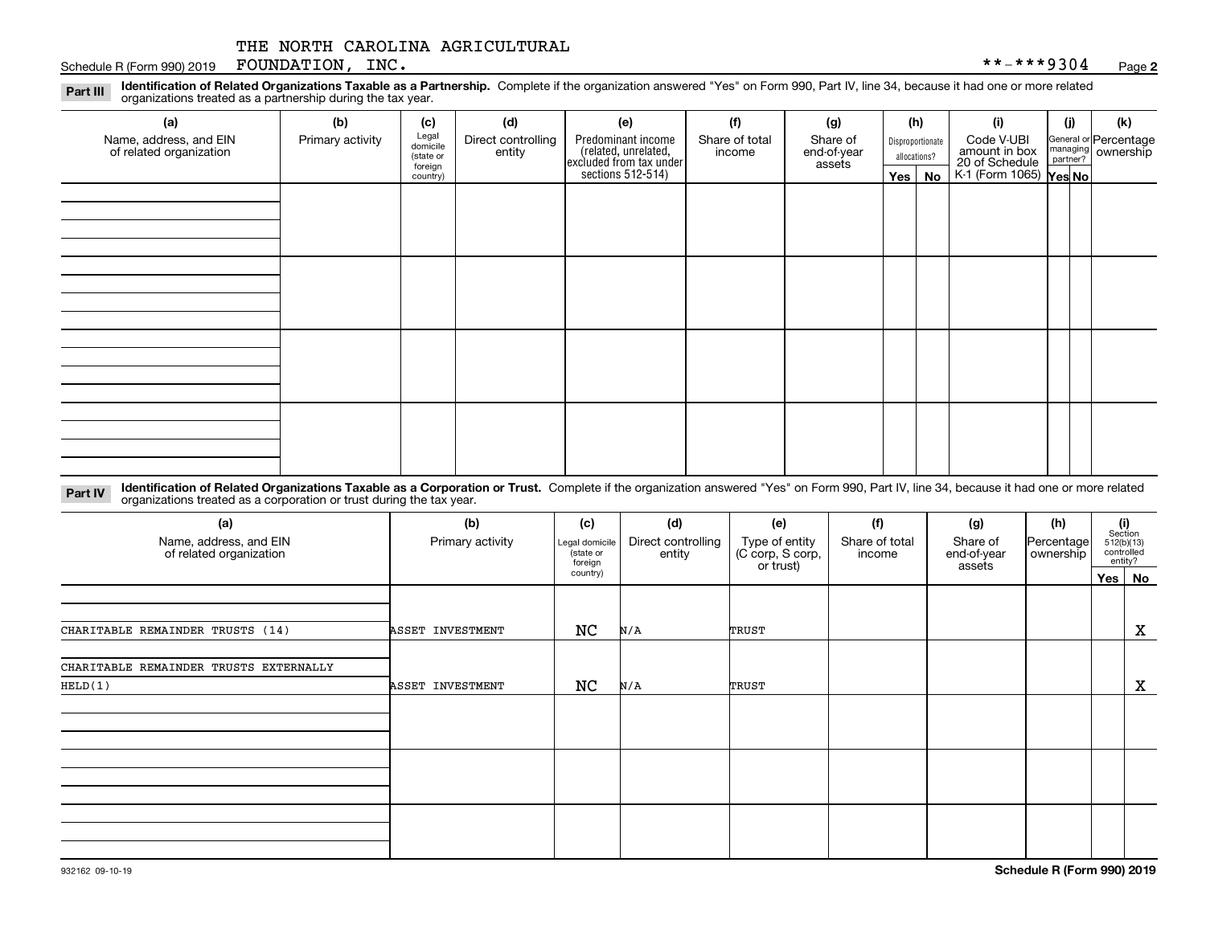THE NORTH CAROLINA AGRICULTURAL FOUNDATION, INC. **-***9304

Schedule R (Form 990) 2019

**Part III** **Identification of Related Organizations Taxable as a Partnership.** Complete if the organization answered "Yes" on Form 990, Part IV, line 34, because it had one or more related organizations treated as a partnership during the tax year.

| (a) Name, address, and EIN of related organization | (b) Primary activity | (c) Legal domicile (state or foreign country) | (d) Direct controlling entity | (e) Predominant income (related, unrelated, excluded from tax under sections 512-514) | (f) Share of total income | (g) Share of end-of-year assets | (h) Disproportionate allocations? Yes | No | (i) Code V-UBI amount in box 20 of Schedule K-1 (Form 1065) | (j) General or managing partner? Yes | No | (k) Percentage ownership |
|---|---|---|---|---|---|---|---|---|---|---|---|---|
| | | | | | | | | | | | | |
| | | | | | | | | | | | | |
| | | | | | | | | | | | | |
| | | | | | | | | | | | | |

**Part IV** **Identification of Related Organizations Taxable as a Corporation or Trust.** Complete if the organization answered "Yes" on Form 990, Part IV, line 34, because it had one or more related organizations treated as a corporation or trust during the tax year.

| (a) Name, address, and EIN of related organization | (b) Primary activity | (c) Legal domicile (state or foreign country) | (d) Direct controlling entity | (e) Type of entity (C corp, S corp, or trust) | (f) Share of total income | (g) Share of end-of-year assets | (h) Percentage ownership | (i) Section 512(b)(13) controlled entity? Yes | No |
|---|---|---|---|---|---|---|---|---|---|
| CHARITABLE REMAINDER TRUSTS (14) | ASSET INVESTMENT | NC | N/A | TRUST | | | | | X |
| CHARITABLE REMAINDER TRUSTS EXTERNALLY HELD(1) | ASSET INVESTMENT | NC | N/A | TRUST | | | | | X |
| | | | | | | | | | |
| | | | | | | | | | |
| | | | | | | | | | |

932162 09-10-19

Schedule R (Form 990) 2019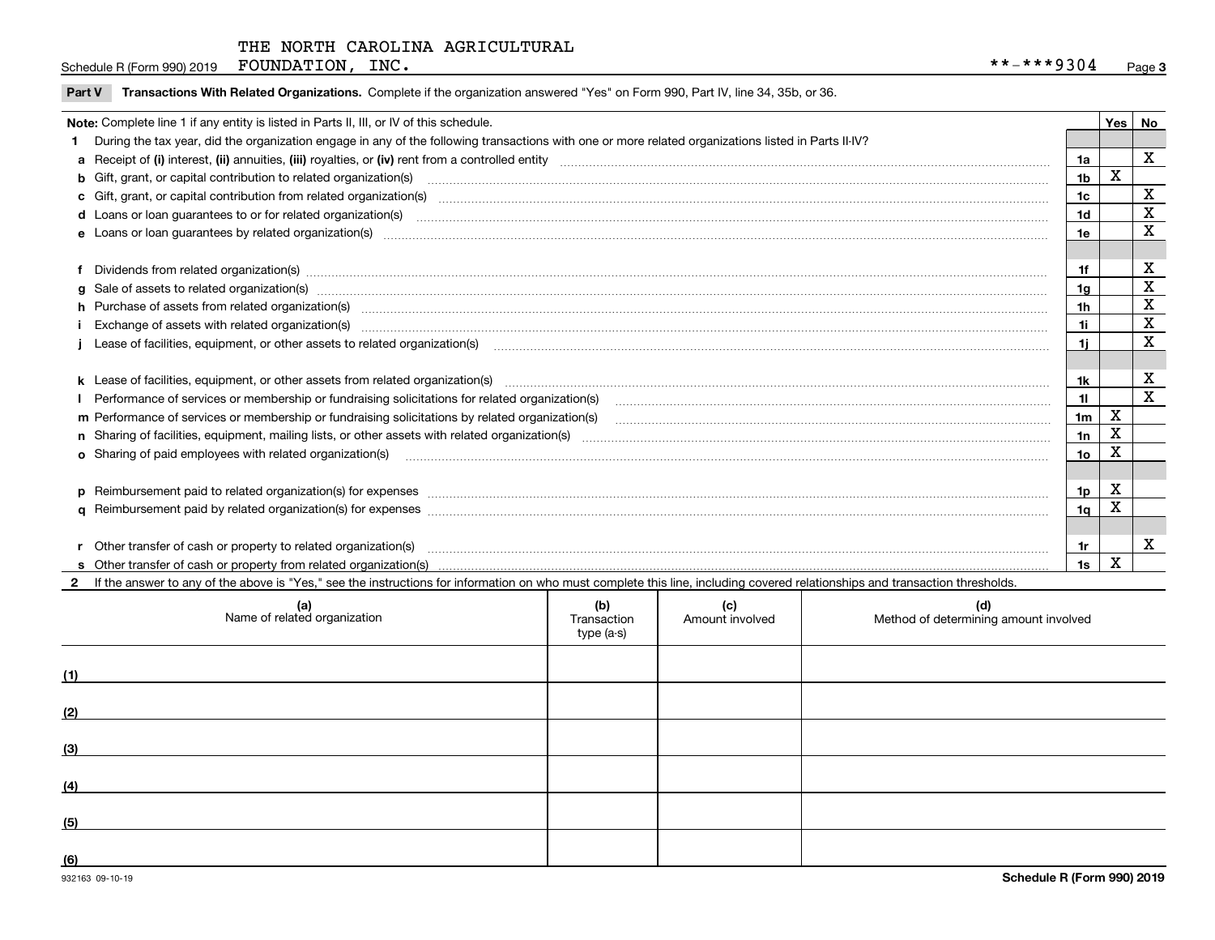THE NORTH CAROLINA AGRICULTURAL FOUNDATION, INC. **-***9304

## Part V Transactions With Related Organizations. Complete if the organization answered "Yes" on Form 990, Part IV, line 34, 35b, or 36.

| Note: Complete line 1 if any entity is listed in Parts II, III, or IV of this schedule. | | Yes | No |
|---|---|---|---|
| **1** During the tax year, did the organization engage in any of the following transactions with one or more related organizations listed in Parts II-IV? | | | |
| **a** Receipt of **(i)** interest, **(ii)** annuities, **(iii)** royalties, or **(iv)** rent from a controlled entity | 1a | | X |
| **b** Gift, grant, or capital contribution to related organization(s) | 1b | X | |
| **c** Gift, grant, or capital contribution from related organization(s) | 1c | | X |
| **d** Loans or loan guarantees to or for related organization(s) | 1d | | X |
| **e** Loans or loan guarantees by related organization(s) | 1e | | X |
| **f** Dividends from related organization(s) | 1f | | X |
| **g** Sale of assets to related organization(s) | 1g | | X |
| **h** Purchase of assets from related organization(s) | 1h | | X |
| **i** Exchange of assets with related organization(s) | 1i | | X |
| **j** Lease of facilities, equipment, or other assets to related organization(s) | 1j | | X |
| **k** Lease of facilities, equipment, or other assets from related organization(s) | 1k | | X |
| **l** Performance of services or membership or fundraising solicitations for related organization(s) | 1l | | X |
| **m** Performance of services or membership or fundraising solicitations by related organization(s) | 1m | X | |
| **n** Sharing of facilities, equipment, mailing lists, or other assets with related organization(s) | 1n | X | |
| **o** Sharing of paid employees with related organization(s) | 1o | X | |
| **p** Reimbursement paid to related organization(s) for expenses | 1p | X | |
| **q** Reimbursement paid by related organization(s) for expenses | 1q | X | |
| **r** Other transfer of cash or property to related organization(s) | 1r | | X |
| **s** Other transfer of cash or property from related organization(s) | 1s | X | |

**2** If the answer to any of the above is "Yes," see the instructions for information on who must complete this line, including covered relationships and transaction thresholds.

| | (a) Name of related organization | (b) Transaction type (a-s) | (c) Amount involved | (d) Method of determining amount involved |
|---|---|---|---|---|
| (1) | | | | |
| (2) | | | | |
| (3) | | | | |
| (4) | | | | |
| (5) | | | | |
| (6) | | | | |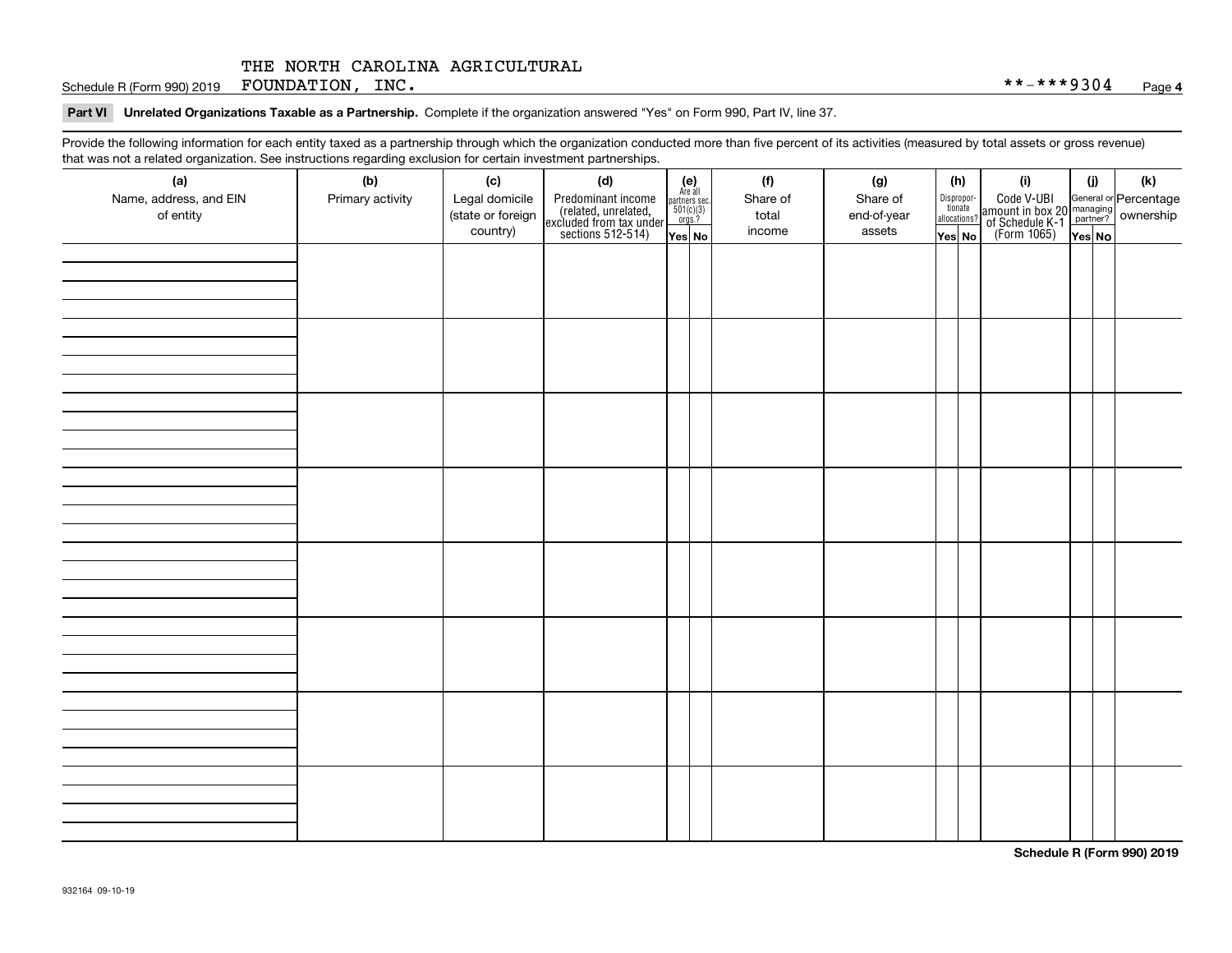THE NORTH CAROLINA AGRICULTURAL FOUNDATION, INC. **-***9304

**Part VI Unrelated Organizations Taxable as a Partnership.** Complete if the organization answered "Yes" on Form 990, Part IV, line 37.

Provide the following information for each entity taxed as a partnership through which the organization conducted more than five percent of its activities (measured by total assets or gross revenue) that was not a related organization. See instructions regarding exclusion for certain investment partnerships.

| (a) Name, address, and EIN of entity | (b) Primary activity | (c) Legal domicile (state or foreign country) | (d) Predominant income (related, unrelated, excluded from tax under sections 512-514) | (e) Are all partners sec. 501(c)(3) orgs? Yes | No | (f) Share of total income | (g) Share of end-of-year assets | (h) Disproportionate allocations? Yes | No | (i) Code V-UBI amount in box 20 of Schedule K-1 (Form 1065) | (j) General or managing partner? Yes | No | (k) Percentage ownership |
|---|---|---|---|---|---|---|---|---|---|---|---|---|---|
| | | | | | | | | | | | | | |
| | | | | | | | | | | | | | |
| | | | | | | | | | | | | | |
| | | | | | | | | | | | | | |
| | | | | | | | | | | | | | |
| | | | | | | | | | | | | | |
| | | | | | | | | | | | | | |
| | | | | | | | | | | | | | |

Schedule R (Form 990) 2019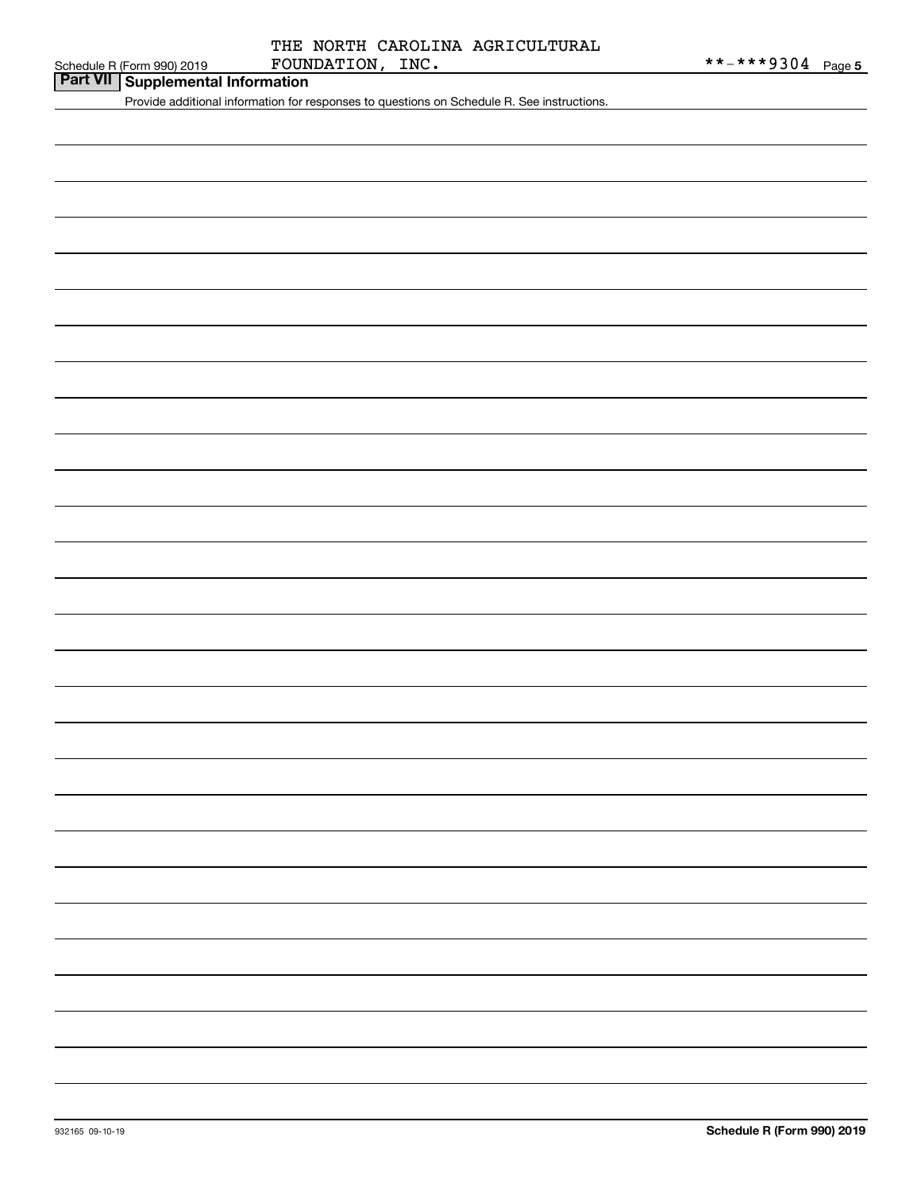THE NORTH CAROLINA AGRICULTURAL FOUNDATION, INC.

Schedule R (Form 990) 2019 **-***9304 Page 5

## Part VII Supplemental Information

Provide additional information for responses to questions on Schedule R. See instructions.

932165 09-10-19

Schedule R (Form 990) 2019